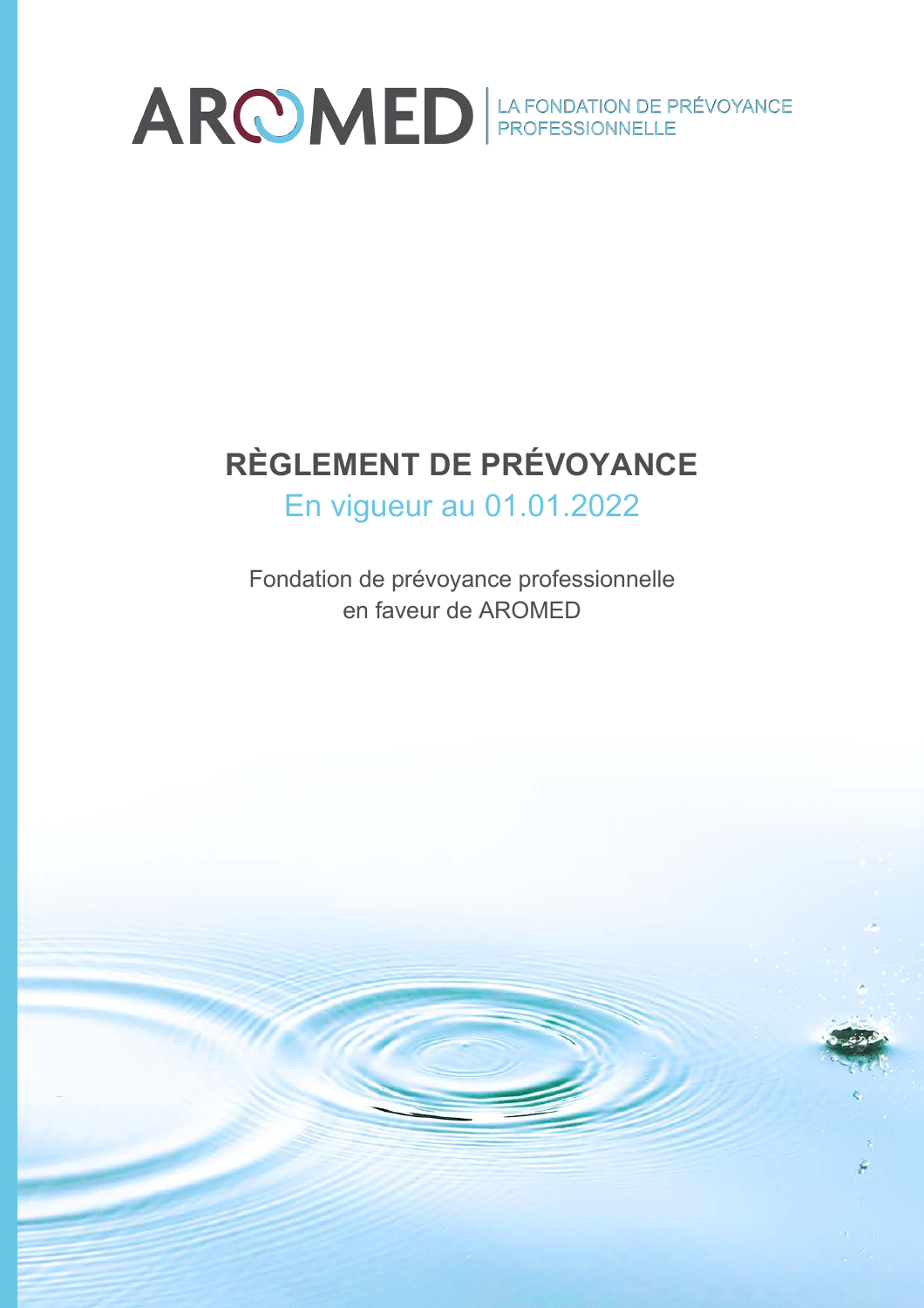AROMED | LA FONDATION DE PRÉVOYANCE PROFESSIONNELLE

# RÈGLEMENT DE PRÉVOYANCE

En vigueur au 01.01.2022

Fondation de prévoyance professionnelle en faveur de AROMED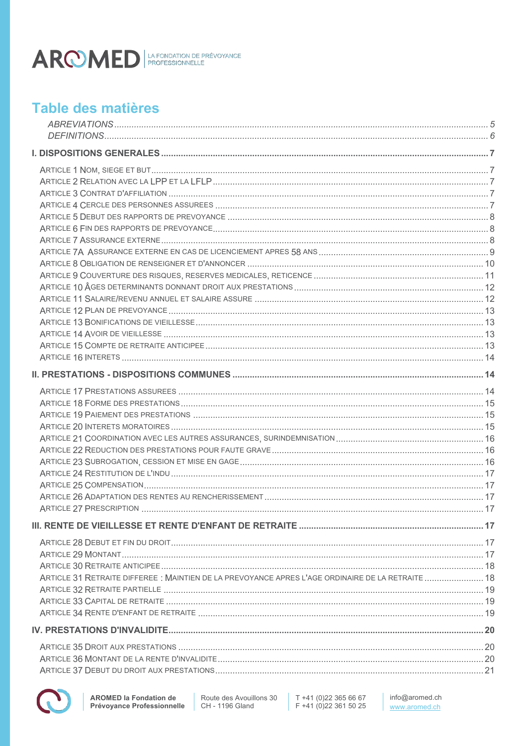# Table des matières

*ABREVIATIONS* ........ *5*
*DEFINITIONS* ........ *6*

**I. DISPOSITIONS GENERALES** ........ **7**

ARTICLE 1 NOM, SIEGE ET BUT ........ 7
ARTICLE 2 RELATION AVEC LA LPP ET LA LFLP ........ 7
ARTICLE 3 CONTRAT D'AFFILIATION ........ 7
ARTICLE 4 CERCLE DES PERSONNES ASSUREES ........ 7
ARTICLE 5 DEBUT DES RAPPORTS DE PREVOYANCE ........ 8
ARTICLE 6 FIN DES RAPPORTS DE PREVOYANCE ........ 8
ARTICLE 7 ASSURANCE EXTERNE ........ 8
ARTICLE 7A ASSURANCE EXTERNE EN CAS DE LICENCIEMENT APRES 58 ANS ........ 9
ARTICLE 8 OBLIGATION DE RENSEIGNER ET D'ANNONCER ........ 10
ARTICLE 9 COUVERTURE DES RISQUES, RESERVES MEDICALES, RETICENCE ........ 11
ARTICLE 10 ÂGES DETERMINANTS DONNANT DROIT AUX PRESTATIONS ........ 12
ARTICLE 11 SALAIRE/REVENU ANNUEL ET SALAIRE ASSURE ........ 12
ARTICLE 12 PLAN DE PREVOYANCE ........ 13
ARTICLE 13 BONIFICATIONS DE VIEILLESSE ........ 13
ARTICLE 14 AVOIR DE VIEILLESSE ........ 13
ARTICLE 15 COMPTE DE RETRAITE ANTICIPEE ........ 13
ARTICLE 16 INTERETS ........ 14

**II. PRESTATIONS - DISPOSITIONS COMMUNES** ........ **14**

ARTICLE 17 PRESTATIONS ASSUREES ........ 14
ARTICLE 18 FORME DES PRESTATIONS ........ 15
ARTICLE 19 PAIEMENT DES PRESTATIONS ........ 15
ARTICLE 20 INTERETS MORATOIRES ........ 15
ARTICLE 21 COORDINATION AVEC LES AUTRES ASSURANCES, SURINDEMNISATION ........ 16
ARTICLE 22 REDUCTION DES PRESTATIONS POUR FAUTE GRAVE ........ 16
ARTICLE 23 SUBROGATION, CESSION ET MISE EN GAGE ........ 16
ARTICLE 24 RESTITUTION DE L'INDU ........ 17
ARTICLE 25 COMPENSATION ........ 17
ARTICLE 26 ADAPTATION DES RENTES AU RENCHERISSEMENT ........ 17
ARTICLE 27 PRESCRIPTION ........ 17

**III. RENTE DE VIEILLESSE ET RENTE D'ENFANT DE RETRAITE** ........ **17**

ARTICLE 28 DEBUT ET FIN DU DROIT ........ 17
ARTICLE 29 MONTANT ........ 17
ARTICLE 30 RETRAITE ANTICIPEE ........ 18
ARTICLE 31 RETRAITE DIFFEREE : MAINTIEN DE LA PREVOYANCE APRES L'AGE ORDINAIRE DE LA RETRAITE ........ 18
ARTICLE 32 RETRAITE PARTIELLE ........ 19
ARTICLE 33 CAPITAL DE RETRAITE ........ 19
ARTICLE 34 RENTE D'ENFANT DE RETRAITE ........ 19

**IV. PRESTATIONS D'INVALIDITE** ........ **20**

ARTICLE 35 DROIT AUX PRESTATIONS ........ 20
ARTICLE 36 MONTANT DE LA RENTE D'INVALIDITE ........ 20
ARTICLE 37 DEBUT DU DROIT AUX PRESTATIONS ........ 21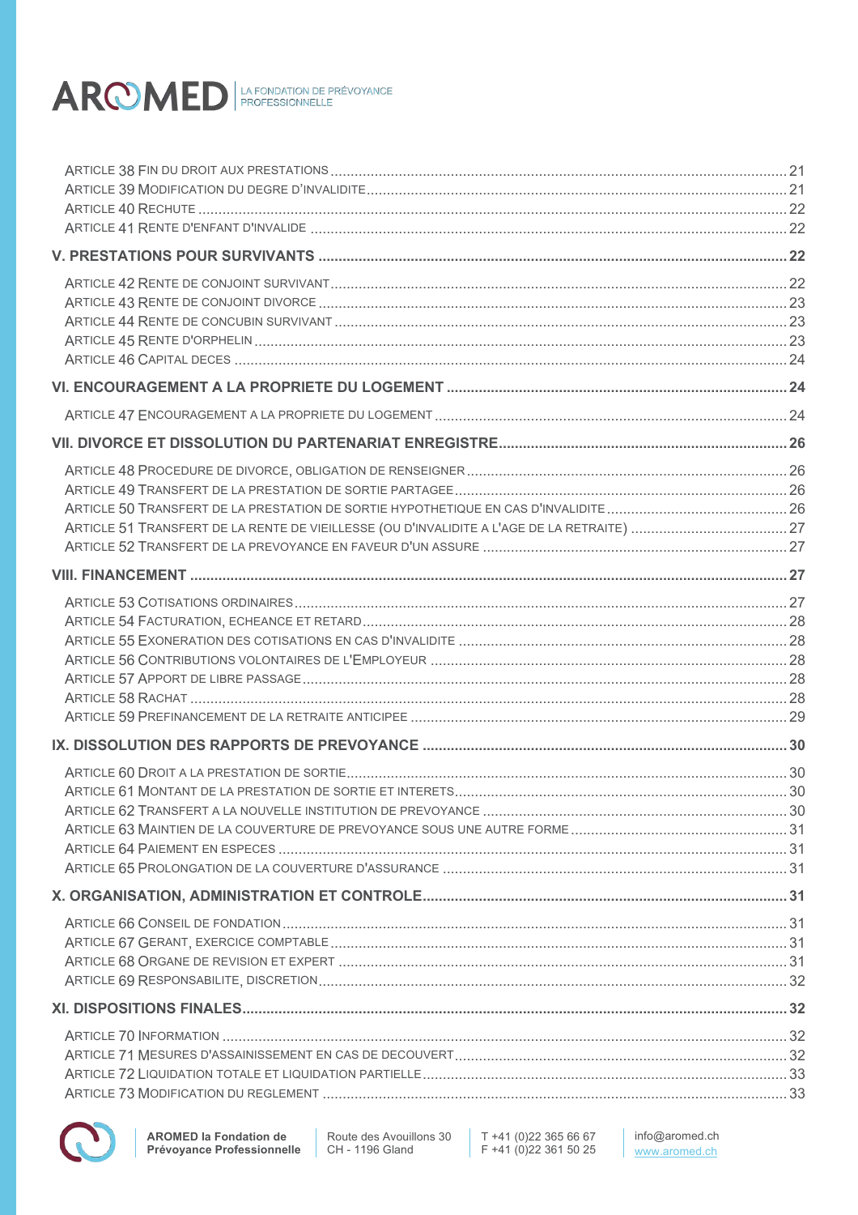ARTICLE 38 FIN DU DROIT AUX PRESTATIONS ..... 21
ARTICLE 39 MODIFICATION DU DEGRE D'INVALIDITE ..... 21
ARTICLE 40 RECHUTE ..... 22
ARTICLE 41 RENTE D'ENFANT D'INVALIDE ..... 22

**V. PRESTATIONS POUR SURVIVANTS ..... 22**

ARTICLE 42 RENTE DE CONJOINT SURVIVANT ..... 22
ARTICLE 43 RENTE DE CONJOINT DIVORCE ..... 23
ARTICLE 44 RENTE DE CONCUBIN SURVIVANT ..... 23
ARTICLE 45 RENTE D'ORPHELIN ..... 23
ARTICLE 46 CAPITAL DECES ..... 24

**VI. ENCOURAGEMENT A LA PROPRIETE DU LOGEMENT ..... 24**

ARTICLE 47 ENCOURAGEMENT A LA PROPRIETE DU LOGEMENT ..... 24

**VII. DIVORCE ET DISSOLUTION DU PARTENARIAT ENREGISTRE ..... 26**

ARTICLE 48 PROCEDURE DE DIVORCE, OBLIGATION DE RENSEIGNER ..... 26
ARTICLE 49 TRANSFERT DE LA PRESTATION DE SORTIE PARTAGEE ..... 26
ARTICLE 50 TRANSFERT DE LA PRESTATION DE SORTIE HYPOTHETIQUE EN CAS D'INVALIDITE ..... 26
ARTICLE 51 TRANSFERT DE LA RENTE DE VIEILLESSE (OU D'INVALIDITE A L'AGE DE LA RETRAITE) ..... 27
ARTICLE 52 TRANSFERT DE LA PREVOYANCE EN FAVEUR D'UN ASSURE ..... 27

**VIII. FINANCEMENT ..... 27**

ARTICLE 53 COTISATIONS ORDINAIRES ..... 27
ARTICLE 54 FACTURATION, ECHEANCE ET RETARD ..... 28
ARTICLE 55 EXONERATION DES COTISATIONS EN CAS D'INVALIDITE ..... 28
ARTICLE 56 CONTRIBUTIONS VOLONTAIRES DE L'EMPLOYEUR ..... 28
ARTICLE 57 APPORT DE LIBRE PASSAGE ..... 28
ARTICLE 58 RACHAT ..... 28
ARTICLE 59 PREFINANCEMENT DE LA RETRAITE ANTICIPEE ..... 29

**IX. DISSOLUTION DES RAPPORTS DE PREVOYANCE ..... 30**

ARTICLE 60 DROIT A LA PRESTATION DE SORTIE ..... 30
ARTICLE 61 MONTANT DE LA PRESTATION DE SORTIE ET INTERETS ..... 30
ARTICLE 62 TRANSFERT A LA NOUVELLE INSTITUTION DE PREVOYANCE ..... 30
ARTICLE 63 MAINTIEN DE LA COUVERTURE DE PREVOYANCE SOUS UNE AUTRE FORME ..... 31
ARTICLE 64 PAIEMENT EN ESPECES ..... 31
ARTICLE 65 PROLONGATION DE LA COUVERTURE D'ASSURANCE ..... 31

**X. ORGANISATION, ADMINISTRATION ET CONTROLE ..... 31**

ARTICLE 66 CONSEIL DE FONDATION ..... 31
ARTICLE 67 GERANT, EXERCICE COMPTABLE ..... 31
ARTICLE 68 ORGANE DE REVISION ET EXPERT ..... 31
ARTICLE 69 RESPONSABILITE, DISCRETION ..... 32

**XI. DISPOSITIONS FINALES ..... 32**

ARTICLE 70 INFORMATION ..... 32
ARTICLE 71 MESURES D'ASSAINISSEMENT EN CAS DE DECOUVERT ..... 32
ARTICLE 72 LIQUIDATION TOTALE ET LIQUIDATION PARTIELLE ..... 33
ARTICLE 73 MODIFICATION DU REGLEMENT ..... 33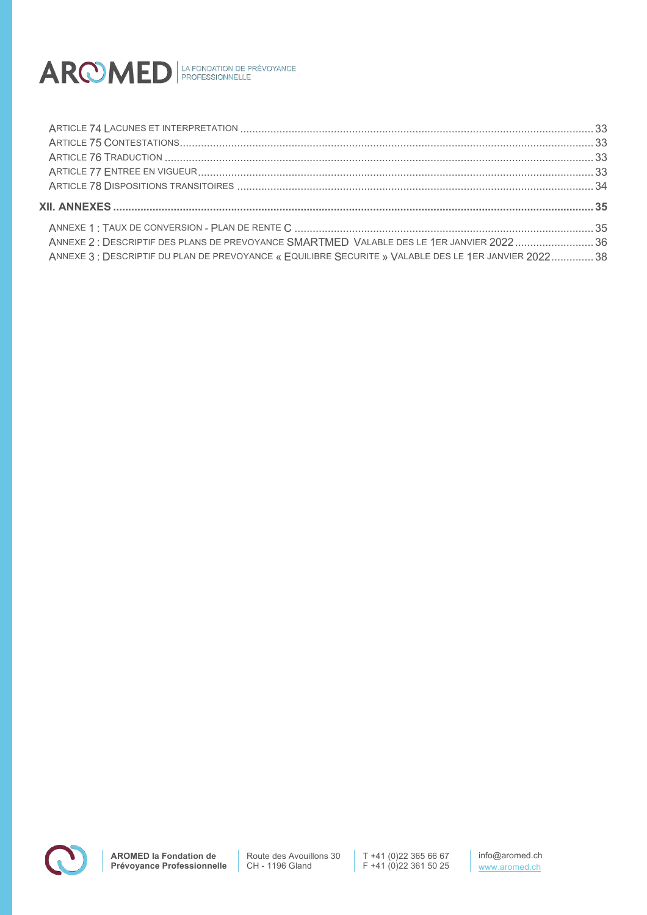Article 74 Lacunes et interpretation ........................................................................ 33
Article 75 Contestations ........................................................................ 33
Article 76 Traduction ........................................................................ 33
Article 77 Entree en vigueur ........................................................................ 33
Article 78 Dispositions transitoires ........................................................................ 34

**XII. ANNEXES ........................................................................ 35**

Annexe 1 : Taux de conversion - Plan de rente C ........................................................................ 35
Annexe 2 : Descriptif des plans de prevoyance SMARTMED Valable des le 1er janvier 2022 ........................................................................ 36
Annexe 3 : Descriptif du plan de prevoyance « Equilibre Securite » Valable des le 1er janvier 2022 ........................................................................ 38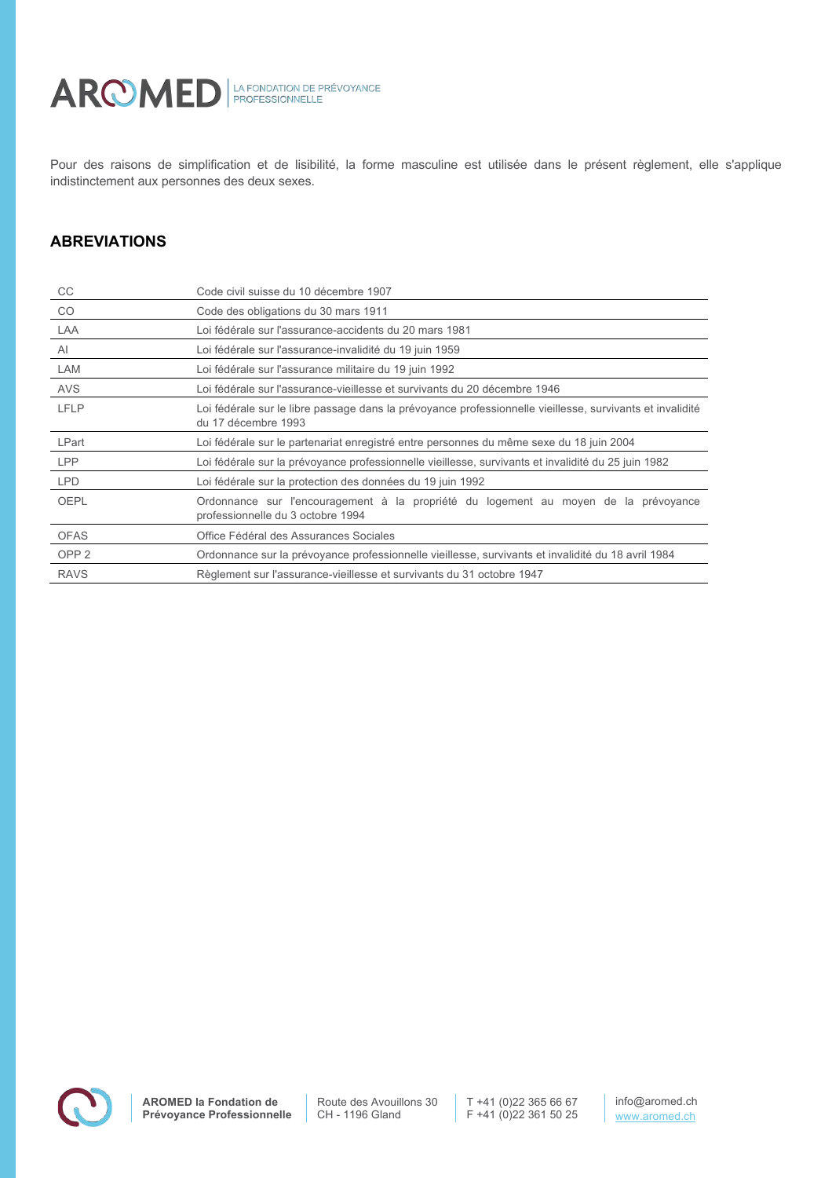Pour des raisons de simplification et de lisibilité, la forme masculine est utilisée dans le présent règlement, elle s'applique indistinctement aux personnes des deux sexes.

## ABREVIATIONS

| | |
|---|---|
| CC | Code civil suisse du 10 décembre 1907 |
| CO | Code des obligations du 30 mars 1911 |
| LAA | Loi fédérale sur l'assurance-accidents du 20 mars 1981 |
| AI | Loi fédérale sur l'assurance-invalidité du 19 juin 1959 |
| LAM | Loi fédérale sur l'assurance militaire du 19 juin 1992 |
| AVS | Loi fédérale sur l'assurance-vieillesse et survivants du 20 décembre 1946 |
| LFLP | Loi fédérale sur le libre passage dans la prévoyance professionnelle vieillesse, survivants et invalidité du 17 décembre 1993 |
| LPart | Loi fédérale sur le partenariat enregistré entre personnes du même sexe du 18 juin 2004 |
| LPP | Loi fédérale sur la prévoyance professionnelle vieillesse, survivants et invalidité du 25 juin 1982 |
| LPD | Loi fédérale sur la protection des données du 19 juin 1992 |
| OEPL | Ordonnance sur l'encouragement à la propriété du logement au moyen de la prévoyance professionnelle du 3 octobre 1994 |
| OFAS | Office Fédéral des Assurances Sociales |
| OPP 2 | Ordonnance sur la prévoyance professionnelle vieillesse, survivants et invalidité du 18 avril 1984 |
| RAVS | Règlement sur l'assurance-vieillesse et survivants du 31 octobre 1947 |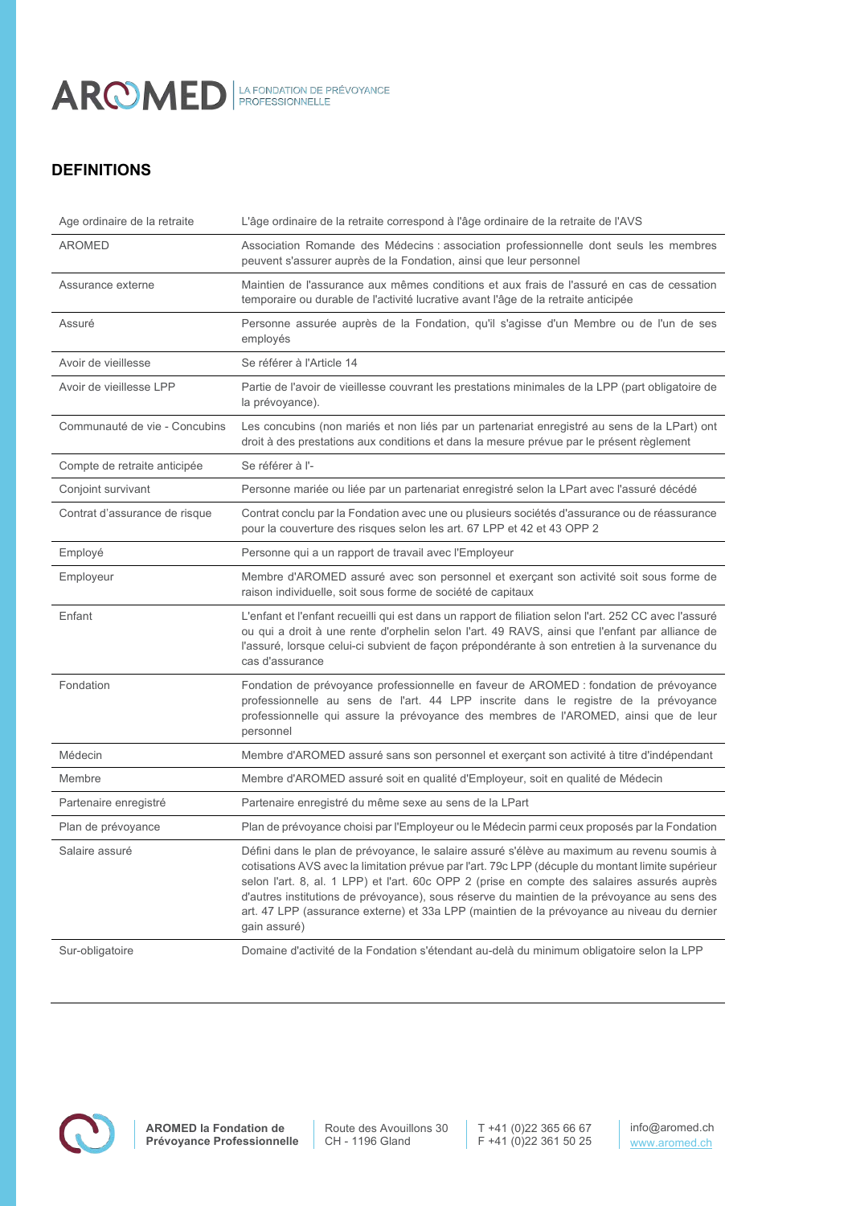## DEFINITIONS

| | |
|---|---|
| Age ordinaire de la retraite | L'âge ordinaire de la retraite correspond à l'âge ordinaire de la retraite de l'AVS |
| AROMED | Association Romande des Médecins : association professionnelle dont seuls les membres peuvent s'assurer auprès de la Fondation, ainsi que leur personnel |
| Assurance externe | Maintien de l'assurance aux mêmes conditions et aux frais de l'assuré en cas de cessation temporaire ou durable de l'activité lucrative avant l'âge de la retraite anticipée |
| Assuré | Personne assurée auprès de la Fondation, qu'il s'agisse d'un Membre ou de l'un de ses employés |
| Avoir de vieillesse | Se référer à l'Article 14 |
| Avoir de vieillesse LPP | Partie de l'avoir de vieillesse couvrant les prestations minimales de la LPP (part obligatoire de la prévoyance). |
| Communauté de vie - Concubins | Les concubins (non mariés et non liés par un partenariat enregistré au sens de la LPart) ont droit à des prestations aux conditions et dans la mesure prévue par le présent règlement |
| Compte de retraite anticipée | Se référer à l'- |
| Conjoint survivant | Personne mariée ou liée par un partenariat enregistré selon la LPart avec l'assuré décédé |
| Contrat d'assurance de risque | Contrat conclu par la Fondation avec une ou plusieurs sociétés d'assurance ou de réassurance pour la couverture des risques selon les art. 67 LPP et 42 et 43 OPP 2 |
| Employé | Personne qui a un rapport de travail avec l'Employeur |
| Employeur | Membre d'AROMED assuré avec son personnel et exerçant son activité soit sous forme de raison individuelle, soit sous forme de société de capitaux |
| Enfant | L'enfant et l'enfant recueilli qui est dans un rapport de filiation selon l'art. 252 CC avec l'assuré ou qui a droit à une rente d'orphelin selon l'art. 49 RAVS, ainsi que l'enfant par alliance de l'assuré, lorsque celui-ci subvient de façon prépondérante à son entretien à la survenance du cas d'assurance |
| Fondation | Fondation de prévoyance professionnelle en faveur de AROMED : fondation de prévoyance professionnelle au sens de l'art. 44 LPP inscrite dans le registre de la prévoyance professionnelle qui assure la prévoyance des membres de l'AROMED, ainsi que de leur personnel |
| Médecin | Membre d'AROMED assuré sans son personnel et exerçant son activité à titre d'indépendant |
| Membre | Membre d'AROMED assuré soit en qualité d'Employeur, soit en qualité de Médecin |
| Partenaire enregistré | Partenaire enregistré du même sexe au sens de la LPart |
| Plan de prévoyance | Plan de prévoyance choisi par l'Employeur ou le Médecin parmi ceux proposés par la Fondation |
| Salaire assuré | Défini dans le plan de prévoyance, le salaire assuré s'élève au maximum au revenu soumis à cotisations AVS avec la limitation prévue par l'art. 79c LPP (décuple du montant limite supérieur selon l'art. 8, al. 1 LPP) et l'art. 60c OPP 2 (prise en compte des salaires assurés auprès d'autres institutions de prévoyance), sous réserve du maintien de la prévoyance au sens des art. 47 LPP (assurance externe) et 33a LPP (maintien de la prévoyance au niveau du dernier gain assuré) |
| Sur-obligatoire | Domaine d'activité de la Fondation s'étendant au-delà du minimum obligatoire selon la LPP |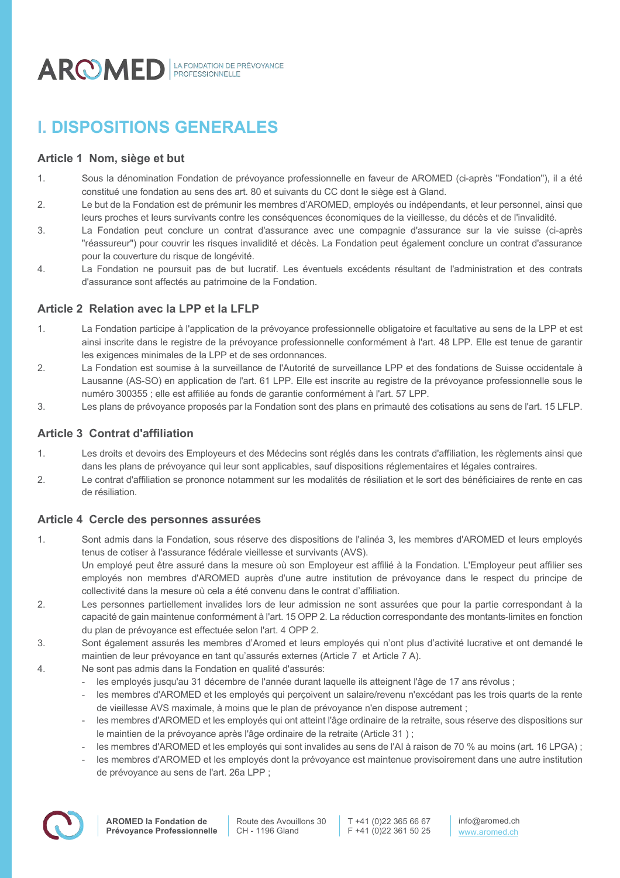# I. DISPOSITIONS GENERALES

## Article 1 Nom, siège et but

1. Sous la dénomination Fondation de prévoyance professionnelle en faveur de AROMED (ci-après "Fondation"), il a été constitué une fondation au sens des art. 80 et suivants du CC dont le siège est à Gland.
2. Le but de la Fondation est de prémunir les membres d'AROMED, employés ou indépendants, et leur personnel, ainsi que leurs proches et leurs survivants contre les conséquences économiques de la vieillesse, du décès et de l'invalidité.
3. La Fondation peut conclure un contrat d'assurance avec une compagnie d'assurance sur la vie suisse (ci-après "réassureur") pour couvrir les risques invalidité et décès. La Fondation peut également conclure un contrat d'assurance pour la couverture du risque de longévité.
4. La Fondation ne poursuit pas de but lucratif. Les éventuels excédents résultant de l'administration et des contrats d'assurance sont affectés au patrimoine de la Fondation.

## Article 2 Relation avec la LPP et la LFLP

1. La Fondation participe à l'application de la prévoyance professionnelle obligatoire et facultative au sens de la LPP et est ainsi inscrite dans le registre de la prévoyance professionnelle conformément à l'art. 48 LPP. Elle est tenue de garantir les exigences minimales de la LPP et de ses ordonnances.
2. La Fondation est soumise à la surveillance de l'Autorité de surveillance LPP et des fondations de Suisse occidentale à Lausanne (AS-SO) en application de l'art. 61 LPP. Elle est inscrite au registre de la prévoyance professionnelle sous le numéro 300355 ; elle est affiliée au fonds de garantie conformément à l'art. 57 LPP.
3. Les plans de prévoyance proposés par la Fondation sont des plans en primauté des cotisations au sens de l'art. 15 LFLP.

## Article 3 Contrat d'affiliation

1. Les droits et devoirs des Employeurs et des Médecins sont réglés dans les contrats d'affiliation, les règlements ainsi que dans les plans de prévoyance qui leur sont applicables, sauf dispositions réglementaires et légales contraires.
2. Le contrat d'affiliation se prononce notamment sur les modalités de résiliation et le sort des bénéficiaires de rente en cas de résiliation.

## Article 4 Cercle des personnes assurées

1. Sont admis dans la Fondation, sous réserve des dispositions de l'alinéa 3, les membres d'AROMED et leurs employés tenus de cotiser à l'assurance fédérale vieillesse et survivants (AVS).
   Un employé peut être assuré dans la mesure où son Employeur est affilié à la Fondation. L'Employeur peut affilier ses employés non membres d'AROMED auprès d'une autre institution de prévoyance dans le respect du principe de collectivité dans la mesure où cela a été convenu dans le contrat d'affiliation.
2. Les personnes partiellement invalides lors de leur admission ne sont assurées que pour la partie correspondant à la capacité de gain maintenue conformément à l'art. 15 OPP 2. La réduction correspondante des montants-limites en fonction du plan de prévoyance est effectuée selon l'art. 4 OPP 2.
3. Sont également assurés les membres d'Aromed et leurs employés qui n'ont plus d'activité lucrative et ont demandé le maintien de leur prévoyance en tant qu'assurés externes (Article 7 et Article 7 A).
4. Ne sont pas admis dans la Fondation en qualité d'assurés:
   - les employés jusqu'au 31 décembre de l'année durant laquelle ils atteignent l'âge de 17 ans révolus ;
   - les membres d'AROMED et les employés qui perçoivent un salaire/revenu n'excédant pas les trois quarts de la rente de vieillesse AVS maximale, à moins que le plan de prévoyance n'en dispose autrement ;
   - les membres d'AROMED et les employés qui ont atteint l'âge ordinaire de la retraite, sous réserve des dispositions sur le maintien de la prévoyance après l'âge ordinaire de la retraite (Article 31 ) ;
   - les membres d'AROMED et les employés qui sont invalides au sens de l'AI à raison de 70 % au moins (art. 16 LPGA) ;
   - les membres d'AROMED et les employés dont la prévoyance est maintenue provisoirement dans une autre institution de prévoyance au sens de l'art. 26a LPP ;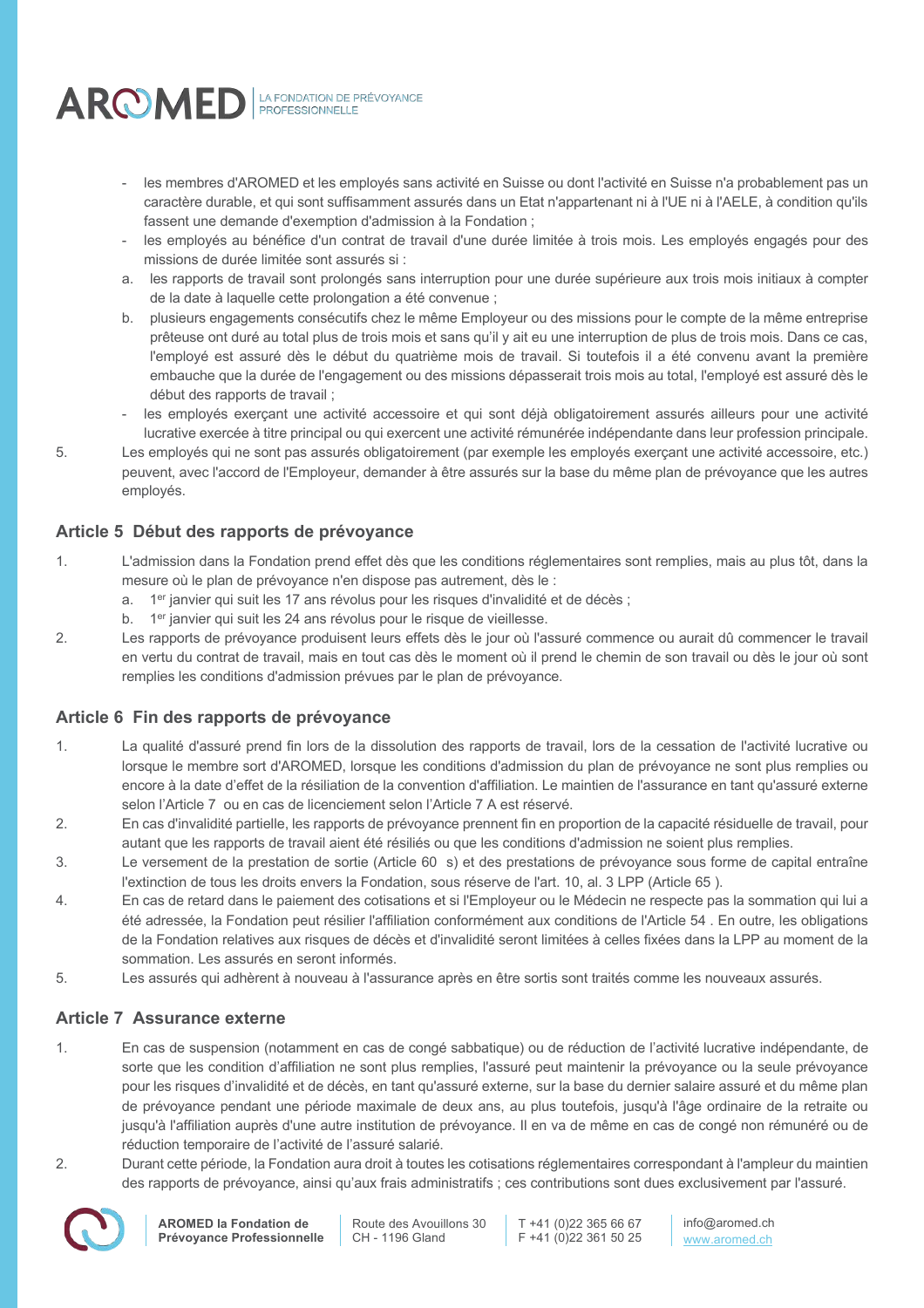- les membres d'AROMED et les employés sans activité en Suisse ou dont l'activité en Suisse n'a probablement pas un caractère durable, et qui sont suffisamment assurés dans un Etat n'appartenant ni à l'UE ni à l'AELE, à condition qu'ils fassent une demande d'exemption d'admission à la Fondation ;
- les employés au bénéfice d'un contrat de travail d'une durée limitée à trois mois. Les employés engagés pour des missions de durée limitée sont assurés si :
  a. les rapports de travail sont prolongés sans interruption pour une durée supérieure aux trois mois initiaux à compter de la date à laquelle cette prolongation a été convenue ;
  b. plusieurs engagements consécutifs chez le même Employeur ou des missions pour le compte de la même entreprise prêteuse ont duré au total plus de trois mois et sans qu'il y ait eu une interruption de plus de trois mois. Dans ce cas, l'employé est assuré dès le début du quatrième mois de travail. Si toutefois il a été convenu avant la première embauche que la durée de l'engagement ou des missions dépasserait trois mois au total, l'employé est assuré dès le début des rapports de travail ;
- les employés exerçant une activité accessoire et qui sont déjà obligatoirement assurés ailleurs pour une activité lucrative exercée à titre principal ou qui exercent une activité rémunérée indépendante dans leur profession principale.

5. Les employés qui ne sont pas assurés obligatoirement (par exemple les employés exerçant une activité accessoire, etc.) peuvent, avec l'accord de l'Employeur, demander à être assurés sur la base du même plan de prévoyance que les autres employés.

## Article 5 Début des rapports de prévoyance

1. L'admission dans la Fondation prend effet dès que les conditions réglementaires sont remplies, mais au plus tôt, dans la mesure où le plan de prévoyance n'en dispose pas autrement, dès le :
   a. 1er janvier qui suit les 17 ans révolus pour les risques d'invalidité et de décès ;
   b. 1er janvier qui suit les 24 ans révolus pour le risque de vieillesse.
2. Les rapports de prévoyance produisent leurs effets dès le jour où l'assuré commence ou aurait dû commencer le travail en vertu du contrat de travail, mais en tout cas dès le moment où il prend le chemin de son travail ou dès le jour où sont remplies les conditions d'admission prévues par le plan de prévoyance.

## Article 6 Fin des rapports de prévoyance

1. La qualité d'assuré prend fin lors de la dissolution des rapports de travail, lors de la cessation de l'activité lucrative ou lorsque le membre sort d'AROMED, lorsque les conditions d'admission du plan de prévoyance ne sont plus remplies ou encore à la date d'effet de la résiliation de la convention d'affiliation. Le maintien de l'assurance en tant qu'assuré externe selon l'Article 7 ou en cas de licenciement selon l'Article 7 A est réservé.
2. En cas d'invalidité partielle, les rapports de prévoyance prennent fin en proportion de la capacité résiduelle de travail, pour autant que les rapports de travail aient été résiliés ou que les conditions d'admission ne soient plus remplies.
3. Le versement de la prestation de sortie (Article 60 s) et des prestations de prévoyance sous forme de capital entraîne l'extinction de tous les droits envers la Fondation, sous réserve de l'art. 10, al. 3 LPP (Article 65 ).
4. En cas de retard dans le paiement des cotisations et si l'Employeur ou le Médecin ne respecte pas la sommation qui lui a été adressée, la Fondation peut résilier l'affiliation conformément aux conditions de l'Article 54 . En outre, les obligations de la Fondation relatives aux risques de décès et d'invalidité seront limitées à celles fixées dans la LPP au moment de la sommation. Les assurés en seront informés.
5. Les assurés qui adhèrent à nouveau à l'assurance après en être sortis traités comme les nouveaux assurés.

## Article 7 Assurance externe

1. En cas de suspension (notamment en cas de congé sabbatique) ou de réduction de l'activité lucrative indépendante, de sorte que les condition d'affiliation ne sont plus remplies, l'assuré peut maintenir la prévoyance ou la seule prévoyance pour les risques d'invalidité et de décès, en tant qu'assuré externe, sur la base du dernier salaire assuré et du même plan de prévoyance pendant une période maximale de deux ans, au plus toutefois, jusqu'à l'âge ordinaire de la retraite ou jusqu'à l'affiliation auprès d'une autre institution de prévoyance. Il en va de même en cas de congé non rémunéré ou de réduction temporaire de l'activité de l'assuré salarié.
2. Durant cette période, la Fondation aura droit à toutes les cotisations réglementaires correspondant à l'ampleur du maintien des rapports de prévoyance, ainsi qu'aux frais administratifs ; ces contributions sont dues exclusivement par l'assuré.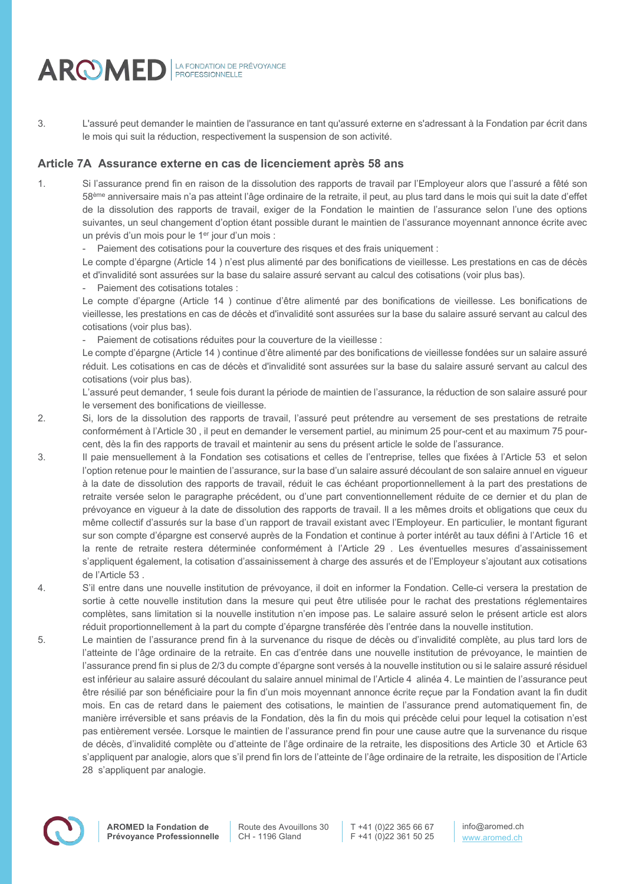3. L'assuré peut demander le maintien de l'assurance en tant qu'assuré externe en s'adressant à la Fondation par écrit dans le mois qui suit la réduction, respectivement la suspension de son activité.

## Article 7A Assurance externe en cas de licenciement après 58 ans

1. Si l'assurance prend fin en raison de la dissolution des rapports de travail par l'Employeur alors que l'assuré a fêté son 58ème anniversaire mais n'a pas atteint l'âge ordinaire de la retraite, il peut, au plus tard dans le mois qui suit la date d'effet de la dissolution des rapports de travail, exiger de la Fondation le maintien de l'assurance selon l'une des options suivantes, un seul changement d'option étant possible durant le maintien de l'assurance moyennant annonce écrite avec un prévis d'un mois pour le 1er jour d'un mois :
   - Paiement des cotisations pour la couverture des risques et des frais uniquement :

   Le compte d'épargne (Article 14 ) n'est plus alimenté par des bonifications de vieillesse. Les prestations en cas de décès et d'invalidité sont assurées sur la base du salaire assuré servant au calcul des cotisations (voir plus bas).
   - Paiement des cotisations totales :

   Le compte d'épargne (Article 14 ) continue d'être alimenté par des bonifications de vieillesse. Les bonifications de vieillesse, les prestations en cas de décès et d'invalidité sont assurées sur la base du salaire assuré servant au calcul des cotisations (voir plus bas).
   - Paiement de cotisations réduites pour la couverture de la vieillesse :

   Le compte d'épargne (Article 14 ) continue d'être alimenté par des bonifications de vieillesse fondées sur un salaire assuré réduit. Les cotisations en cas de décès et d'invalidité sont assurées sur la base du salaire assuré servant au calcul des cotisations (voir plus bas).

   L'assuré peut demander, 1 seule fois durant la période de maintien de l'assurance, la réduction de son salaire assuré pour le versement des bonifications de vieillesse.
2. Si, lors de la dissolution des rapports de travail, l'assuré peut prétendre au versement de ses prestations de retraite conformément à l'Article 30 , il peut en demander le versement partiel, au minimum 25 pour-cent et au maximum 75 pour-cent, dès la fin des rapports de travail et maintenir au sens du présent article le solde de l'assurance.
3. Il paie mensuellement à la Fondation ses cotisations et celles de l'entreprise, telles que fixées à l'Article 53 et selon l'option retenue pour le maintien de l'assurance, sur la base d'un salaire assuré découlant de son salaire annuel en vigueur à la date de dissolution des rapports de travail, réduit le cas échéant proportionnellement à la part des prestations de retraite versée selon le paragraphe précédent, ou d'une part conventionnellement réduite de ce dernier et du plan de prévoyance en vigueur à la date de dissolution des rapports de travail. Il a les mêmes droits et obligations que ceux du même collectif d'assurés sur la base d'un rapport de travail existant avec l'Employeur. En particulier, le montant figurant sur son compte d'épargne est conservé auprès de la Fondation et continue à porter intérêt au taux défini à l'Article 16 et la rente de retraite restera déterminée conformément à l'Article 29 . Les éventuelles mesures d'assainissement s'appliquent également, la cotisation d'assainissement à charge des assurés et de l'Employeur s'ajoutant aux cotisations de l'Article 53 .
4. S'il entre dans une nouvelle institution de prévoyance, il doit en informer la Fondation. Celle-ci versera la prestation de sortie à cette nouvelle institution dans la mesure qui peut être utilisée pour le rachat des prestations réglementaires complètes, sans limitation si la nouvelle institution n'en impose pas. Le salaire assuré selon le présent article est alors réduit proportionnellement à la part du compte d'épargne transférée dès l'entrée dans la nouvelle institution.
5. Le maintien de l'assurance prend fin à la survenance du risque de décès ou d'invalidité complète, au plus tard lors de l'atteinte de l'âge ordinaire de la retraite. En cas d'entrée dans une nouvelle institution de prévoyance, le maintien de l'assurance prend fin si plus de 2/3 du compte d'épargne sont versés à la nouvelle institution ou si le salaire assuré résiduel est inférieur au salaire assuré découlant du salaire annuel minimal de l'Article 4 alinéa 4. Le maintien de l'assurance peut être résilié par son bénéficiaire pour la fin d'un mois moyennant annonce écrite reçue par la Fondation avant la fin dudit mois. En cas de retard dans le paiement des cotisations, le maintien de l'assurance prend automatiquement fin, de manière irréversible et sans préavis de la Fondation, dès la fin du mois qui précède celui pour lequel la cotisation n'est pas entièrement versée. Lorsque le maintien de l'assurance prend fin pour une cause autre que la survenance du risque de décès, d'invalidité complète ou d'atteinte de l'âge ordinaire de la retraite, les dispositions des Article 30 et Article 63 s'appliquent par analogie, alors que s'il prend fin lors de l'atteinte de l'âge ordinaire de la retraite, les disposition de l'Article 28 s'appliquent par analogie.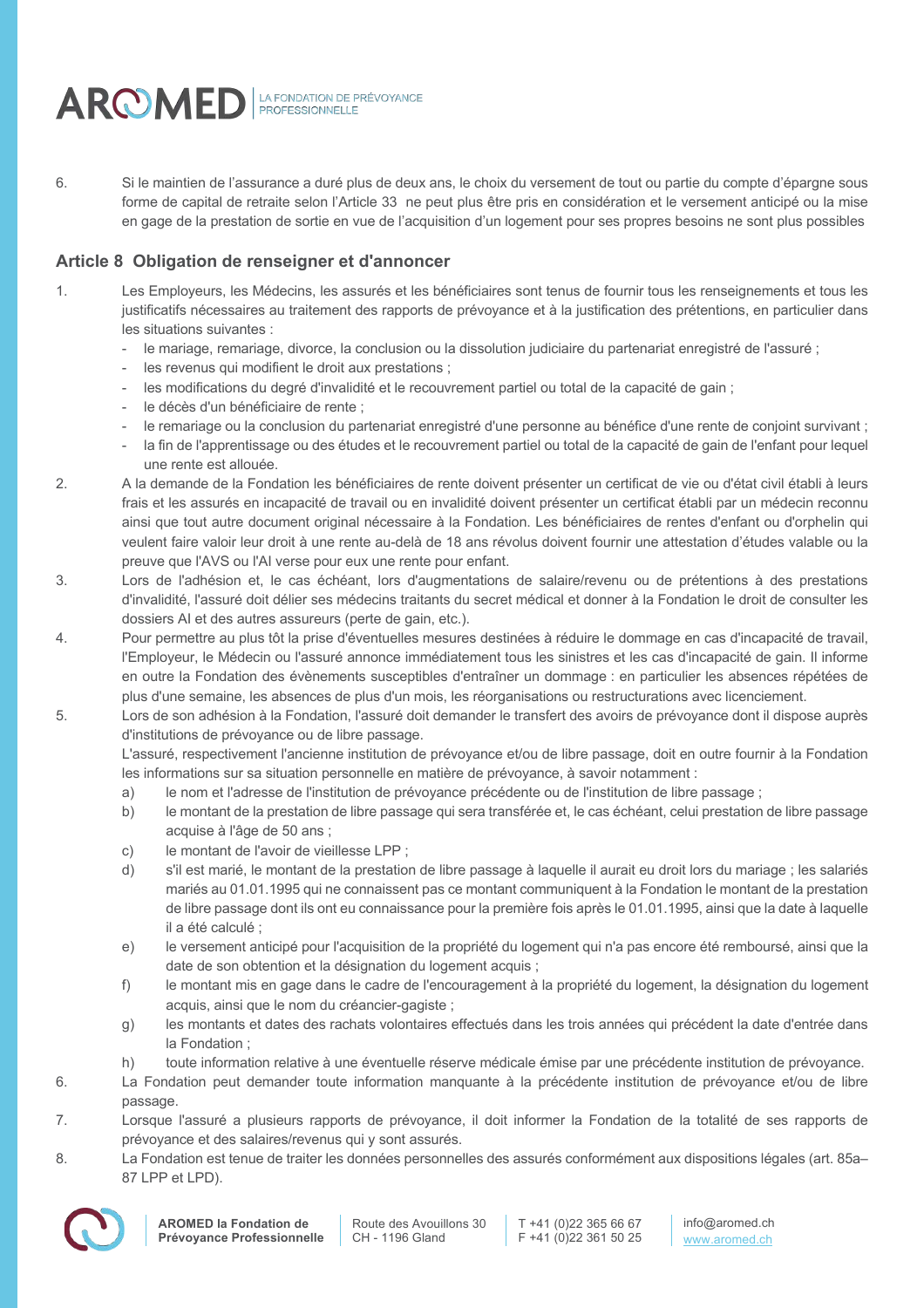6. Si le maintien de l'assurance a duré plus de deux ans, le choix du versement de tout ou partie du compte d'épargne sous forme de capital de retraite selon l'Article 33 ne peut plus être pris en considération et le versement anticipé ou la mise en gage de la prestation de sortie en vue de l'acquisition d'un logement pour ses propres besoins ne sont plus possibles

## Article 8 Obligation de renseigner et d'annoncer

1. Les Employeurs, les Médecins, les assurés et les bénéficiaires sont tenus de fournir tous les renseignements et tous les justificatifs nécessaires au traitement des rapports de prévoyance et à la justification des prétentions, en particulier dans les situations suivantes :
   - le mariage, remariage, divorce, la conclusion ou la dissolution judiciaire du partenariat enregistré de l'assuré ;
   - les revenus qui modifient le droit aux prestations ;
   - les modifications du degré d'invalidité et le recouvrement partiel ou total de la capacité de gain ;
   - le décès d'un bénéficiaire de rente ;
   - le remariage ou la conclusion du partenariat enregistré d'une personne au bénéfice d'une rente de conjoint survivant ;
   - la fin de l'apprentissage ou des études et le recouvrement partiel ou total de la capacité de gain de l'enfant pour lequel une rente est allouée.
2. A la demande de la Fondation les bénéficiaires de rente doivent présenter un certificat de vie ou d'état civil établi à leurs frais et les assurés en incapacité de travail ou en invalidité doivent présenter un certificat établi par un médecin reconnu ainsi que tout autre document original nécessaire à la Fondation. Les bénéficiaires de rentes d'enfant ou d'orphelin qui veulent faire valoir leur droit à une rente au-delà de 18 ans révolus doivent fournir une attestation d'études valable ou la preuve que l'AVS ou l'AI verse pour eux une rente pour enfant.
3. Lors de l'adhésion et, le cas échéant, lors d'augmentations de salaire/revenu ou de prétentions à des prestations d'invalidité, l'assuré doit délier ses médecins traitants du secret médical et donner à la Fondation le droit de consulter les dossiers AI et des autres assureurs (perte de gain, etc.).
4. Pour permettre au plus tôt la prise d'éventuelles mesures destinées à réduire le dommage en cas d'incapacité de travail, l'Employeur, le Médecin ou l'assuré annonce immédiatement tous les sinistres et les cas d'incapacité de gain. Il informe en outre la Fondation des évènements susceptibles d'entraîner un dommage : en particulier les absences répétées de plus d'une semaine, les absences de plus d'un mois, les réorganisations ou restructurations avec licenciement.
5. Lors de son adhésion à la Fondation, l'assuré doit demander le transfert des avoirs de prévoyance dont il dispose auprès d'institutions de prévoyance ou de libre passage.
   L'assuré, respectivement l'ancienne institution de prévoyance et/ou de libre passage, doit en outre fournir à la Fondation les informations sur sa situation personnelle en matière de prévoyance, à savoir notamment :
   a) le nom et l'adresse de l'institution de prévoyance précédente ou de l'institution de libre passage ;
   b) le montant de la prestation de libre passage qui sera transférée et, le cas échéant, celui prestation de libre passage acquise à l'âge de 50 ans ;
   c) le montant de l'avoir de vieillesse LPP ;
   d) s'il est marié, le montant de la prestation de libre passage à laquelle il aurait eu droit lors du mariage ; les salariés mariés au 01.01.1995 qui ne connaissent pas ce montant communiquent à la Fondation le montant de la prestation de libre passage dont ils ont eu connaissance pour la première fois après le 01.01.1995, ainsi que la date à laquelle il a été calculé ;
   e) le versement anticipé pour l'acquisition de la propriété du logement qui n'a pas encore été remboursé, ainsi que la date de son obtention et la désignation du logement acquis ;
   f) le montant mis en gage dans le cadre de l'encouragement à la propriété du logement, la désignation du logement acquis, ainsi que le nom du créancier-gagiste ;
   g) les montants et dates des rachats volontaires effectués dans les trois années qui précèdent la date d'entrée dans la Fondation ;
   h) toute information relative à une éventuelle réserve médicale émise par une précédente institution de prévoyance.
6. La Fondation peut demander toute information manquante à la précédente institution de prévoyance et/ou de libre passage.
7. Lorsque l'assuré a plusieurs rapports de prévoyance, il doit informer la Fondation de la totalité de ses rapports de prévoyance et des salaires/revenus qui y sont assurés.
8. La Fondation est tenue de traiter les données personnelles des assurés conformément aux dispositions légales (art. 85a–87 LPP et LPD).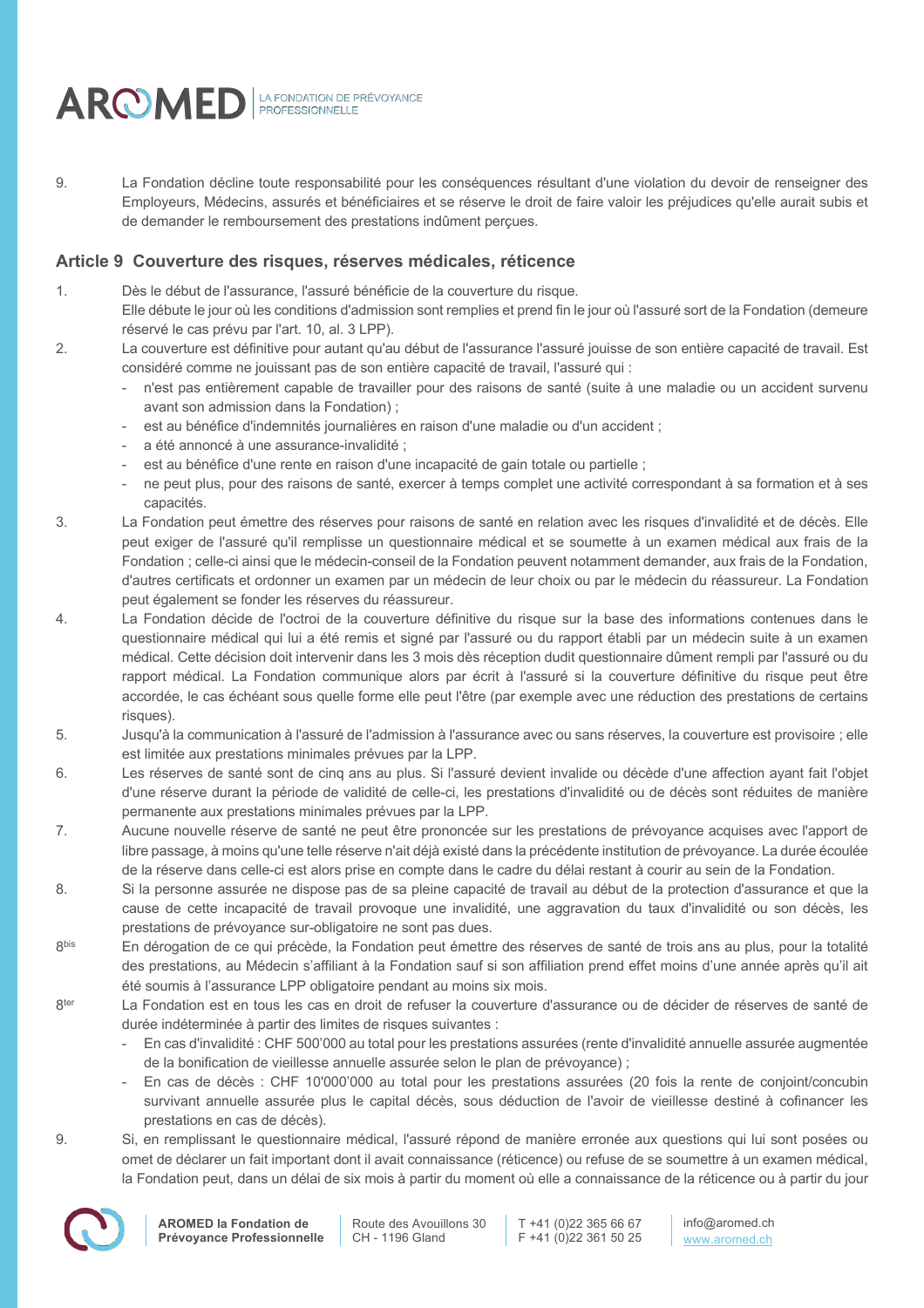9. La Fondation décline toute responsabilité pour les conséquences résultant d'une violation du devoir de renseigner des Employeurs, Médecins, assurés et bénéficiaires et se réserve le droit de faire valoir les préjudices qu'elle aurait subis et de demander le remboursement des prestations indûment perçues.

## Article 9 Couverture des risques, réserves médicales, réticence

1. Dès le début de l'assurance, l'assuré bénéficie de la couverture du risque.
   Elle débute le jour où les conditions d'admission sont remplies et prend fin le jour où l'assuré sort de la Fondation (demeure réservé le cas prévu par l'art. 10, al. 3 LPP).

2. La couverture est définitive pour autant qu'au début de l'assurance l'assuré jouisse de son entière capacité de travail. Est considéré comme ne jouissant pas de son entière capacité de travail, l'assuré qui :
   - n'est pas entièrement capable de travailler pour des raisons de santé (suite à une maladie ou un accident survenu avant son admission dans la Fondation) ;
   - est au bénéfice d'indemnités journalières en raison d'une maladie ou d'un accident ;
   - a été annoncé à une assurance-invalidité ;
   - est au bénéfice d'une rente en raison d'une incapacité de gain totale ou partielle ;
   - ne peut plus, pour des raisons de santé, exercer à temps complet une activité correspondant à sa formation et à ses capacités.

3. La Fondation peut émettre des réserves pour raisons de santé en relation avec les risques d'invalidité et de décès. Elle peut exiger de l'assuré qu'il remplisse un questionnaire médical et se soumette à un examen médical aux frais de la Fondation ; celle-ci ainsi que le médecin-conseil de la Fondation peuvent notamment demander, aux frais de la Fondation, d'autres certificats et ordonner un examen par un médecin de leur choix ou par le médecin du réassureur. La Fondation peut également se fonder les réserves du réassureur.

4. La Fondation décide de l'octroi de la couverture définitive du risque sur la base des informations contenues dans le questionnaire médical qui lui a été remis et signé par l'assuré ou du rapport établi par un médecin suite à un examen médical. Cette décision doit intervenir dans les 3 mois dès réception dudit questionnaire dûment rempli par l'assuré ou du rapport médical. La Fondation communique alors par écrit à l'assuré si la couverture définitive du risque peut être accordée, le cas échéant sous quelle forme elle peut l'être (par exemple avec une réduction des prestations de certains risques).

5. Jusqu'à la communication à l'assuré de l'admission à l'assurance avec ou sans réserves, la couverture est provisoire ; elle est limitée aux prestations minimales prévues par la LPP.

6. Les réserves de santé sont de cinq ans au plus. Si l'assuré devient invalide ou décède d'une affection ayant fait l'objet d'une réserve durant la période de validité de celle-ci, les prestations d'invalidité ou de décès sont réduites de manière permanente aux prestations minimales prévues par la LPP.

7. Aucune nouvelle réserve de santé ne peut être prononcée sur les prestations de prévoyance acquises avec l'apport de libre passage, à moins qu'une telle réserve n'ait déjà existé dans la précédente institution de prévoyance. La durée écoulée de la réserve dans celle-ci est alors prise en compte dans le cadre du délai restant à courir au sein de la Fondation.

8. Si la personne assurée ne dispose pas de sa pleine capacité de travail au début de la protection d'assurance et que la cause de cette incapacité de travail provoque une invalidité, une aggravation du taux d'invalidité ou son décès, les prestations de prévoyance sur-obligatoire ne sont pas dues.

8bis En dérogation de ce qui précède, la Fondation peut émettre des réserves de santé de trois ans au plus, pour la totalité des prestations, au Médecin s'affiliant à la Fondation sauf si son affiliation prend effet moins d'une année après qu'il ait été soumis à l'assurance LPP obligatoire pendant au moins six mois.

8ter La Fondation est en tous les cas en droit de refuser la couverture d'assurance ou de décider de réserves de santé de durée indéterminée à partir des limites de risques suivantes :
   - En cas d'invalidité : CHF 500'000 au total pour les prestations assurées (rente d'invalidité annuelle assurée augmentée de la bonification de vieillesse annuelle assurée selon le plan de prévoyance) ;
   - En cas de décès : CHF 10'000'000 au total pour les prestations assurées (20 fois la rente de conjoint/concubin survivant annuelle assurée plus le capital décès, sous déduction de l'avoir de vieillesse destiné à cofinancer les prestations en cas de décès).

9. Si, en remplissant le questionnaire médical, l'assuré répond de manière erronée aux questions qui lui sont posées ou omet de déclarer un fait important dont il avait connaissance (réticence) ou refuse de se soumettre à un examen médical, la Fondation peut, dans un délai de six mois à partir du moment où elle a connaissance de la réticence ou à partir du jour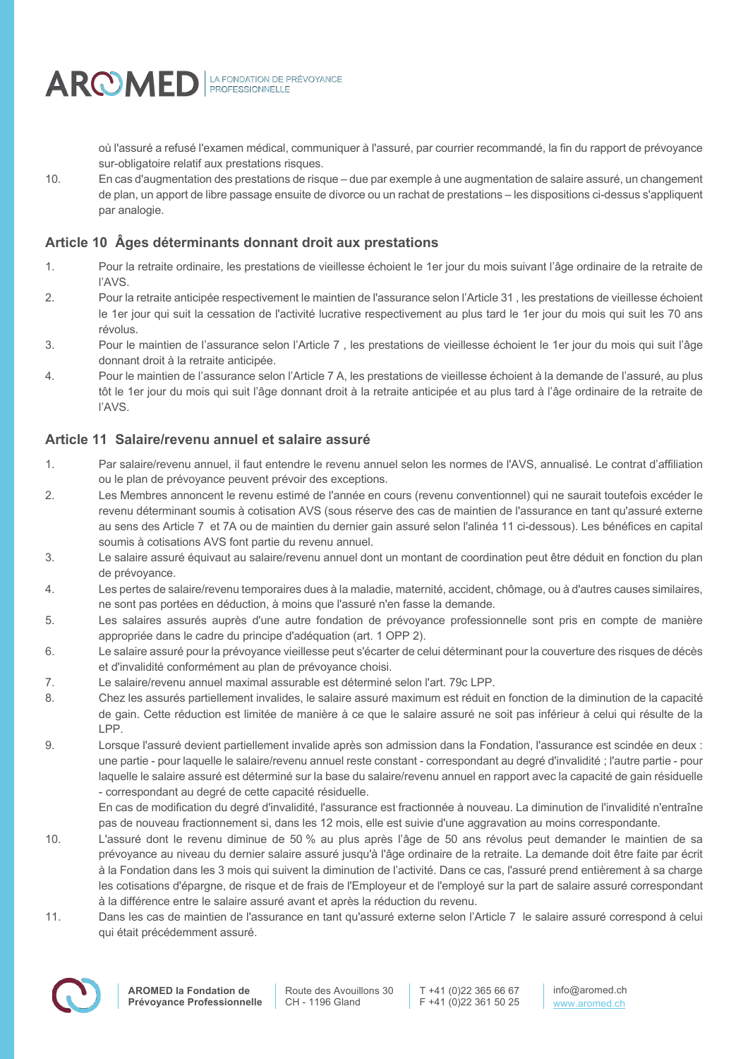où l'assuré a refusé l'examen médical, communiquer à l'assuré, par courrier recommandé, la fin du rapport de prévoyance sur-obligatoire relatif aux prestations risques.

10. En cas d'augmentation des prestations de risque – due par exemple à une augmentation de salaire assuré, un changement de plan, un apport de libre passage ensuite de divorce ou un rachat de prestations – les dispositions ci-dessus s'appliquent par analogie.

## Article 10 Âges déterminants donnant droit aux prestations

1. Pour la retraite ordinaire, les prestations de vieillesse échoient le 1er jour du mois suivant l'âge ordinaire de la retraite de l'AVS.
2. Pour la retraite anticipée respectivement le maintien de l'assurance selon l'Article 31 , les prestations de vieillesse échoient le 1er jour qui suit la cessation de l'activité lucrative respectivement au plus tard le 1er jour du mois qui suit les 70 ans révolus.
3. Pour le maintien de l'assurance selon l'Article 7 , les prestations de vieillesse échoient le 1er jour du mois qui suit l'âge donnant droit à la retraite anticipée.
4. Pour le maintien de l'assurance selon l'Article 7 A, les prestations de vieillesse échoient à la demande de l'assuré, au plus tôt le 1er jour du mois qui suit l'âge donnant droit à la retraite anticipée et au plus tard à l'âge ordinaire de la retraite de l'AVS.

## Article 11 Salaire/revenu annuel et salaire assuré

1. Par salaire/revenu annuel, il faut entendre le revenu annuel selon les normes de l'AVS, annualisé. Le contrat d'affiliation ou le plan de prévoyance peuvent prévoir des exceptions.
2. Les Membres annoncent le revenu estimé de l'année en cours (revenu conventionnel) qui ne saurait toutefois excéder le revenu déterminant soumis à cotisation AVS (sous réserve des cas de maintien de l'assurance en tant qu'assuré externe au sens des Article 7 et 7A ou de maintien du dernier gain assuré selon l'alinéa 11 ci-dessous). Les bénéfices en capital soumis à cotisations AVS font partie du revenu annuel.
3. Le salaire assuré équivaut au salaire/revenu annuel dont un montant de coordination peut être déduit en fonction du plan de prévoyance.
4. Les pertes de salaire/revenu temporaires dues à la maladie, maternité, accident, chômage, ou à d'autres causes similaires, ne sont pas portées en déduction, à moins que l'assuré n'en fasse la demande.
5. Les salaires assurés auprès d'une autre fondation de prévoyance professionnelle sont pris en compte de manière appropriée dans le cadre du principe d'adéquation (art. 1 OPP 2).
6. Le salaire assuré pour la prévoyance vieillesse peut s'écarter de celui déterminant pour la couverture des risques de décès et d'invalidité conformément au plan de prévoyance choisi.
7. Le salaire/revenu annuel maximal assurable est déterminé selon l'art. 79c LPP.
8. Chez les assurés partiellement invalides, le salaire assuré maximum est réduit en fonction de la diminution de la capacité de gain. Cette réduction est limitée de manière à ce que le salaire assuré ne soit pas inférieur à celui qui résulte de la LPP.
9. Lorsque l'assuré devient partiellement invalide après son admission dans la Fondation, l'assurance est scindée en deux : une partie - pour laquelle le salaire/revenu annuel reste constant - correspondant au degré d'invalidité ; l'autre partie - pour laquelle le salaire assuré est déterminé sur la base du salaire/revenu annuel en rapport avec la capacité de gain résiduelle - correspondant au degré de cette capacité résiduelle.
   En cas de modification du degré d'invalidité, l'assurance est fractionnée à nouveau. La diminution de l'invalidité n'entraîne pas de nouveau fractionnement si, dans les 12 mois, elle est suivie d'une aggravation au moins correspondante.
10. L'assuré dont le revenu diminue de 50 % au plus après l'âge de 50 ans révolus peut demander le maintien de sa prévoyance au niveau du dernier salaire assuré jusqu'à l'âge ordinaire de la retraite. La demande doit être faite par écrit à la Fondation dans les 3 mois qui suivent la diminution de l'activité. Dans ce cas, l'assuré prend entièrement à sa charge les cotisations d'épargne, de risque et de frais de l'Employeur et de l'employé sur la part de salaire assuré correspondant à la différence entre le salaire assuré avant et après la réduction du revenu.
11. Dans les cas de maintien de l'assurance en tant qu'assuré externe selon l'Article 7 le salaire assuré correspond à celui qui était précédemment assuré.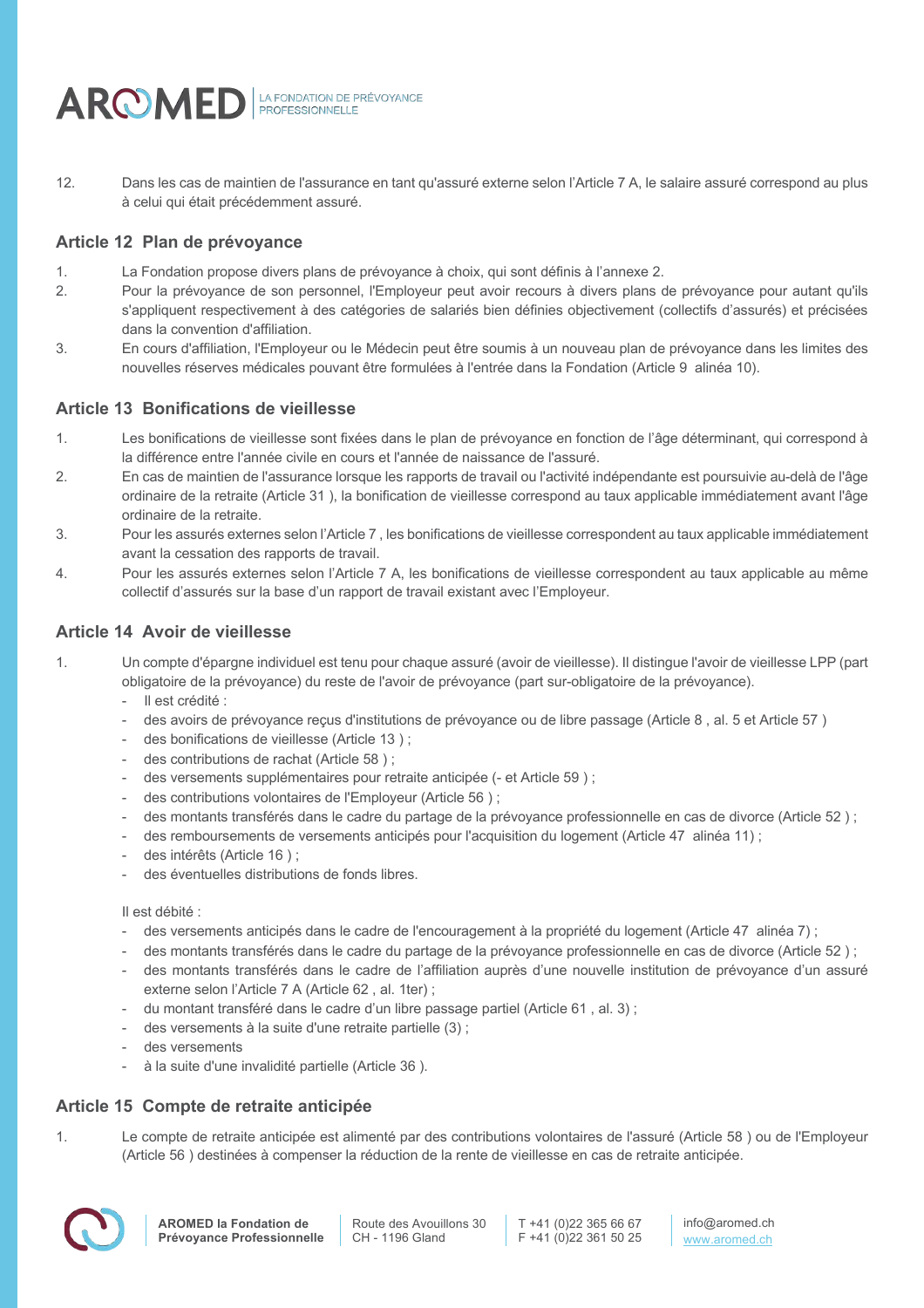12. Dans les cas de maintien de l'assurance en tant qu'assuré externe selon l'Article 7 A, le salaire assuré correspond au plus à celui qui était précédemment assuré.

## Article 12 Plan de prévoyance

1. La Fondation propose divers plans de prévoyance à choix, qui sont définis à l'annexe 2.
2. Pour la prévoyance de son personnel, l'Employeur peut avoir recours à divers plans de prévoyance pour autant qu'ils s'appliquent respectivement à des catégories de salariés bien définies objectivement (collectifs d'assurés) et précisées dans la convention d'affiliation.
3. En cours d'affiliation, l'Employeur ou le Médecin peut être soumis à un nouveau plan de prévoyance dans les limites des nouvelles réserves médicales pouvant être formulées à l'entrée dans la Fondation (Article 9 alinéa 10).

## Article 13 Bonifications de vieillesse

1. Les bonifications de vieillesse sont fixées dans le plan de prévoyance en fonction de l'âge déterminant, qui correspond à la différence entre l'année civile en cours et l'année de naissance de l'assuré.
2. En cas de maintien de l'assurance lorsque les rapports de travail ou l'activité indépendante est poursuivie au-delà de l'âge ordinaire de la retraite (Article 31 ), la bonification de vieillesse correspond au taux applicable immédiatement avant l'âge ordinaire de la retraite.
3. Pour les assurés externes selon l'Article 7 , les bonifications de vieillesse correspondent au taux applicable immédiatement avant la cessation des rapports de travail.
4. Pour les assurés externes selon l'Article 7 A, les bonifications de vieillesse correspondent au taux applicable au même collectif d'assurés sur la base d'un rapport de travail existant avec l'Employeur.

## Article 14 Avoir de vieillesse

1. Un compte d'épargne individuel est tenu pour chaque assuré (avoir de vieillesse). Il distingue l'avoir de vieillesse LPP (part obligatoire de la prévoyance) du reste de l'avoir de prévoyance (part sur-obligatoire de la prévoyance).
   - Il est crédité :
   - des avoirs de prévoyance reçus d'institutions de prévoyance ou de libre passage (Article 8 , al. 5 et Article 57 )
   - des bonifications de vieillesse (Article 13 ) ;
   - des contributions de rachat (Article 58 ) ;
   - des versements supplémentaires pour retraite anticipée (- et Article 59 ) ;
   - des contributions volontaires de l'Employeur (Article 56 ) ;
   - des montants transférés dans le cadre du partage de la prévoyance professionnelle en cas de divorce (Article 52 ) ;
   - des remboursements de versements anticipés pour l'acquisition du logement (Article 47 alinéa 11) ;
   - des intérêts (Article 16 ) ;
   - des éventuelles distributions de fonds libres.

   Il est débité :
   - des versements anticipés dans le cadre de l'encouragement à la propriété du logement (Article 47 alinéa 7) ;
   - des montants transférés dans le cadre du partage de la prévoyance professionnelle en cas de divorce (Article 52 ) ;
   - des montants transférés dans le cadre de l'affiliation auprès d'une nouvelle institution de prévoyance d'un assuré externe selon l'Article 7 A (Article 62 , al. 1ter) ;
   - du montant transféré dans le cadre d'un libre passage partiel (Article 61 , al. 3) ;
   - des versements à la suite d'une retraite partielle (3) ;
   - des versements
   - à la suite d'une invalidité partielle (Article 36 ).

## Article 15 Compte de retraite anticipée

1. Le compte de retraite anticipée est alimenté par des contributions volontaires de l'assuré (Article 58 ) ou de l'Employeur (Article 56 ) destinées à compenser la réduction de la rente de vieillesse en cas de retraite anticipée.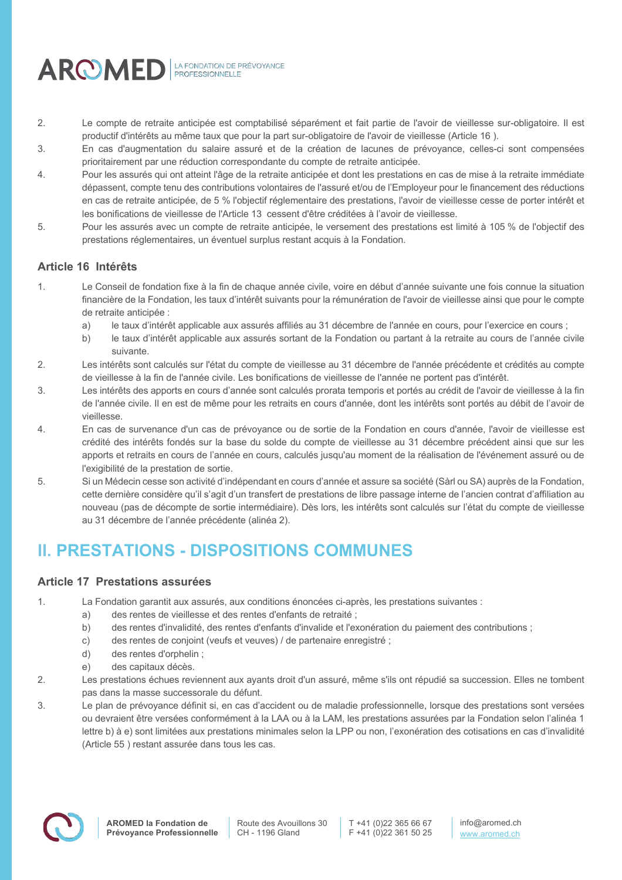2. Le compte de retraite anticipée est comptabilisé séparément et fait partie de l'avoir de vieillesse sur-obligatoire. Il est productif d'intérêts au même taux que pour la part sur-obligatoire de l'avoir de vieillesse (Article 16 ).
3. En cas d'augmentation du salaire assuré et de la création de lacunes de prévoyance, celles-ci sont compensées prioritairement par une réduction correspondante du compte de retraite anticipée.
4. Pour les assurés qui ont atteint l'âge de la retraite anticipée et dont les prestations en cas de mise à la retraite immédiate dépassent, compte tenu des contributions volontaires de l'assuré et/ou de l'Employeur pour le financement des réductions en cas de retraite anticipée, de 5 % l'objectif réglementaire des prestations, l'avoir de vieillesse cesse de porter intérêt et les bonifications de vieillesse de l'Article 13 cessent d'être créditées à l'avoir de vieillesse.
5. Pour les assurés avec un compte de retraite anticipée, le versement des prestations est limité à 105 % de l'objectif des prestations réglementaires, un éventuel surplus restant acquis à la Fondation.

### Article 16 Intérêts

1. Le Conseil de fondation fixe à la fin de chaque année civile, voire en début d'année suivante une fois connue la situation financière de la Fondation, les taux d'intérêt suivants pour la rémunération de l'avoir de vieillesse ainsi que pour le compte de retraite anticipée :
   a) le taux d'intérêt applicable aux assurés affiliés au 31 décembre de l'année en cours, pour l'exercice en cours ;
   b) le taux d'intérêt applicable aux assurés sortant de la Fondation ou partant à la retraite au cours de l'année civile suivante.
2. Les intérêts sont calculés sur l'état du compte de vieillesse au 31 décembre de l'année précédente et crédités au compte de vieillesse à la fin de l'année civile. Les bonifications de vieillesse de l'année ne portent pas d'intérêt.
3. Les intérêts des apports en cours d'année sont calculés prorata temporis et portés au crédit de l'avoir de vieillesse à la fin de l'année civile. Il en est de même pour les retraits en cours d'année, dont les intérêts sont portés au débit de l'avoir de vieillesse.
4. En cas de survenance d'un cas de prévoyance ou de sortie de la Fondation en cours d'année, l'avoir de vieillesse est crédité des intérêts fondés sur la base du solde du compte de vieillesse au 31 décembre précédent ainsi que sur les apports et retraits en cours de l'année en cours, calculés jusqu'au moment de la réalisation de l'événement assuré ou de l'exigibilité de la prestation de sortie.
5. Si un Médecin cesse son activité d'indépendant en cours d'année et assure sa société (Sàrl ou SA) auprès de la Fondation, cette dernière considère qu'il s'agit d'un transfert de prestations de libre passage interne de l'ancien contrat d'affiliation au nouveau (pas de décompte de sortie intermédiaire). Dès lors, les intérêts sont calculés sur l'état du compte de vieillesse au 31 décembre de l'année précédente (alinéa 2).

## II. PRESTATIONS - DISPOSITIONS COMMUNES

### Article 17 Prestations assurées

1. La Fondation garantit aux assurés, aux conditions énoncées ci-après, les prestations suivantes :
   a) des rentes de vieillesse et des rentes d'enfants de retraité ;
   b) des rentes d'invalidité, des rentes d'enfants d'invalide et l'exonération du paiement des contributions ;
   c) des rentes de conjoint (veufs et veuves) / de partenaire enregistré ;
   d) des rentes d'orphelin ;
   e) des capitaux décès.
2. Les prestations échues reviennent aux ayants droit d'un assuré, même s'ils ont répudié sa succession. Elles ne tombent pas dans la masse successorale du défunt.
3. Le plan de prévoyance définit si, en cas d'accident ou de maladie professionnelle, lorsque des prestations sont versées ou devraient être versées conformément à la LAA ou à la LAM, les prestations assurées par la Fondation selon l'alinéa 1 lettre b) à e) sont limitées aux prestations minimales selon la LPP ou non, l'exonération des cotisations en cas d'invalidité (Article 55 ) restant assurée dans tous les cas.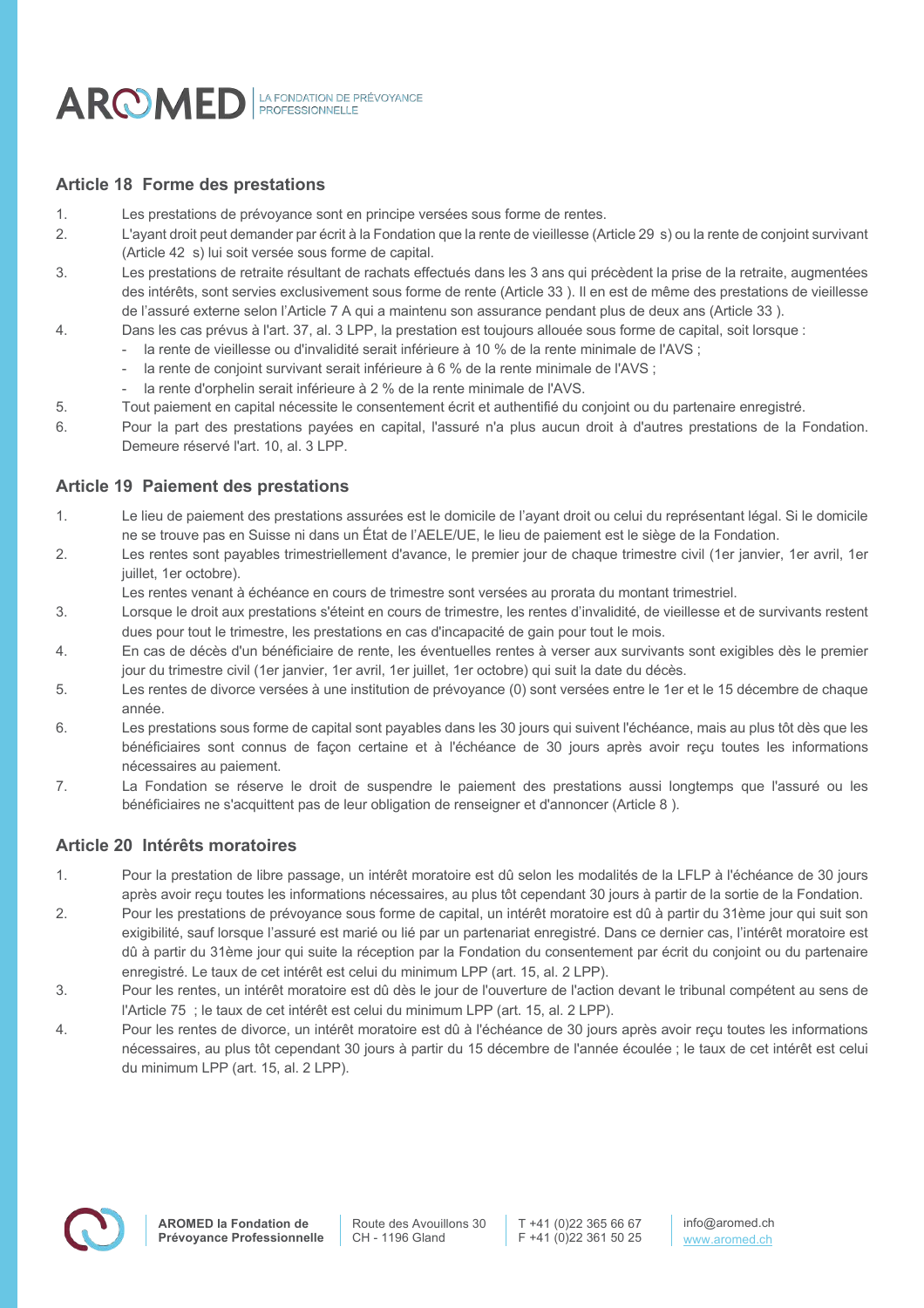## Article 18 Forme des prestations

1. Les prestations de prévoyance sont en principe versées sous forme de rentes.
2. L'ayant droit peut demander par écrit à la Fondation que la rente de vieillesse (Article 29 s) ou la rente de conjoint survivant (Article 42 s) lui soit versée sous forme de capital.
3. Les prestations de retraite résultant de rachats effectués dans les 3 ans qui précèdent la prise de la retraite, augmentées des intérêts, sont servies exclusivement sous forme de rente (Article 33 ). Il en est de même des prestations de vieillesse de l'assuré externe selon l'Article 7 A qui a maintenu son assurance pendant plus de deux ans (Article 33 ).
4. Dans les cas prévus à l'art. 37, al. 3 LPP, la prestation est toujours allouée sous forme de capital, soit lorsque :
   - la rente de vieillesse ou d'invalidité serait inférieure à 10 % de la rente minimale de l'AVS ;
   - la rente de conjoint survivant serait inférieure à 6 % de la rente minimale de l'AVS ;
   - la rente d'orphelin serait inférieure à 2 % de la rente minimale de l'AVS.
5. Tout paiement en capital nécessite le consentement écrit et authentifié du conjoint ou du partenaire enregistré.
6. Pour la part des prestations payées en capital, l'assuré n'a plus aucun droit à d'autres prestations de la Fondation. Demeure réservé l'art. 10, al. 3 LPP.

## Article 19 Paiement des prestations

1. Le lieu de paiement des prestations assurées est le domicile de l'ayant droit ou celui du représentant légal. Si le domicile ne se trouve pas en Suisse ni dans un État de l'AELE/UE, le lieu de paiement est le siège de la Fondation.
2. Les rentes sont payables trimestriellement d'avance, le premier jour de chaque trimestre civil (1er janvier, 1er avril, 1er juillet, 1er octobre).
   Les rentes venant à échéance en cours de trimestre sont versées au prorata du montant trimestriel.
3. Lorsque le droit aux prestations s'éteint en cours de trimestre, les rentes d'invalidité, de vieillesse et de survivants restent dues pour tout le trimestre, les prestations en cas d'incapacité de gain pour tout le mois.
4. En cas de décès d'un bénéficiaire de rente, les éventuelles rentes à verser aux survivants sont exigibles dès le premier jour du trimestre civil (1er janvier, 1er avril, 1er juillet, 1er octobre) qui suit la date du décès.
5. Les rentes de divorce versées à une institution de prévoyance (0) sont versées entre le 1er et le 15 décembre de chaque année.
6. Les prestations sous forme de capital sont payables dans les 30 jours qui suivent l'échéance, mais au plus tôt dès que les bénéficiaires sont connus de façon certaine et à l'échéance de 30 jours après avoir reçu toutes les informations nécessaires au paiement.
7. La Fondation se réserve le droit de suspendre le paiement des prestations aussi longtemps que l'assuré ou les bénéficiaires ne s'acquittent pas de leur obligation de renseigner et d'annoncer (Article 8 ).

## Article 20 Intérêts moratoires

1. Pour la prestation de libre passage, un intérêt moratoire est dû selon les modalités de la LFLP à l'échéance de 30 jours après avoir reçu toutes les informations nécessaires, au plus tôt cependant 30 jours à partir de la sortie de la Fondation.
2. Pour les prestations de prévoyance sous forme de capital, un intérêt moratoire est dû à partir du 31ème jour qui suit son exigibilité, sauf lorsque l'assuré est marié ou lié par un partenariat enregistré. Dans ce dernier cas, l'intérêt moratoire est dû à partir du 31ème jour qui suite la réception par la Fondation du consentement par écrit du conjoint ou du partenaire enregistré. Le taux de cet intérêt est celui du minimum LPP (art. 15, al. 2 LPP).
3. Pour les rentes, un intérêt moratoire est dû dès le jour de l'ouverture de l'action devant le tribunal compétent au sens de l'Article 75 ; le taux de cet intérêt est celui du minimum LPP (art. 15, al. 2 LPP).
4. Pour les rentes de divorce, un intérêt moratoire est dû à l'échéance de 30 jours après avoir reçu toutes les informations nécessaires, au plus tôt cependant 30 jours à partir du 15 décembre de l'année écoulée ; le taux de cet intérêt est celui du minimum LPP (art. 15, al. 2 LPP).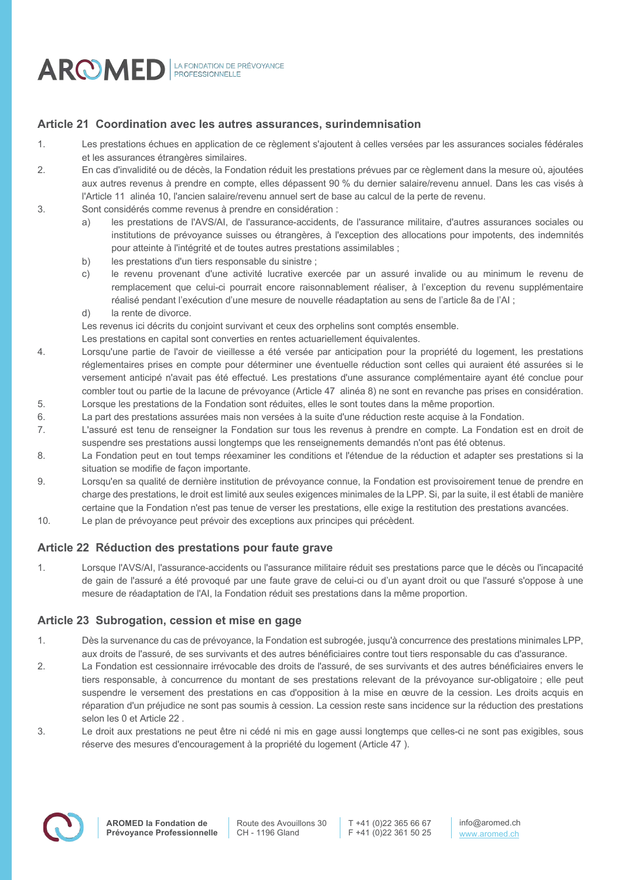## Article 21 Coordination avec les autres assurances, surindemnisation

1. Les prestations échues en application de ce règlement s'ajoutent à celles versées par les assurances sociales fédérales et les assurances étrangères similaires.
2. En cas d'invalidité ou de décès, la Fondation réduit les prestations prévues par ce règlement dans la mesure où, ajoutées aux autres revenus à prendre en compte, elles dépassent 90 % du dernier salaire/revenu annuel. Dans les cas visés à l'Article 11 alinéa 10, l'ancien salaire/revenu annuel sert de base au calcul de la perte de revenu.
3. Sont considérés comme revenus à prendre en considération :
   a) les prestations de l'AVS/AI, de l'assurance-accidents, de l'assurance militaire, d'autres assurances sociales ou institutions de prévoyance suisses ou étrangères, à l'exception des allocations pour impotents, des indemnités pour atteinte à l'intégrité et de toutes autres prestations assimilables ;
   b) les prestations d'un tiers responsable du sinistre ;
   c) le revenu provenant d'une activité lucrative exercée par un assuré invalide ou au minimum le revenu de remplacement que celui-ci pourrait encore raisonnablement réaliser, à l'exception du revenu supplémentaire réalisé pendant l'exécution d'une mesure de nouvelle réadaptation au sens de l'article 8a de l'AI ;
   d) la rente de divorce.

   Les revenus ici décrits du conjoint survivant et ceux des orphelins sont comptés ensemble.

   Les prestations en capital sont converties en rentes actuariellement équivalentes.
4. Lorsqu'une partie de l'avoir de vieillesse a été versée par anticipation pour la propriété du logement, les prestations réglementaires prises en compte pour déterminer une éventuelle réduction sont celles qui auraient été assurées si le versement anticipé n'avait pas été effectué. Les prestations d'une assurance complémentaire ayant été conclue pour combler tout ou partie de la lacune de prévoyance (Article 47 alinéa 8) ne sont en revanche pas prises en considération.
5. Lorsque les prestations de la Fondation sont réduites, elles le sont toutes dans la même proportion.
6. La part des prestations assurées mais non versées à la suite d'une réduction reste acquise à la Fondation.
7. L'assuré est tenu de renseigner la Fondation sur tous les revenus à prendre en compte. La Fondation est en droit de suspendre ses prestations aussi longtemps que les renseignements demandés n'ont pas été obtenus.
8. La Fondation peut en tout temps réexaminer les conditions et l'étendue de la réduction et adapter ses prestations si la situation se modifie de façon importante.
9. Lorsqu'en sa qualité de dernière institution de prévoyance connue, la Fondation est provisoirement tenue de prendre en charge des prestations, le droit est limité aux seules exigences minimales de la LPP. Si, par la suite, il est établi de manière certaine que la Fondation n'est pas tenue de verser les prestations, elle exige la restitution des prestations avancées.
10. Le plan de prévoyance peut prévoir des exceptions aux principes qui précèdent.

## Article 22 Réduction des prestations pour faute grave

1. Lorsque l'AVS/AI, l'assurance-accidents ou l'assurance militaire réduit ses prestations parce que le décès ou l'incapacité de gain de l'assuré a été provoqué par une faute grave de celui-ci ou d'un ayant droit ou que l'assuré s'oppose à une mesure de réadaptation de l'AI, la Fondation réduit ses prestations dans la même proportion.

## Article 23 Subrogation, cession et mise en gage

1. Dès la survenance du cas de prévoyance, la Fondation est subrogée, jusqu'à concurrence des prestations minimales LPP, aux droits de l'assuré, de ses survivants et des autres bénéficiaires contre tout tiers responsable du cas d'assurance.
2. La Fondation est cessionnaire irrévocable des droits de l'assuré, de ses survivants et des autres bénéficiaires envers le tiers responsable, à concurrence du montant de ses prestations relevant de la prévoyance sur-obligatoire ; elle peut suspendre le versement des prestations en cas d'opposition à la mise en œuvre de la cession. Les droits acquis en réparation d'un préjudice ne sont pas soumis à cession. La cession reste sans incidence sur la réduction des prestations selon les 0 et Article 22 .
3. Le droit aux prestations ne peut être ni cédé ni mis en gage aussi longtemps que celles-ci ne sont pas exigibles, sous réserve des mesures d'encouragement à la propriété du logement (Article 47 ).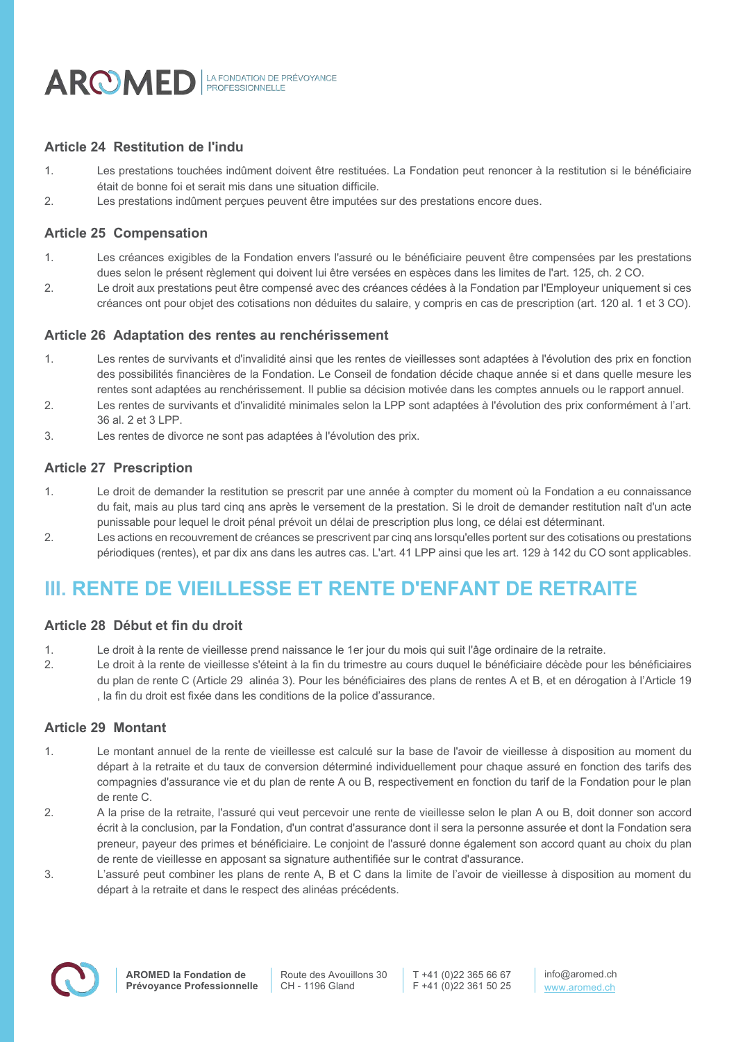### Article 24 Restitution de l'indu

1. Les prestations touchées indûment doivent être restituées. La Fondation peut renoncer à la restitution si le bénéficiaire était de bonne foi et serait mis dans une situation difficile.
2. Les prestations indûment perçues peuvent être imputées sur des prestations encore dues.

### Article 25 Compensation

1. Les créances exigibles de la Fondation envers l'assuré ou le bénéficiaire peuvent être compensées par les prestations dues selon le présent règlement qui doivent lui être versées en espèces dans les limites de l'art. 125, ch. 2 CO.
2. Le droit aux prestations peut être compensé avec des créances cédées à la Fondation par l'Employeur uniquement si ces créances ont pour objet des cotisations non déduites du salaire, y compris en cas de prescription (art. 120 al. 1 et 3 CO).

### Article 26 Adaptation des rentes au renchérissement

1. Les rentes de survivants et d'invalidité ainsi que les rentes de vieillesses sont adaptées à l'évolution des prix en fonction des possibilités financières de la Fondation. Le Conseil de fondation décide chaque année si et dans quelle mesure les rentes sont adaptées au renchérissement. Il publie sa décision motivée dans les comptes annuels ou le rapport annuel.
2. Les rentes de survivants et d'invalidité minimales selon la LPP sont adaptées à l'évolution des prix conformément à l'art. 36 al. 2 et 3 LPP.
3. Les rentes de divorce ne sont pas adaptées à l'évolution des prix.

### Article 27 Prescription

1. Le droit de demander la restitution se prescrit par une année à compter du moment où la Fondation a eu connaissance du fait, mais au plus tard cinq ans après le versement de la prestation. Si le droit de demander restitution naît d'un acte punissable pour lequel le droit pénal prévoit un délai de prescription plus long, ce délai est déterminant.
2. Les actions en recouvrement de créances se prescrivent par cinq ans lorsqu'elles portent sur des cotisations ou prestations périodiques (rentes), et par dix ans dans les autres cas. L'art. 41 LPP ainsi que les art. 129 à 142 du CO sont applicables.

## III. RENTE DE VIEILLESSE ET RENTE D'ENFANT DE RETRAITE

### Article 28 Début et fin du droit

1. Le droit à la rente de vieillesse prend naissance le 1er jour du mois qui suit l'âge ordinaire de la retraite.
2. Le droit à la rente de vieillesse s'éteint à la fin du trimestre au cours duquel le bénéficiaire décède pour les bénéficiaires du plan de rente C (Article 29 alinéa 3). Pour les bénéficiaires des plans de rentes A et B, et en dérogation à l'Article 19 , la fin du droit est fixée dans les conditions de la police d'assurance.

### Article 29 Montant

1. Le montant annuel de la rente de vieillesse est calculé sur la base de l'avoir de vieillesse à disposition au moment du départ à la retraite et du taux de conversion déterminé individuellement pour chaque assuré en fonction des tarifs des compagnies d'assurance vie et du plan de rente A ou B, respectivement en fonction du tarif de la Fondation pour le plan de rente C.
2. A la prise de la retraite, l'assuré qui veut percevoir une rente de vieillesse selon le plan A ou B, doit donner son accord écrit à la conclusion, par la Fondation, d'un contrat d'assurance dont il sera la personne assurée et dont la Fondation sera preneur, payeur des primes et bénéficiaire. Le conjoint de l'assuré donne également son accord quant au choix du plan de rente de vieillesse en apposant sa signature authentifiée sur le contrat d'assurance.
3. L'assuré peut combiner les plans de rente A, B et C dans la limite de l'avoir de vieillesse à disposition au moment du départ à la retraite et dans le respect des alinéas précédents.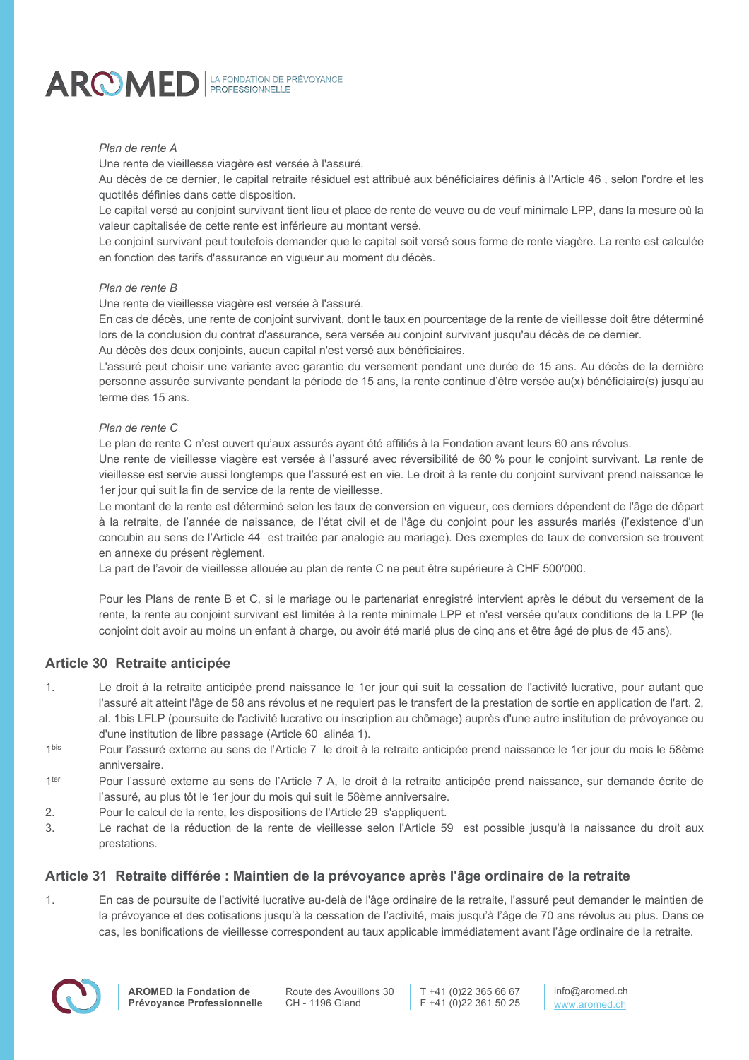*Plan de rente A*

Une rente de vieillesse viagère est versée à l'assuré.

Au décès de ce dernier, le capital retraite résiduel est attribué aux bénéficiaires définis à l'Article 46 , selon l'ordre et les quotités définies dans cette disposition.

Le capital versé au conjoint survivant tient lieu et place de rente de veuve ou de veuf minimale LPP, dans la mesure où la valeur capitalisée de cette rente est inférieure au montant versé.

Le conjoint survivant peut toutefois demander que le capital soit versé sous forme de rente viagère. La rente est calculée en fonction des tarifs d'assurance en vigueur au moment du décès.

*Plan de rente B*

Une rente de vieillesse viagère est versée à l'assuré.

En cas de décès, une rente de conjoint survivant, dont le taux en pourcentage de la rente de vieillesse doit être déterminé lors de la conclusion du contrat d'assurance, sera versée au conjoint survivant jusqu'au décès de ce dernier.

Au décès des deux conjoints, aucun capital n'est versé aux bénéficiaires.

L'assuré peut choisir une variante avec garantie du versement pendant une durée de 15 ans. Au décès de la dernière personne assurée survivante pendant la période de 15 ans, la rente continue d'être versée au(x) bénéficiaire(s) jusqu'au terme des 15 ans.

*Plan de rente C*

Le plan de rente C n'est ouvert qu'aux assurés ayant été affiliés à la Fondation avant leurs 60 ans révolus.

Une rente de vieillesse viagère est versée à l'assuré avec réversibilité de 60 % pour le conjoint survivant. La rente de vieillesse est servie aussi longtemps que l'assuré est en vie. Le droit à la rente du conjoint survivant prend naissance le 1er jour qui suit la fin de service de la rente de vieillesse.

Le montant de la rente est déterminé selon les taux de conversion en vigueur, ces derniers dépendent de l'âge de départ à la retraite, de l'année de naissance, de l'état civil et de l'âge du conjoint pour les assurés mariés (l'existence d'un concubin au sens de l'Article 44 est traitée par analogie au mariage). Des exemples de taux de conversion se trouvent en annexe du présent règlement.

La part de l'avoir de vieillesse allouée au plan de rente C ne peut être supérieure à CHF 500'000.

Pour les Plans de rente B et C, si le mariage ou le partenariat enregistré intervient après le début du versement de la rente, la rente au conjoint survivant est limitée à la rente minimale LPP et n'est versée qu'aux conditions de la LPP (le conjoint doit avoir au moins un enfant à charge, ou avoir été marié plus de cinq ans et être âgé de plus de 45 ans).

## Article 30 Retraite anticipée

1. Le droit à la retraite anticipée prend naissance le 1er jour qui suit la cessation de l'activité lucrative, pour autant que l'assuré ait atteint l'âge de 58 ans révolus et ne requiert pas le transfert de la prestation de sortie en application de l'art. 2, al. 1bis LFLP (poursuite de l'activité lucrative ou inscription au chômage) auprès d'une autre institution de prévoyance ou d'une institution de libre passage (Article 60 alinéa 1).

1bis Pour l'assuré externe au sens de l'Article 7 le droit à la retraite anticipée prend naissance le 1er jour du mois le 58ème anniversaire.

1ter Pour l'assuré externe au sens de l'Article 7 A, le droit à la retraite anticipée prend naissance, sur demande écrite de l'assuré, au plus tôt le 1er jour du mois qui suit le 58ème anniversaire.

2. Pour le calcul de la rente, les dispositions de l'Article 29 s'appliquent.
3. Le rachat de la réduction de la rente de vieillesse selon l'Article 59 est possible jusqu'à la naissance du droit aux prestations.

## Article 31 Retraite différée : Maintien de la prévoyance après l'âge ordinaire de la retraite

1. En cas de poursuite de l'activité lucrative au-delà de l'âge ordinaire de la retraite, l'assuré peut demander le maintien de la prévoyance et des cotisations jusqu'à la cessation de l'activité, mais jusqu'à l'âge de 70 ans révolus au plus. Dans ce cas, les bonifications de vieillesse correspondent au taux applicable immédiatement avant l'âge ordinaire de la retraite.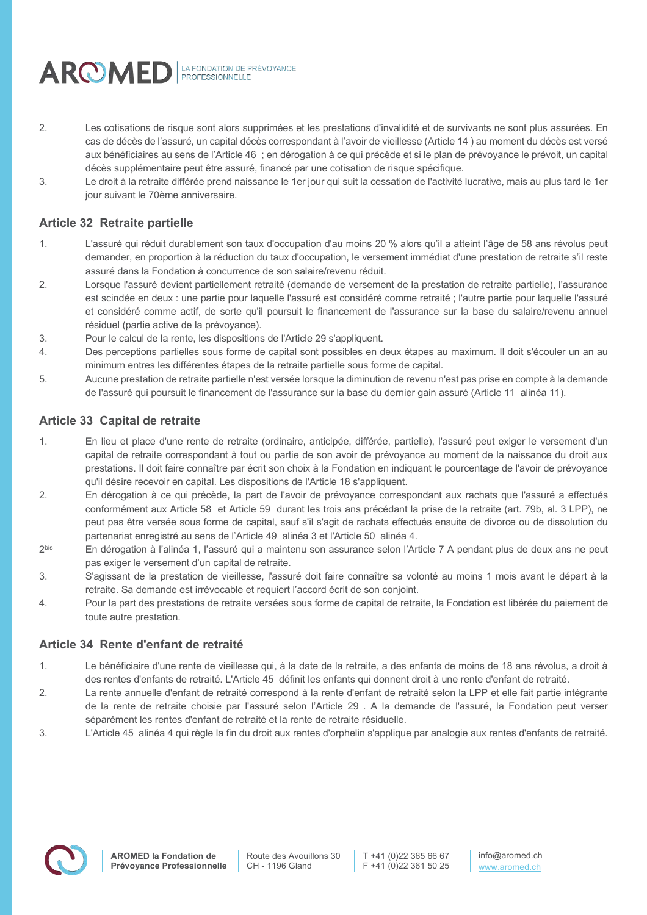2. Les cotisations de risque sont alors supprimées et les prestations d'invalidité et de survivants ne sont plus assurées. En cas de décès de l'assuré, un capital décès correspondant à l'avoir de vieillesse (Article 14 ) au moment du décès est versé aux bénéficiaires au sens de l'Article 46 ; en dérogation à ce qui précède et si le plan de prévoyance le prévoit, un capital décès supplémentaire peut être assuré, financé par une cotisation de risque spécifique.
3. Le droit à la retraite différée prend naissance le 1er jour qui suit la cessation de l'activité lucrative, mais au plus tard le 1er jour suivant le 70ème anniversaire.

## Article 32 Retraite partielle

1. L'assuré qui réduit durablement son taux d'occupation d'au moins 20 % alors qu'il a atteint l'âge de 58 ans révolus peut demander, en proportion à la réduction du taux d'occupation, le versement immédiat d'une prestation de retraite s'il reste assuré dans la Fondation à concurrence de son salaire/revenu réduit.
2. Lorsque l'assuré devient partiellement retraité (demande de versement de la prestation de retraite partielle), l'assurance est scindée en deux : une partie pour laquelle l'assuré est considéré comme retraité ; l'autre partie pour laquelle l'assuré et considéré comme actif, de sorte qu'il poursuit le financement de l'assurance sur la base du salaire/revenu annuel résiduel (partie active de la prévoyance).
3. Pour le calcul de la rente, les dispositions de l'Article 29 s'appliquent.
4. Des perceptions partielles sous forme de capital sont possibles en deux étapes au maximum. Il doit s'écouler un an au minimum entres les différentes étapes de la retraite partielle sous forme de capital.
5. Aucune prestation de retraite partielle n'est versée lorsque la diminution de revenu n'est pas prise en compte à la demande de l'assuré qui poursuit le financement de l'assurance sur la base du dernier gain assuré (Article 11 alinéa 11).

## Article 33 Capital de retraite

1. En lieu et place d'une rente de retraite (ordinaire, anticipée, différée, partielle), l'assuré peut exiger le versement d'un capital de retraite correspondant à tout ou partie de son avoir de prévoyance au moment de la naissance du droit aux prestations. Il doit faire connaître par écrit son choix à la Fondation en indiquant le pourcentage de l'avoir de prévoyance qu'il désire recevoir en capital. Les dispositions de l'Article 18 s'appliquent.
2. En dérogation à ce qui précède, la part de l'avoir de prévoyance correspondant aux rachats que l'assuré a effectués conformément aux Article 58 et Article 59 durant les trois ans précédant la prise de la retraite (art. 79b, al. 3 LPP), ne peut pas être versée sous forme de capital, sauf s'il s'agit de rachats effectués ensuite de divorce ou de dissolution du partenariat enregistré au sens de l'Article 49 alinéa 3 et l'Article 50 alinéa 4.

2bis En dérogation à l'alinéa 1, l'assuré qui a maintenu son assurance selon l'Article 7 A pendant plus de deux ans ne peut pas exiger le versement d'un capital de retraite.

3. S'agissant de la prestation de vieillesse, l'assuré doit faire connaître sa volonté au moins 1 mois avant le départ à la retraite. Sa demande est irrévocable et requiert l'accord écrit de son conjoint.
4. Pour la part des prestations de retraite versées sous forme de capital de retraite, la Fondation est libérée du paiement de toute autre prestation.

## Article 34 Rente d'enfant de retraité

1. Le bénéficiaire d'une rente de vieillesse qui, à la date de la retraite, a des enfants de moins de 18 ans révolus, a droit à des rentes d'enfants de retraité. L'Article 45 définit les enfants qui donnent droit à une rente d'enfant de retraité.
2. La rente annuelle d'enfant de retraité correspond à la rente d'enfant de retraité selon la LPP et elle fait partie intégrante de la rente de retraite choisie par l'assuré selon l'Article 29 . A la demande de l'assuré, la Fondation peut verser séparément les rentes d'enfant de retraité et la rente de retraite résiduelle.
3. L'Article 45 alinéa 4 qui règle la fin du droit aux rentes d'orphelin s'applique par analogie aux rentes d'enfants de retraité.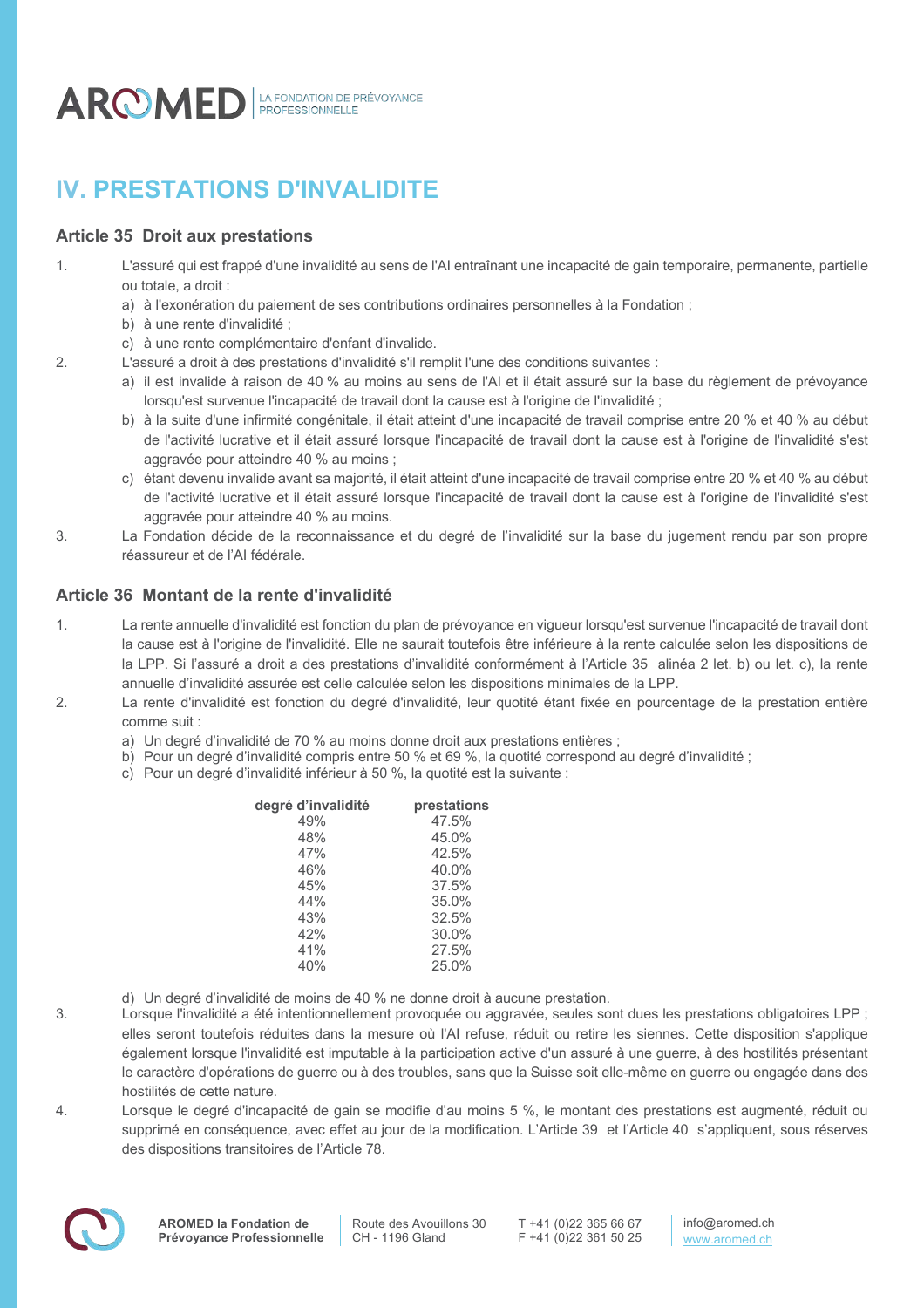# IV. PRESTATIONS D'INVALIDITE

### Article 35 Droit aux prestations

1. L'assuré qui est frappé d'une invalidité au sens de l'AI entraînant une incapacité de gain temporaire, permanente, partielle ou totale, a droit :
   a) à l'exonération du paiement de ses contributions ordinaires personnelles à la Fondation ;
   b) à une rente d'invalidité ;
   c) à une rente complémentaire d'enfant d'invalide.
2. L'assuré a droit à des prestations d'invalidité s'il remplit l'une des conditions suivantes :
   a) il est invalide à raison de 40 % au moins au sens de l'AI et il était assuré sur la base du règlement de prévoyance lorsqu'est survenue l'incapacité de travail dont la cause est à l'origine de l'invalidité ;
   b) à la suite d'une infirmité congénitale, il était atteint d'une incapacité de travail comprise entre 20 % et 40 % au début de l'activité lucrative et il était assuré lorsque l'incapacité de travail dont la cause est à l'origine de l'invalidité s'est aggravée pour atteindre 40 % au moins ;
   c) étant devenu invalide avant sa majorité, il était atteint d'une incapacité de travail comprise entre 20 % et 40 % au début de l'activité lucrative et il était assuré lorsque l'incapacité de travail dont la cause est à l'origine de l'invalidité s'est aggravée pour atteindre 40 % au moins.
3. La Fondation décide de la reconnaissance et du degré de l'invalidité sur la base du jugement rendu par son propre réassureur et de l'AI fédérale.

### Article 36 Montant de la rente d'invalidité

1. La rente annuelle d'invalidité est fonction du plan de prévoyance en vigueur lorsqu'est survenue l'incapacité de travail dont la cause est à l'origine de l'invalidité. Elle ne saurait toutefois être inférieure à la rente calculée selon les dispositions de la LPP. Si l'assuré a droit a des prestations d'invalidité conformément à l'Article 35 alinéa 2 let. b) ou let. c), la rente annuelle d'invalidité assurée est celle calculée selon les dispositions minimales de la LPP.
2. La rente d'invalidité est fonction du degré d'invalidité, leur quotité étant fixée en pourcentage de la prestation entière comme suit :
   a) Un degré d'invalidité de 70 % au moins donne droit aux prestations entières ;
   b) Pour un degré d'invalidité compris entre 50 % et 69 %, la quotité correspond au degré d'invalidité ;
   c) Pour un degré d'invalidité inférieur à 50 %, la quotité est la suivante :

| degré d'invalidité | prestations |
|---|---|
| 49% | 47.5% |
| 48% | 45.0% |
| 47% | 42.5% |
| 46% | 40.0% |
| 45% | 37.5% |
| 44% | 35.0% |
| 43% | 32.5% |
| 42% | 30.0% |
| 41% | 27.5% |
| 40% | 25.0% |

   d) Un degré d'invalidité de moins de 40 % ne donne droit à aucune prestation.
3. Lorsque l'invalidité a été intentionnellement provoquée ou aggravée, seules sont dues les prestations obligatoires LPP ; elles seront toutefois réduites dans la mesure où l'AI refuse, réduit ou retire les siennes. Cette disposition s'applique également lorsque l'invalidité est imputable à la participation active d'un assuré à une guerre, à des hostilités présentant le caractère d'opérations de guerre ou à des troubles, sans que la Suisse soit elle-même en guerre ou engagée dans des hostilités de cette nature.
4. Lorsque le degré d'incapacité de gain se modifie d'au moins 5 %, le montant des prestations est augmenté, réduit ou supprimé en conséquence, avec effet au jour de la modification. L'Article 39 et l'Article 40 s'appliquent, sous réserves des dispositions transitoires de l'Article 78.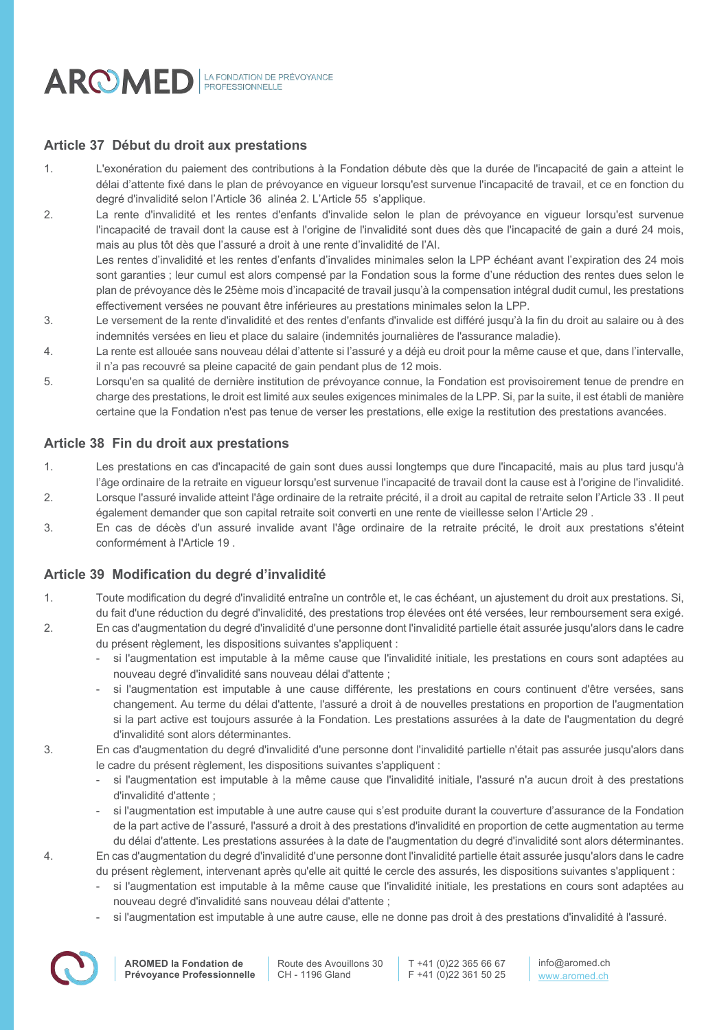## Article 37 Début du droit aux prestations

1. L'exonération du paiement des contributions à la Fondation débute dès que la durée de l'incapacité de gain a atteint le délai d'attente fixé dans le plan de prévoyance en vigueur lorsqu'est survenue l'incapacité de travail, et ce en fonction du degré d'invalidité selon l'Article 36 alinéa 2. L'Article 55 s'applique.
2. La rente d'invalidité et les rentes d'enfants d'invalide selon le plan de prévoyance en vigueur lorsqu'est survenue l'incapacité de travail dont la cause est à l'origine de l'invalidité sont dues dès que l'incapacité de gain a duré 24 mois, mais au plus tôt dès que l'assuré a droit à une rente d'invalidité de l'AI.
   Les rentes d'invalidité et les rentes d'enfants d'invalides minimales selon la LPP échéant avant l'expiration des 24 mois sont garanties ; leur cumul est alors compensé par la Fondation sous la forme d'une réduction des rentes dues selon le plan de prévoyance dès le 25ème mois d'incapacité de travail jusqu'à la compensation intégral dudit cumul, les prestations effectivement versées ne pouvant être inférieures au prestations minimales selon la LPP.
3. Le versement de la rente d'invalidité et des rentes d'enfants d'invalide est différé jusqu'à la fin du droit au salaire ou à des indemnités versées en lieu et place du salaire (indemnités journalières de l'assurance maladie).
4. La rente est allouée sans nouveau délai d'attente si l'assuré y a déjà eu droit pour la même cause et que, dans l'intervalle, il n'a pas recouvré sa pleine capacité de gain pendant plus de 12 mois.
5. Lorsqu'en sa qualité de dernière institution de prévoyance connue, la Fondation est provisoirement tenue de prendre en charge des prestations, le droit est limité aux seules exigences minimales de la LPP. Si, par la suite, il est établi de manière certaine que la Fondation n'est pas tenue de verser les prestations, elle exige la restitution des prestations avancées.

## Article 38 Fin du droit aux prestations

1. Les prestations en cas d'incapacité de gain sont dues aussi longtemps que dure l'incapacité, mais au plus tard jusqu'à l'âge ordinaire de la retraite en vigueur lorsqu'est survenue l'incapacité de travail dont la cause est à l'origine de l'invalidité.
2. Lorsque l'assuré invalide atteint l'âge ordinaire de la retraite précité, il a droit au capital de retraite selon l'Article 33 . Il peut également demander que son capital retraite soit converti en une rente de vieillesse selon l'Article 29 .
3. En cas de décès d'un assuré invalide avant l'âge ordinaire de la retraite précité, le droit aux prestations s'éteint conformément à l'Article 19 .

## Article 39 Modification du degré d'invalidité

1. Toute modification du degré d'invalidité entraîne un contrôle et, le cas échéant, un ajustement du droit aux prestations. Si, du fait d'une réduction du degré d'invalidité, des prestations trop élevées ont été versées, leur remboursement sera exigé.
2. En cas d'augmentation du degré d'invalidité d'une personne dont l'invalidité partielle était assurée jusqu'alors dans le cadre du présent règlement, les dispositions suivantes s'appliquent :
   - si l'augmentation est imputable à la même cause que l'invalidité initiale, les prestations en cours sont adaptées au nouveau degré d'invalidité sans nouveau délai d'attente ;
   - si l'augmentation est imputable à une cause différente, les prestations en cours continuent d'être versées, sans changement. Au terme du délai d'attente, l'assuré a droit à de nouvelles prestations en proportion de l'augmentation si la part active est toujours assurée à la Fondation. Les prestations assurées à la date de l'augmentation du degré d'invalidité sont alors déterminantes.
3. En cas d'augmentation du degré d'invalidité d'une personne dont l'invalidité partielle n'était pas assurée jusqu'alors dans le cadre du présent règlement, les dispositions suivantes s'appliquent :
   - si l'augmentation est imputable à la même cause que l'invalidité initiale, l'assuré n'a aucun droit à des prestations d'invalidité d'attente ;
   - si l'augmentation est imputable à une autre cause qui s'est produite durant la couverture d'assurance de la Fondation de la part active de l'assuré, l'assuré a droit à des prestations d'invalidité en proportion de cette augmentation au terme du délai d'attente. Les prestations assurées à la date de l'augmentation du degré d'invalidité sont alors déterminantes.
4. En cas d'augmentation du degré d'invalidité d'une personne dont l'invalidité partielle était assurée jusqu'alors dans le cadre du présent règlement, intervenant après qu'elle ait quitté le cercle des assurés, les dispositions suivantes s'appliquent :
   - si l'augmentation est imputable à la même cause que l'invalidité initiale, les prestations en cours sont adaptées au nouveau degré d'invalidité sans nouveau délai d'attente ;
   - si l'augmentation est imputable à une autre cause, elle ne donne pas droit à des prestations d'invalidité à l'assuré.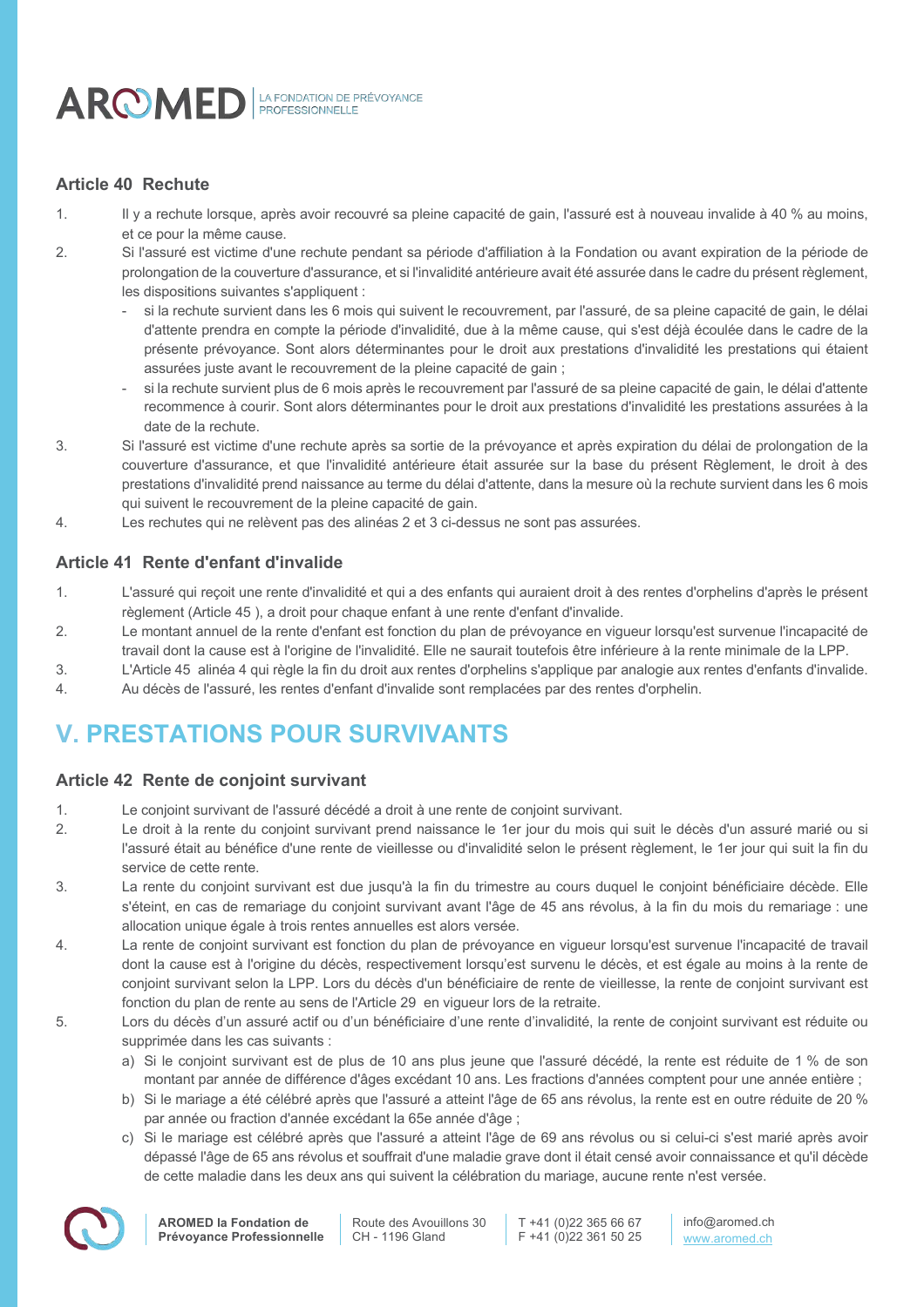### Article 40 Rechute

1. Il y a rechute lorsque, après avoir recouvré sa pleine capacité de gain, l'assuré est à nouveau invalide à 40 % au moins, et ce pour la même cause.
2. Si l'assuré est victime d'une rechute pendant sa période d'affiliation à la Fondation ou avant expiration de la période de prolongation de la couverture d'assurance, et si l'invalidité antérieure avait été assurée dans le cadre du présent règlement, les dispositions suivantes s'appliquent :
   - si la rechute survient dans les 6 mois qui suivent le recouvrement, par l'assuré, de sa pleine capacité de gain, le délai d'attente prendra en compte la période d'invalidité, due à la même cause, qui s'est déjà écoulée dans le cadre de la présente prévoyance. Sont alors déterminantes pour le droit aux prestations d'invalidité les prestations qui étaient assurées juste avant le recouvrement de la pleine capacité de gain ;
   - si la rechute survient plus de 6 mois après le recouvrement par l'assuré de sa pleine capacité de gain, le délai d'attente recommence à courir. Sont alors déterminantes pour le droit aux prestations d'invalidité les prestations assurées à la date de la rechute.
3. Si l'assuré est victime d'une rechute après sa sortie de la prévoyance et après expiration du délai de prolongation de la couverture d'assurance, et que l'invalidité antérieure était assurée sur la base du présent Règlement, le droit à des prestations d'invalidité prend naissance au terme du délai d'attente, dans la mesure où la rechute survient dans les 6 mois qui suivent le recouvrement de la pleine capacité de gain.
4. Les rechutes qui ne relèvent pas des alinéas 2 et 3 ci-dessus ne sont pas assurées.

### Article 41 Rente d'enfant d'invalide

1. L'assuré qui reçoit une rente d'invalidité et qui a des enfants qui auraient droit à des rentes d'orphelins d'après le présent règlement (Article 45 ), a droit pour chaque enfant à une rente d'enfant d'invalide.
2. Le montant annuel de la rente d'enfant est fonction du plan de prévoyance en vigueur lorsqu'est survenue l'incapacité de travail dont la cause est à l'origine de l'invalidité. Elle ne saurait toutefois être inférieure à la rente minimale de la LPP.
3. L'Article 45 alinéa 4 qui règle la fin du droit aux rentes d'orphelins s'applique par analogie aux rentes d'enfants d'invalide.
4. Au décès de l'assuré, les rentes d'enfant d'invalide sont remplacées par des rentes d'orphelin.

## V. PRESTATIONS POUR SURVIVANTS

### Article 42 Rente de conjoint survivant

1. Le conjoint survivant de l'assuré décédé a droit à une rente de conjoint survivant.
2. Le droit à la rente du conjoint survivant prend naissance le 1er jour du mois qui suit le décès d'un assuré marié ou si l'assuré était au bénéfice d'une rente de vieillesse ou d'invalidité selon le présent règlement, le 1er jour qui suit la fin du service de cette rente.
3. La rente du conjoint survivant est due jusqu'à la fin du trimestre au cours duquel le conjoint bénéficiaire décède. Elle s'éteint, en cas de remariage du conjoint survivant avant l'âge de 45 ans révolus, à la fin du mois du remariage : une allocation unique égale à trois rentes annuelles est alors versée.
4. La rente de conjoint survivant est fonction du plan de prévoyance en vigueur lorsqu'est survenue l'incapacité de travail dont la cause est à l'origine du décès, respectivement lorsqu'est survenu le décès, et est égale au moins à la rente de conjoint survivant selon la LPP. Lors du décès d'un bénéficiaire de rente de vieillesse, la rente de conjoint survivant est fonction du plan de rente au sens de l'Article 29 en vigueur lors de la retraite.
5. Lors du décès d'un assuré actif ou d'un bénéficiaire d'une rente d'invalidité, la rente de conjoint survivant est réduite ou supprimée dans les cas suivants :
   a) Si le conjoint survivant est de plus de 10 ans plus jeune que l'assuré décédé, la rente est réduite de 1 % de son montant par année de différence d'âges excédant 10 ans. Les fractions d'années comptent pour une année entière ;
   b) Si le mariage a été célébré après que l'assuré a atteint l'âge de 65 ans révolus, la rente est en outre réduite de 20 % par année ou fraction d'année excédant la 65e année d'âge ;
   c) Si le mariage est célébré après que l'assuré a atteint l'âge de 69 ans révolus ou si celui-ci s'est marié après avoir dépassé l'âge de 65 ans révolus et souffrait d'une maladie grave dont il était censé avoir connaissance et qu'il décède de cette maladie dans les deux ans qui suivent la célébration du mariage, aucune rente n'est versée.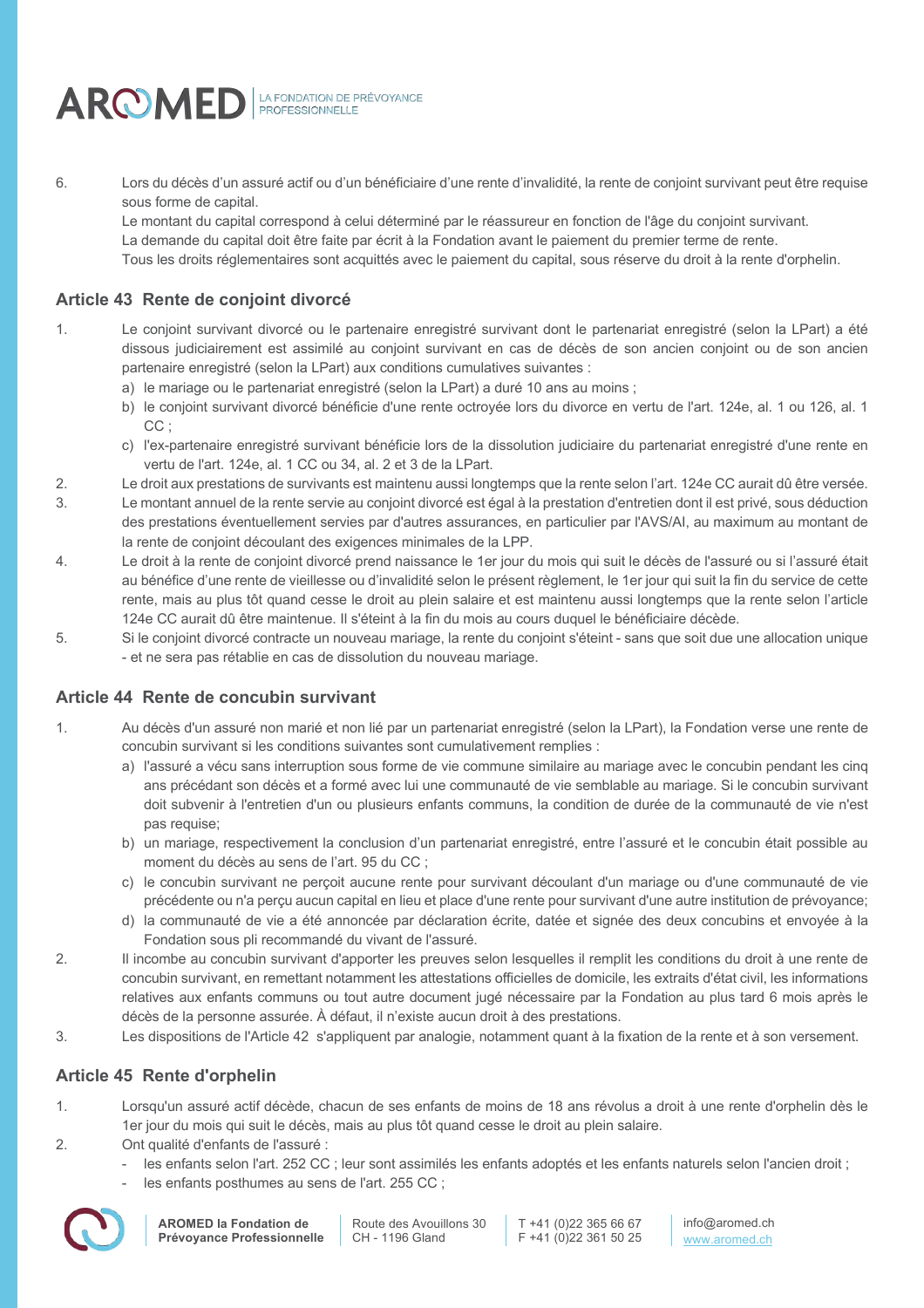6. Lors du décès d'un assuré actif ou d'un bénéficiaire d'une rente d'invalidité, la rente de conjoint survivant peut être requise sous forme de capital.
   Le montant du capital correspond à celui déterminé par le réassureur en fonction de l'âge du conjoint survivant.
   La demande du capital doit être faite par écrit à la Fondation avant le paiement du premier terme de rente.
   Tous les droits réglementaires sont acquittés avec le paiement du capital, sous réserve du droit à la rente d'orphelin.

### Article 43 Rente de conjoint divorcé

1. Le conjoint survivant divorcé ou le partenaire enregistré survivant dont le partenariat enregistré (selon la LPart) a été dissous judiciairement est assimilé au conjoint survivant en cas de décès de son ancien conjoint ou de son ancien partenaire enregistré (selon la LPart) aux conditions cumulatives suivantes :
   a) le mariage ou le partenariat enregistré (selon la LPart) a duré 10 ans au moins ;
   b) le conjoint survivant divorcé bénéficie d'une rente octroyée lors du divorce en vertu de l'art. 124e, al. 1 ou 126, al. 1 CC ;
   c) l'ex-partenaire enregistré survivant bénéficie lors de la dissolution judiciaire du partenariat enregistré d'une rente en vertu de l'art. 124e, al. 1 CC ou 34, al. 2 et 3 de la LPart.
2. Le droit aux prestations de survivants est maintenu aussi longtemps que la rente selon l'art. 124e CC aurait dû être versée.
3. Le montant annuel de la rente servie au conjoint divorcé est égal à la prestation d'entretien dont il est privé, sous déduction des prestations éventuellement servies par d'autres assurances, en particulier par l'AVS/AI, au maximum au montant de la rente de conjoint découlant des exigences minimales de la LPP.
4. Le droit à la rente de conjoint divorcé prend naissance le 1er jour du mois qui suit le décès de l'assuré ou si l'assuré était au bénéfice d'une rente de vieillesse ou d'invalidité selon le présent règlement, le 1er jour qui suit la fin du service de cette rente, mais au plus tôt quand cesse le droit au plein salaire et est maintenu aussi longtemps que la rente selon l'article 124e CC aurait dû être maintenue. Il s'éteint à la fin du mois au cours duquel le bénéficiaire décède.
5. Si le conjoint divorcé contracte un nouveau mariage, la rente du conjoint s'éteint - sans que soit due une allocation unique - et ne sera pas rétablie en cas de dissolution du nouveau mariage.

### Article 44 Rente de concubin survivant

1. Au décès d'un assuré non marié et non lié par un partenariat enregistré (selon la LPart), la Fondation verse une rente de concubin survivant si les conditions suivantes sont cumulativement remplies :
   a) l'assuré a vécu sans interruption sous forme de vie commune similaire au mariage avec le concubin pendant les cinq ans précédant son décès et a formé avec lui une communauté de vie semblable au mariage. Si le concubin survivant doit subvenir à l'entretien d'un ou plusieurs enfants communs, la condition de durée de la communauté de vie n'est pas requise;
   b) un mariage, respectivement la conclusion d'un partenariat enregistré, entre l'assuré et le concubin était possible au moment du décès au sens de l'art. 95 du CC ;
   c) le concubin survivant ne perçoit aucune rente pour survivant découlant d'un mariage ou d'une communauté de vie précédente ou n'a perçu aucun capital en lieu et place d'une rente pour survivant d'une autre institution de prévoyance;
   d) la communauté de vie a été annoncée par déclaration écrite, datée et signée des deux concubins et envoyée à la Fondation sous pli recommandé du vivant de l'assuré.
2. Il incombe au concubin survivant d'apporter les preuves selon lesquelles il remplit les conditions du droit à une rente de concubin survivant, en remettant notamment les attestations officielles de domicile, les extraits d'état civil, les informations relatives aux enfants communs ou tout autre document jugé nécessaire par la Fondation au plus tard 6 mois après le décès de la personne assurée. À défaut, il n'existe aucun droit à des prestations.
3. Les dispositions de l'Article 42 s'appliquent par analogie, notamment quant à la fixation de la rente et à son versement.

### Article 45 Rente d'orphelin

1. Lorsqu'un assuré actif décède, chacun de ses enfants de moins de 18 ans révolus a droit à une rente d'orphelin dès le 1er jour du mois qui suit le décès, mais au plus tôt quand cesse le droit au plein salaire.
2. Ont qualité d'enfants de l'assuré :
   - les enfants selon l'art. 252 CC ; leur sont assimilés les enfants adoptés et les enfants naturels selon l'ancien droit ;
   - les enfants posthumes au sens de l'art. 255 CC ;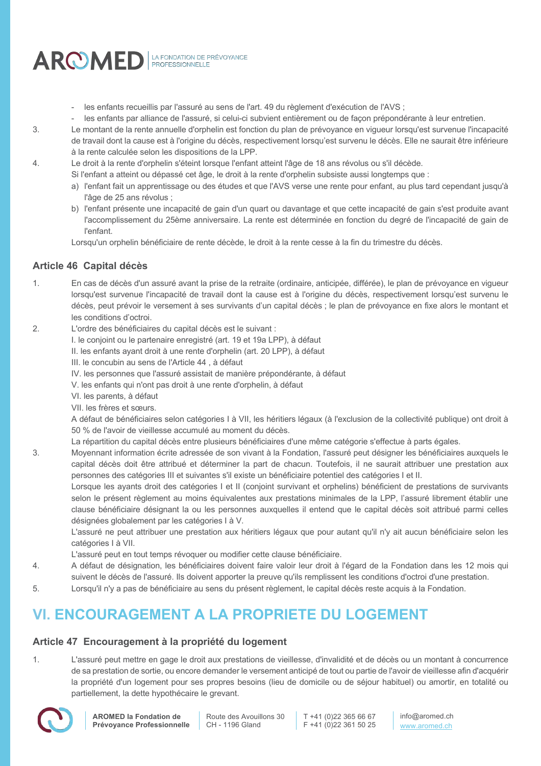- les enfants recueillis par l'assuré au sens de l'art. 49 du règlement d'exécution de l'AVS ;
- les enfants par alliance de l'assuré, si celui-ci subvient entièrement ou de façon prépondérante à leur entretien.

3. Le montant de la rente annuelle d'orphelin est fonction du plan de prévoyance en vigueur lorsqu'est survenue l'incapacité de travail dont la cause est à l'origine du décès, respectivement lorsqu'est survenu le décès. Elle ne saurait être inférieure à la rente calculée selon les dispositions de la LPP.

4. Le droit à la rente d'orphelin s'éteint lorsque l'enfant atteint l'âge de 18 ans révolus ou s'il décède.
   Si l'enfant a atteint ou dépassé cet âge, le droit à la rente d'orphelin subsiste aussi longtemps que :
   a) l'enfant fait un apprentissage ou des études et que l'AVS verse une rente pour enfant, au plus tard cependant jusqu'à l'âge de 25 ans révolus ;
   b) l'enfant présente une incapacité de gain d'un quart ou davantage et que cette incapacité de gain s'est produite avant l'accomplissement du 25ème anniversaire. La rente est déterminée en fonction du degré de l'incapacité de gain de l'enfant.

   Lorsqu'un orphelin bénéficiaire de rente décède, le droit à la rente cesse à la fin du trimestre du décès.

### Article 46 Capital décès

1. En cas de décès d'un assuré avant la prise de la retraite (ordinaire, anticipée, différée), le plan de prévoyance en vigueur lorsqu'est survenue l'incapacité de travail dont la cause est à l'origine du décès, respectivement lorsqu'est survenu le décès, peut prévoir le versement à ses survivants d'un capital décès ; le plan de prévoyance en fixe alors le montant et les conditions d'octroi.

2. L'ordre des bénéficiaires du capital décès est le suivant :
   I. le conjoint ou le partenaire enregistré (art. 19 et 19a LPP), à défaut
   II. les enfants ayant droit à une rente d'orphelin (art. 20 LPP), à défaut
   III. le concubin au sens de l'Article 44 , à défaut
   IV. les personnes que l'assuré assistait de manière prépondérante, à défaut
   V. les enfants qui n'ont pas droit à une rente d'orphelin, à défaut
   VI. les parents, à défaut
   VII. les frères et sœurs.

   A défaut de bénéficiaires selon catégories I à VII, les héritiers légaux (à l'exclusion de la collectivité publique) ont droit à 50 % de l'avoir de vieillesse accumulé au moment du décès.

   La répartition du capital décès entre plusieurs bénéficiaires d'une même catégorie s'effectue à parts égales.

3. Moyennant information écrite adressée de son vivant à la Fondation, l'assuré peut désigner les bénéficiaires auxquels le capital décès doit être attribué et déterminer la part de chacun. Toutefois, il ne saurait attribuer une prestation aux personnes des catégories III et suivantes s'il existe un bénéficiaire potentiel des catégories I et II.

   Lorsque les ayants droit des catégories I et II (conjoint survivant et orphelins) bénéficient de prestations de survivants selon le présent règlement au moins équivalentes aux prestations minimales de la LPP, l'assuré librement établir une clause bénéficiaire désignant la ou les personnes auxquelles il entend que le capital décès soit attribué parmi celles désignées globalement par les catégories I à V.

   L'assuré ne peut attribuer une prestation aux héritiers légaux que pour autant qu'il n'y ait aucun bénéficiaire selon les catégories I à VII.

   L'assuré peut en tout temps révoquer ou modifier cette clause bénéficiaire.

4. A défaut de désignation, les bénéficiaires doivent faire valoir leur droit à l'égard de la Fondation dans les 12 mois qui suivent le décès de l'assuré. Ils doivent apporter la preuve qu'ils remplissent les conditions d'octroi d'une prestation.

5. Lorsqu'il n'y a pas de bénéficiaire au sens du présent règlement, le capital décès reste acquis à la Fondation.

## VI. ENCOURAGEMENT A LA PROPRIETE DU LOGEMENT

### Article 47 Encouragement à la propriété du logement

1. L'assuré peut mettre en gage le droit aux prestations de vieillesse, d'invalidité et de décès ou un montant à concurrence de sa prestation de sortie, ou encore demander le versement anticipé de tout ou partie de l'avoir de vieillesse afin d'acquérir la propriété d'un logement pour ses propres besoins (lieu de domicile ou de séjour habituel) ou amortir, en totalité ou partiellement, la dette hypothécaire le grevant.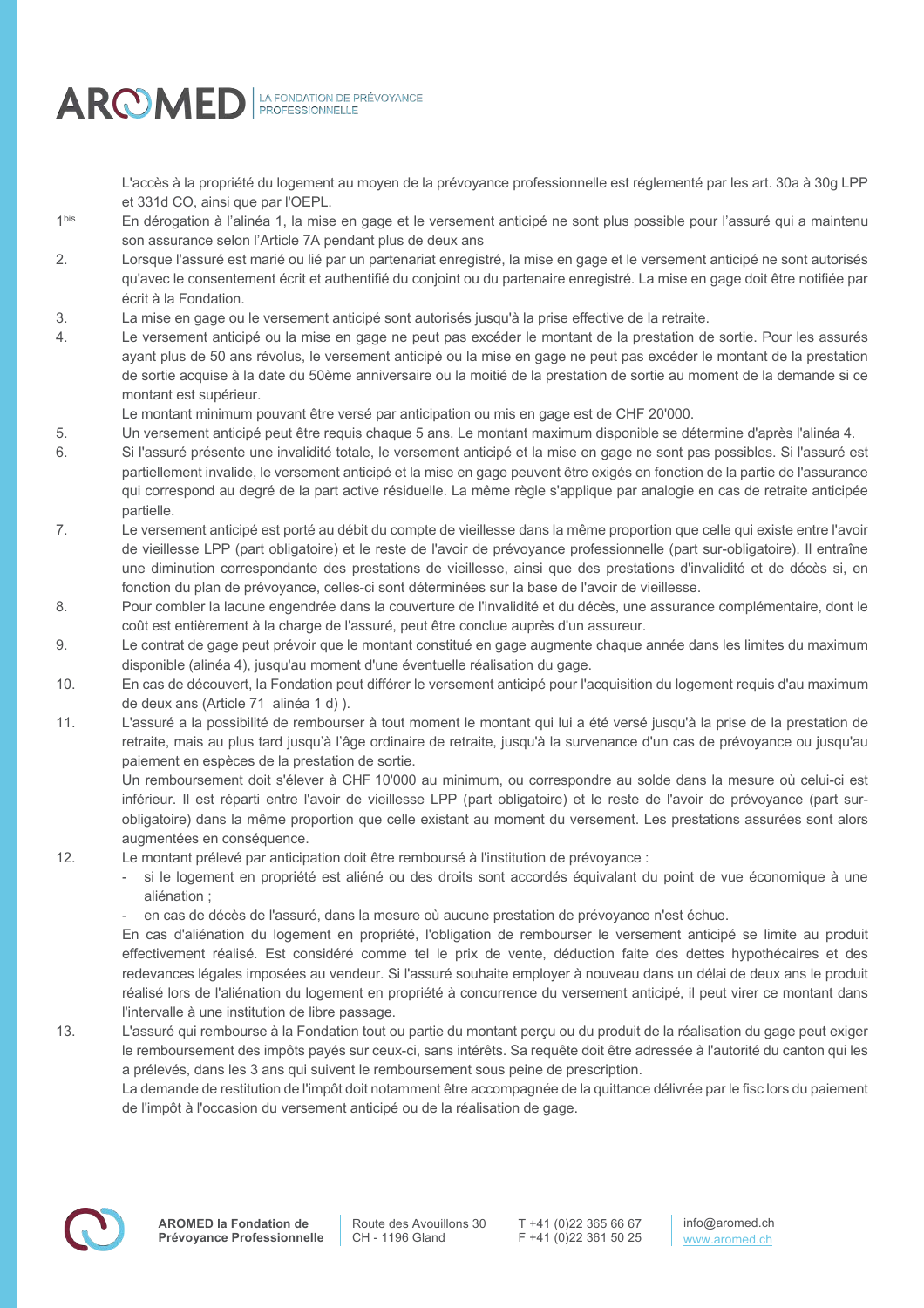L'accès à la propriété du logement au moyen de la prévoyance professionnelle est réglementé par les art. 30a à 30g LPP et 331d CO, ainsi que par l'OEPL.

1bis En dérogation à l'alinéa 1, la mise en gage et le versement anticipé ne sont plus possible pour l'assuré qui a maintenu son assurance selon l'Article 7A pendant plus de deux ans

2. Lorsque l'assuré est marié ou lié par un partenariat enregistré, la mise en gage et le versement anticipé ne sont autorisés qu'avec le consentement écrit et authentifié du conjoint ou du partenaire enregistré. La mise en gage doit être notifiée par écrit à la Fondation.

3. La mise en gage ou le versement anticipé sont autorisés jusqu'à la prise effective de la retraite.

4. Le versement anticipé ou la mise en gage ne peut pas excéder le montant de la prestation de sortie. Pour les assurés ayant plus de 50 ans révolus, le versement anticipé ou la mise en gage ne peut pas excéder le montant de la prestation de sortie acquise à la date du 50ème anniversaire ou la moitié de la prestation de sortie au moment de la demande si ce montant est supérieur.

   Le montant minimum pouvant être versé par anticipation ou mis en gage est de CHF 20'000.

5. Un versement anticipé peut être requis chaque 5 ans. Le montant maximum disponible se détermine d'après l'alinéa 4.

6. Si l'assuré présente une invalidité totale, le versement anticipé et la mise en gage ne sont pas possibles. Si l'assuré est partiellement invalide, le versement anticipé et la mise en gage peuvent être exigés en fonction de la partie de l'assurance qui correspond au degré de la part active résiduelle. La même règle s'applique par analogie en cas de retraite anticipée partielle.

7. Le versement anticipé est porté au débit du compte de vieillesse dans la même proportion que celle qui existe entre l'avoir de vieillesse LPP (part obligatoire) et le reste de l'avoir de prévoyance professionnelle (part sur-obligatoire). Il entraîne une diminution correspondante des prestations de vieillesse, ainsi que des prestations d'invalidité et de décès si, en fonction du plan de prévoyance, celles-ci sont déterminées sur la base de l'avoir de vieillesse.

8. Pour combler la lacune engendrée dans la couverture de l'invalidité et du décès, une assurance complémentaire, dont le coût est entièrement à la charge de l'assuré, peut être conclue auprès d'un assureur.

9. Le contrat de gage peut prévoir que le montant constitué en gage augmente chaque année dans les limites du maximum disponible (alinéa 4), jusqu'au moment d'une éventuelle réalisation du gage.

10. En cas de découvert, la Fondation peut différer le versement anticipé pour l'acquisition du logement requis d'au maximum de deux ans (Article 71 alinéa 1 d) ).

11. L'assuré a la possibilité de rembourser à tout moment le montant qui lui a été versé jusqu'à la prise de la prestation de retraite, mais au plus tard jusqu'à l'âge ordinaire de retraite, jusqu'à la survenance d'un cas de prévoyance ou jusqu'au paiement en espèces de la prestation de sortie.

    Un remboursement doit s'élever à CHF 10'000 au minimum, ou correspondre au solde dans la mesure où celui-ci est inférieur. Il est réparti entre l'avoir de vieillesse LPP (part obligatoire) et le reste de l'avoir de prévoyance (part sur-obligatoire) dans la même proportion que celle existant au moment du versement. Les prestations assurées sont alors augmentées en conséquence.

12. Le montant prélevé par anticipation doit être remboursé à l'institution de prévoyance :
    - si le logement en propriété est aliéné ou des droits sont accordés équivalant du point de vue économique à une aliénation ;
    - en cas de décès de l'assuré, dans la mesure où aucune prestation de prévoyance n'est échue.

    En cas d'aliénation du logement en propriété, l'obligation de rembourser le versement anticipé se limite au produit effectivement réalisé. Est considéré comme tel le prix de vente, déduction faite des dettes hypothécaires et des redevances légales imposées au vendeur. Si l'assuré souhaite employer à nouveau dans un délai de deux ans le produit réalisé lors de l'aliénation du logement en propriété à concurrence du versement anticipé, il peut virer ce montant dans l'intervalle à une institution de libre passage.

13. L'assuré qui rembourse à la Fondation tout ou partie du montant perçu ou du produit de la réalisation du gage peut exiger le remboursement des impôts payés sur ceux-ci, sans intérêts. Sa requête doit être adressée à l'autorité du canton qui les a prélevés, dans les 3 ans qui suivent le remboursement sous peine de prescription.

    La demande de restitution de l'impôt doit notamment être accompagnée de la quittance délivrée par le fisc lors du paiement de l'impôt à l'occasion du versement anticipé ou de la réalisation de gage.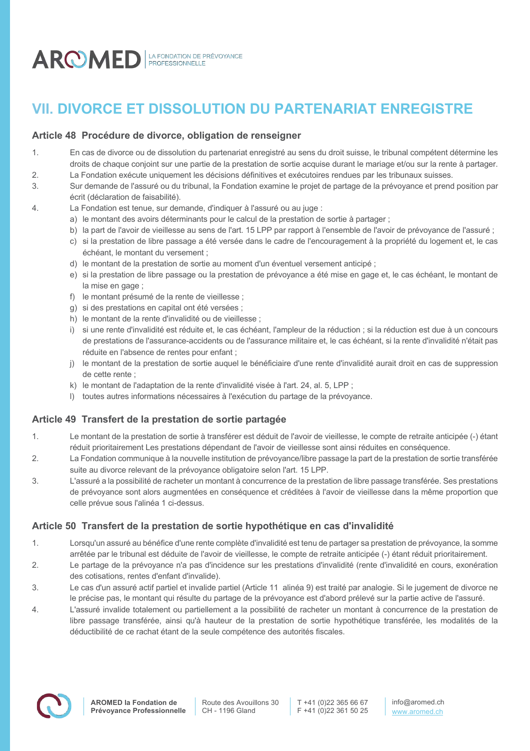# VII. DIVORCE ET DISSOLUTION DU PARTENARIAT ENREGISTRE

### Article 48 Procédure de divorce, obligation de renseigner

1. En cas de divorce ou de dissolution du partenariat enregistré au sens du droit suisse, le tribunal compétent détermine les droits de chaque conjoint sur une partie de la prestation de sortie acquise durant le mariage et/ou sur la rente à partager.
2. La Fondation exécute uniquement les décisions définitives et exécutoires rendues par les tribunaux suisses.
3. Sur demande de l'assuré ou du tribunal, la Fondation examine le projet de partage de la prévoyance et prend position par écrit (déclaration de faisabilité).
4. La Fondation est tenue, sur demande, d'indiquer à l'assuré ou au juge :
   a) le montant des avoirs déterminants pour le calcul de la prestation de sortie à partager ;
   b) la part de l'avoir de vieillesse au sens de l'art. 15 LPP par rapport à l'ensemble de l'avoir de prévoyance de l'assuré ;
   c) si la prestation de libre passage a été versée dans le cadre de l'encouragement à la propriété du logement et, le cas échéant, le montant du versement ;
   d) le montant de la prestation de sortie au moment d'un éventuel versement anticipé ;
   e) si la prestation de libre passage ou la prestation de prévoyance a été mise en gage et, le cas échéant, le montant de la mise en gage ;
   f) le montant présumé de la rente de vieillesse ;
   g) si des prestations en capital ont été versées ;
   h) le montant de la rente d'invalidité ou de vieillesse ;
   i) si une rente d'invalidité est réduite et, le cas échéant, l'ampleur de la réduction ; si la réduction est due à un concours de prestations de l'assurance-accidents ou de l'assurance militaire et, le cas échéant, si la rente d'invalidité n'était pas réduite en l'absence de rentes pour enfant ;
   j) le montant de la prestation de sortie auquel le bénéficiaire d'une rente d'invalidité aurait droit en cas de suppression de cette rente ;
   k) le montant de l'adaptation de la rente d'invalidité visée à l'art. 24, al. 5, LPP ;
   l) toutes autres informations nécessaires à l'exécution du partage de la prévoyance.

### Article 49 Transfert de la prestation de sortie partagée

1. Le montant de la prestation de sortie à transférer est déduit de l'avoir de vieillesse, le compte de retraite anticipée (-) étant réduit prioritairement Les prestations dépendant de l'avoir de vieillesse sont ainsi réduites en conséquence.
2. La Fondation communique à la nouvelle institution de prévoyance/libre passage la part de la prestation de sortie transférée suite au divorce relevant de la prévoyance obligatoire selon l'art. 15 LPP.
3. L'assuré a la possibilité de racheter un montant à concurrence de la prestation de libre passage transférée. Ses prestations de prévoyance sont alors augmentées en conséquence et créditées à l'avoir de vieillesse dans la même proportion que celle prévue sous l'alinéa 1 ci-dessus.

### Article 50 Transfert de la prestation de sortie hypothétique en cas d'invalidité

1. Lorsqu'un assuré au bénéfice d'une rente complète d'invalidité est tenu de partager sa prestation de prévoyance, la somme arrêtée par le tribunal est déduite de l'avoir de vieillesse, le compte de retraite anticipée (-) étant réduit prioritairement.
2. Le partage de la prévoyance n'a pas d'incidence sur les prestations d'invalidité (rente d'invalidité en cours, exonération des cotisations, rentes d'enfant d'invalide).
3. Le cas d'un assuré actif partiel et invalide partiel (Article 11 alinéa 9) est traité par analogie. Si le jugement de divorce ne le précise pas, le montant qui résulte du partage de la prévoyance est d'abord prélevé sur la partie active de l'assuré.
4. L'assuré invalide totalement ou partiellement a la possibilité de racheter un montant à concurrence de la prestation de libre passage transférée, ainsi qu'à hauteur de la prestation de sortie hypothétique transférée, les modalités de la déductibilité de ce rachat étant de la seule compétence des autorités fiscales.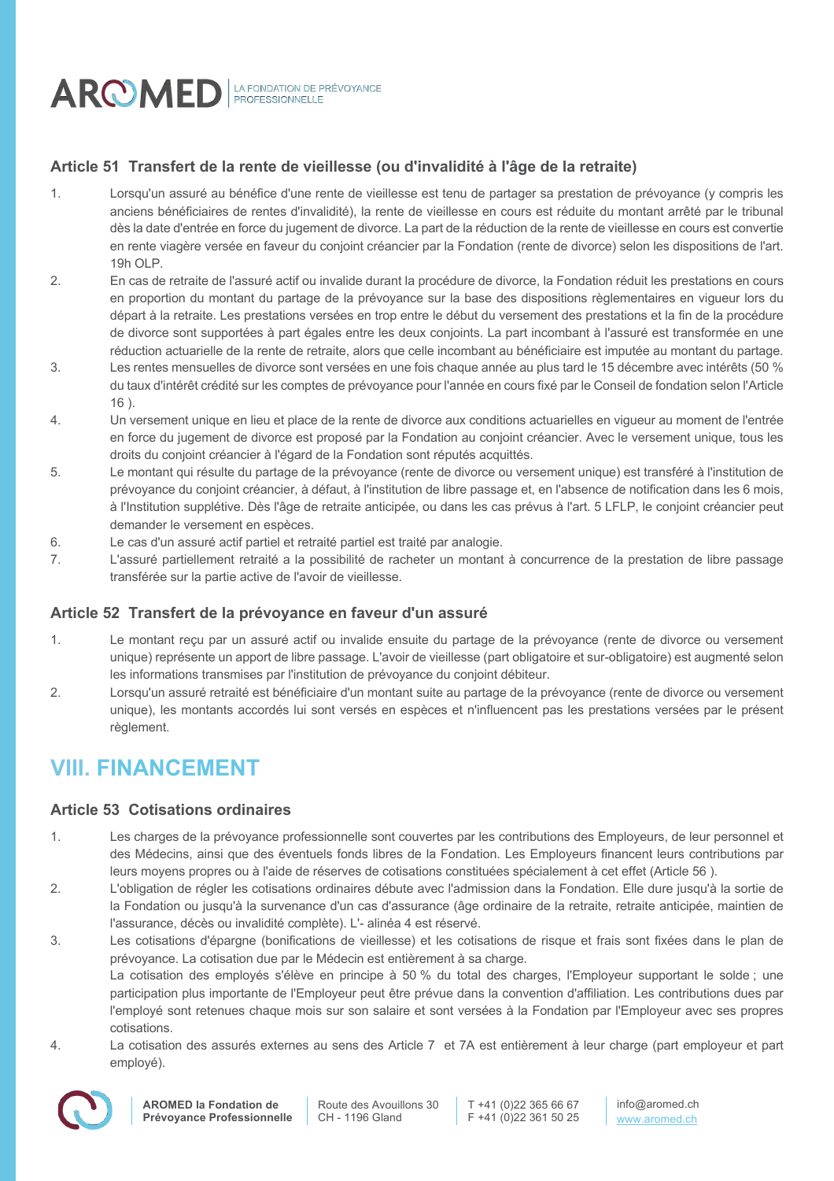### Article 51 Transfert de la rente de vieillesse (ou d'invalidité à l'âge de la retraite)

1. Lorsqu'un assuré au bénéfice d'une rente de vieillesse est tenu de partager sa prestation de prévoyance (y compris les anciens bénéficiaires de rentes d'invalidité), la rente de vieillesse en cours est réduite du montant arrêté par le tribunal dès la date d'entrée en force du jugement de divorce. La part de la réduction de la rente de vieillesse en cours est convertie en rente viagère versée en faveur du conjoint créancier par la Fondation (rente de divorce) selon les dispositions de l'art. 19h OLP.
2. En cas de retraite de l'assuré actif ou invalide durant la procédure de divorce, la Fondation réduit les prestations en cours en proportion du montant du partage de la prévoyance sur la base des dispositions règlementaires en vigueur lors du départ à la retraite. Les prestations versées en trop entre le début du versement des prestations et la fin de la procédure de divorce sont supportées à part égales entre les deux conjoints. La part incombant à l'assuré est transformée en une réduction actuarielle de la rente de retraite, alors que celle incombant au bénéficiaire est imputée au montant du partage.
3. Les rentes mensuelles de divorce sont versées en une fois chaque année au plus tard le 15 décembre avec intérêts (50 % du taux d'intérêt crédité sur les comptes de prévoyance pour l'année en cours fixé par le Conseil de fondation selon l'Article 16 ).
4. Un versement unique en lieu et place de la rente de divorce aux conditions actuarielles en vigueur au moment de l'entrée en force du jugement de divorce est proposé par la Fondation au conjoint créancier. Avec le versement unique, tous les droits du conjoint créancier à l'égard de la Fondation sont réputés acquittés.
5. Le montant qui résulte du partage de la prévoyance (rente de divorce ou versement unique) est transféré à l'institution de prévoyance du conjoint créancier, à défaut, à l'institution de libre passage et, en l'absence de notification dans les 6 mois, à l'Institution supplétive. Dès l'âge de retraite anticipée, ou dans les cas prévus à l'art. 5 LFLP, le conjoint créancier peut demander le versement en espèces.
6. Le cas d'un assuré actif partiel et retraité partiel est traité par analogie.
7. L'assuré partiellement retraité a la possibilité de racheter un montant à concurrence de la prestation de libre passage transférée sur la partie active de l'avoir de vieillesse.

### Article 52 Transfert de la prévoyance en faveur d'un assuré

1. Le montant reçu par un assuré actif ou invalide ensuite du partage de la prévoyance (rente de divorce ou versement unique) représente un apport de libre passage. L'avoir de vieillesse (part obligatoire et sur-obligatoire) est augmenté selon les informations transmises par l'institution de prévoyance du conjoint débiteur.
2. Lorsqu'un assuré retraité est bénéficiaire d'un montant suite au partage de la prévoyance (rente de divorce ou versement unique), les montants accordés lui sont versés en espèces et n'influencent pas les prestations versées par le présent règlement.

## VIII. FINANCEMENT

### Article 53 Cotisations ordinaires

1. Les charges de la prévoyance professionnelle sont couvertes par les contributions des Employeurs, de leur personnel et des Médecins, ainsi que des éventuels fonds libres de la Fondation. Les Employeurs financent leurs contributions par leurs moyens propres ou à l'aide de réserves de cotisations constituées spécialement à cet effet (Article 56 ).
2. L'obligation de régler les cotisations ordinaires débute avec l'admission dans la Fondation. Elle dure jusqu'à la sortie de la Fondation ou jusqu'à la survenance d'un cas d'assurance (âge ordinaire de la retraite, retraite anticipée, maintien de l'assurance, décès ou invalidité complète). L'- alinéa 4 est réservé.
3. Les cotisations d'épargne (bonifications de vieillesse) et les cotisations de risque et frais sont fixées dans le plan de prévoyance. La cotisation due par le Médecin est entièrement à sa charge.
   La cotisation des employés s'élève en principe à 50 % du total des charges, l'Employeur supportant le solde ; une participation plus importante de l'Employeur peut être prévue dans la convention d'affiliation. Les contributions dues par l'employé sont retenues chaque mois sur son salaire et sont versées à la Fondation par l'Employeur avec ses propres cotisations.
4. La cotisation des assurés externes au sens des Article 7 et 7A est entièrement à leur charge (part employeur et part employé).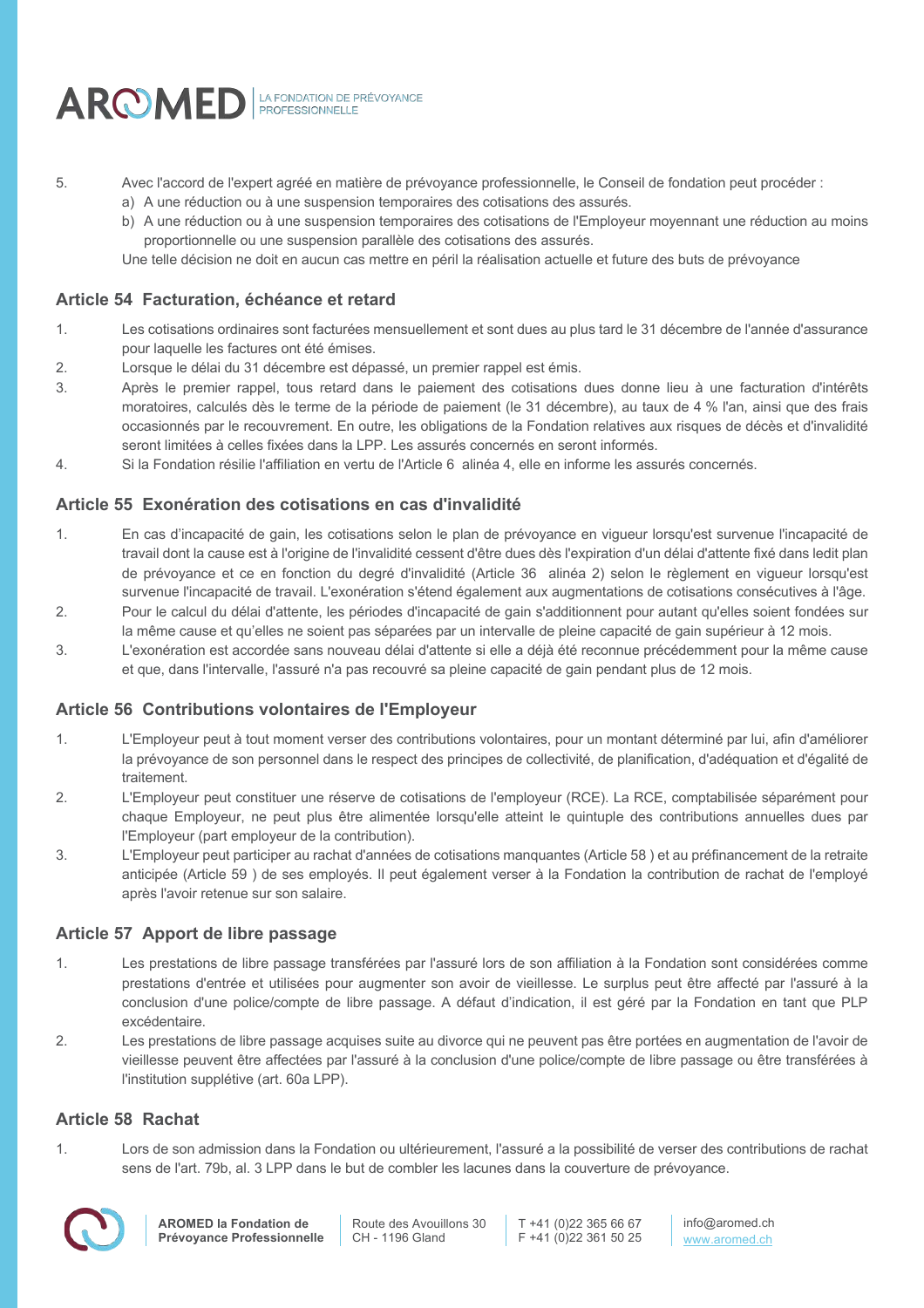5. Avec l'accord de l'expert agréé en matière de prévoyance professionnelle, le Conseil de fondation peut procéder :
   a) A une réduction ou à une suspension temporaires des cotisations des assurés.
   b) A une réduction ou à une suspension temporaires des cotisations de l'Employeur moyennant une réduction au moins proportionnelle ou une suspension parallèle des cotisations des assurés.

   Une telle décision ne doit en aucun cas mettre en péril la réalisation actuelle et future des buts de prévoyance

### Article 54 Facturation, échéance et retard

1. Les cotisations ordinaires sont facturées mensuellement et sont dues au plus tard le 31 décembre de l'année d'assurance pour laquelle les factures ont été émises.
2. Lorsque le délai du 31 décembre est dépassé, un premier rappel est émis.
3. Après le premier rappel, tous retard dans le paiement des cotisations dues donne lieu à une facturation d'intérêts moratoires, calculés dès le terme de la période de paiement (le 31 décembre), au taux de 4 % l'an, ainsi que des frais occasionnés par le recouvrement. En outre, les obligations de la Fondation relatives aux risques de décès et d'invalidité seront limitées à celles fixées dans la LPP. Les assurés concernés en seront informés.
4. Si la Fondation résilie l'affiliation en vertu de l'Article 6 alinéa 4, elle en informe les assurés concernés.

### Article 55 Exonération des cotisations en cas d'invalidité

1. En cas d'incapacité de gain, les cotisations selon le plan de prévoyance en vigueur lorsqu'est survenue l'incapacité de travail dont la cause est à l'origine de l'invalidité cessent d'être dues dès l'expiration d'un délai d'attente fixé dans ledit plan de prévoyance et ce en fonction du degré d'invalidité (Article 36 alinéa 2) selon le règlement en vigueur lorsqu'est survenue l'incapacité de travail. L'exonération s'étend également aux augmentations de cotisations consécutives à l'âge.
2. Pour le calcul du délai d'attente, les périodes d'incapacité de gain s'additionnent pour autant qu'elles soient fondées sur la même cause et qu'elles ne soient pas séparées par un intervalle de pleine capacité de gain supérieur à 12 mois.
3. L'exonération est accordée sans nouveau délai d'attente si elle a déjà été reconnue précédemment pour la même cause et que, dans l'intervalle, l'assuré n'a pas recouvré sa pleine capacité de gain pendant plus de 12 mois.

### Article 56 Contributions volontaires de l'Employeur

1. L'Employeur peut à tout moment verser des contributions volontaires, pour un montant déterminé par lui, afin d'améliorer la prévoyance de son personnel dans le respect des principes de collectivité, de planification, d'adéquation et d'égalité de traitement.
2. L'Employeur peut constituer une réserve de cotisations de l'employeur (RCE). La RCE, comptabilisée séparément pour chaque Employeur, ne peut plus être alimentée lorsqu'elle atteint le quintuple des contributions annuelles dues par l'Employeur (part employeur de la contribution).
3. L'Employeur peut participer au rachat d'années de cotisations manquantes (Article 58 ) et au préfinancement de la retraite anticipée (Article 59 ) de ses employés. Il peut également verser à la Fondation la contribution de rachat de l'employé après l'avoir retenue sur son salaire.

### Article 57 Apport de libre passage

1. Les prestations de libre passage transférées par l'assuré lors de son affiliation à la Fondation sont considérées comme prestations d'entrée et utilisées pour augmenter son avoir de vieillesse. Le surplus peut être affecté par l'assuré à la conclusion d'une police/compte de libre passage. A défaut d'indication, il est géré par la Fondation en tant que PLP excédentaire.
2. Les prestations de libre passage acquises suite au divorce qui ne peuvent pas être portées en augmentation de l'avoir de vieillesse peuvent être affectées par l'assuré à la conclusion d'une police/compte de libre passage ou être transférées à l'institution supplétive (art. 60a LPP).

### Article 58 Rachat

1. Lors de son admission dans la Fondation ou ultérieurement, l'assuré a la possibilité de verser des contributions de rachat sens de l'art. 79b, al. 3 LPP dans le but de combler les lacunes dans la couverture de prévoyance.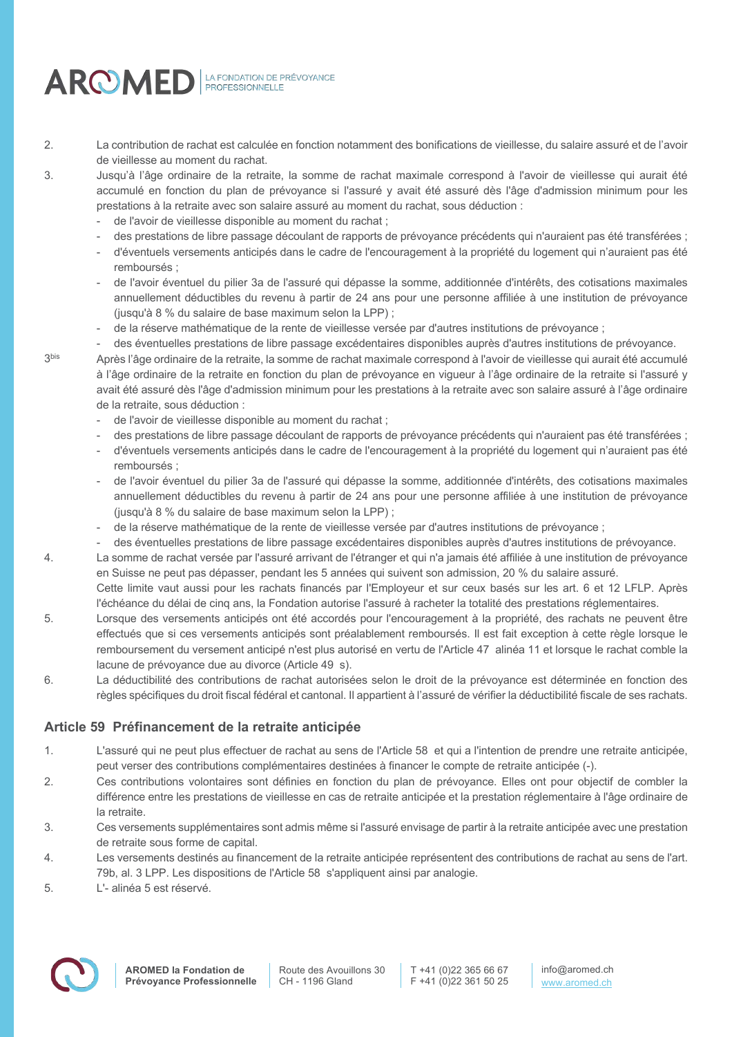2. La contribution de rachat est calculée en fonction notamment des bonifications de vieillesse, du salaire assuré et de l'avoir de vieillesse au moment du rachat.

3. Jusqu'à l'âge ordinaire de la retraite, la somme de rachat maximale correspond à l'avoir de vieillesse qui aurait été accumulé en fonction du plan de prévoyance si l'assuré y avait été assuré dès l'âge d'admission minimum pour les prestations à la retraite avec son salaire assuré au moment du rachat, sous déduction :
   - de l'avoir de vieillesse disponible au moment du rachat ;
   - des prestations de libre passage découlant de rapports de prévoyance précédents qui n'auraient pas été transférées ;
   - d'éventuels versements anticipés dans le cadre de l'encouragement à la propriété du logement qui n'auraient pas été remboursés ;
   - de l'avoir éventuel du pilier 3a de l'assuré qui dépasse la somme, additionnée d'intérêts, des cotisations maximales annuellement déductibles du revenu à partir de 24 ans pour une personne affiliée à une institution de prévoyance (jusqu'à 8 % du salaire de base maximum selon la LPP) ;
   - de la réserve mathématique de la rente de vieillesse versée par d'autres institutions de prévoyance ;
   - des éventuelles prestations de libre passage excédentaires disponibles auprès d'autres institutions de prévoyance.

3bis Après l'âge ordinaire de la retraite, la somme de rachat maximale correspond à l'avoir de vieillesse qui aurait été accumulé à l'âge ordinaire de la retraite en fonction du plan de prévoyance en vigueur à l'âge ordinaire de la retraite si l'assuré y avait été assuré dès l'âge d'admission minimum pour les prestations à la retraite avec son salaire assuré à l'âge ordinaire de la retraite, sous déduction :
   - de l'avoir de vieillesse disponible au moment du rachat ;
   - des prestations de libre passage découlant de rapports de prévoyance précédents qui n'auraient pas été transférées ;
   - d'éventuels versements anticipés dans le cadre de l'encouragement à la propriété du logement qui n'auraient pas été remboursés ;
   - de l'avoir éventuel du pilier 3a de l'assuré qui dépasse la somme, additionnée d'intérêts, des cotisations maximales annuellement déductibles du revenu à partir de 24 ans pour une personne affiliée à une institution de prévoyance (jusqu'à 8 % du salaire de base maximum selon la LPP) ;
   - de la réserve mathématique de la rente de vieillesse versée par d'autres institutions de prévoyance ;
   - des éventuelles prestations de libre passage excédentaires disponibles auprès d'autres institutions de prévoyance.

4. La somme de rachat versée par l'assuré arrivant de l'étranger et qui n'a jamais été affiliée à une institution de prévoyance en Suisse ne peut pas dépasser, pendant les 5 années qui suivent son admission, 20 % du salaire assuré.
   Cette limite vaut aussi pour les rachats financés par l'Employeur et sur ceux basés sur les art. 6 et 12 LFLP. Après l'échéance du délai de cinq ans, la Fondation autorise l'assuré à racheter la totalité des prestations réglementaires.

5. Lorsque des versements anticipés ont été accordés pour l'encouragement à la propriété, des rachats ne peuvent être effectués que si ces versements anticipés sont préalablement remboursés. Il est fait exception à cette règle lorsque le remboursement du versement anticipé n'est plus autorisé en vertu de l'Article 47 alinéa 11 et lorsque le rachat comble la lacune de prévoyance due au divorce (Article 49 s).

6. La déductibilité des contributions de rachat autorisées selon le droit de la prévoyance est déterminée en fonction des règles spécifiques du droit fiscal fédéral et cantonal. Il appartient à l'assuré de vérifier la déductibilité fiscale de ses rachats.

## Article 59 Préfinancement de la retraite anticipée

1. L'assuré qui ne peut plus effectuer de rachat au sens de l'Article 58 et qui a l'intention de prendre une retraite anticipée, peut verser des contributions complémentaires destinées à financer le compte de retraite anticipée (-).

2. Ces contributions volontaires sont définies en fonction du plan de prévoyance. Elles ont pour objectif de combler la différence entre les prestations de vieillesse en cas de retraite anticipée et la prestation réglementaire à l'âge ordinaire de la retraite.

3. Ces versements supplémentaires sont admis même si l'assuré envisage de partir à la retraite anticipée avec une prestation de retraite sous forme de capital.

4. Les versements destinés au financement de la retraite anticipée représentent des contributions de rachat au sens de l'art. 79b, al. 3 LPP. Les dispositions de l'Article 58 s'appliquent ainsi par analogie.

5. L'- alinéa 5 est réservé.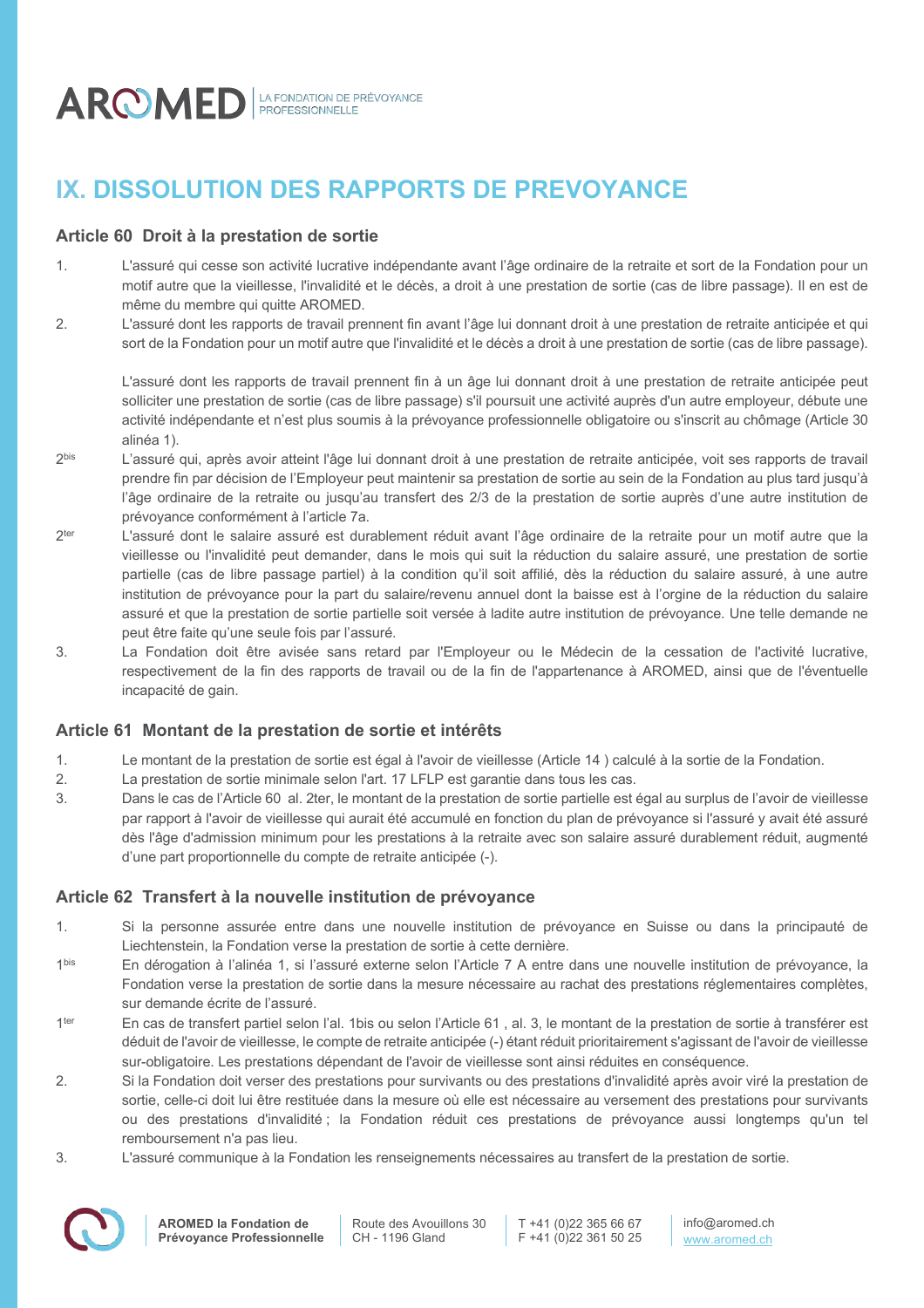# IX. DISSOLUTION DES RAPPORTS DE PREVOYANCE

## Article 60 Droit à la prestation de sortie

1. L'assuré qui cesse son activité lucrative indépendante avant l'âge ordinaire de la retraite et sort de la Fondation pour un motif autre que la vieillesse, l'invalidité et le décès, a droit à une prestation de sortie (cas de libre passage). Il en est de même du membre qui quitte AROMED.

2. L'assuré dont les rapports de travail prennent fin avant l'âge lui donnant droit à une prestation de retraite anticipée et qui sort de la Fondation pour un motif autre que l'invalidité et le décès a droit à une prestation de sortie (cas de libre passage).

   L'assuré dont les rapports de travail prennent fin à un âge lui donnant droit à une prestation de retraite anticipée peut solliciter une prestation de sortie (cas de libre passage) s'il poursuit une activité auprès d'un autre employeur, débute une activité indépendante et n'est plus soumis à la prévoyance professionnelle obligatoire ou s'inscrit au chômage (Article 30 alinéa 1).

2bis L'assuré qui, après avoir atteint l'âge lui donnant droit à une prestation de retraite anticipée, voit ses rapports de travail prendre fin par décision de l'Employeur peut maintenir sa prestation de sortie au sein de la Fondation au plus tard jusqu'à l'âge ordinaire de la retraite ou jusqu'au transfert des 2/3 de la prestation de sortie auprès d'une autre institution de prévoyance conformément à l'article 7a.

2ter L'assuré dont le salaire assuré est durablement réduit avant l'âge ordinaire de la retraite pour un motif autre que la vieillesse ou l'invalidité peut demander, dans le mois qui suit la réduction du salaire assuré, une prestation de sortie partielle (cas de libre passage partiel) à la condition qu'il soit affilié, dès la réduction du salaire assuré, à une autre institution de prévoyance pour la part du salaire/revenu annuel dont la baisse est à l'orgine de la réduction du salaire assuré et que la prestation de sortie partielle soit versée à ladite autre institution de prévoyance. Une telle demande ne peut être faite qu'une seule fois par l'assuré.

3. La Fondation doit être avisée sans retard par l'Employeur ou le Médecin de la cessation de l'activité lucrative, respectivement de la fin des rapports de travail ou de la fin de l'appartenance à AROMED, ainsi que de l'éventuelle incapacité de gain.

## Article 61 Montant de la prestation de sortie et intérêts

1. Le montant de la prestation de sortie est égal à l'avoir de vieillesse (Article 14 ) calculé à la sortie de la Fondation.
2. La prestation de sortie minimale selon l'art. 17 LFLP est garantie dans tous les cas.
3. Dans le cas de l'Article 60 al. 2ter, le montant de la prestation de sortie partielle est égal au surplus de l'avoir de vieillesse par rapport à l'avoir de vieillesse qui aurait été accumulé en fonction du plan de prévoyance si l'assuré y avait été assuré dès l'âge d'admission minimum pour les prestations à la retraite avec son salaire assuré durablement réduit, augmenté d'une part proportionnelle du compte de retraite anticipée (-).

## Article 62 Transfert à la nouvelle institution de prévoyance

1. Si la personne assurée entre dans une nouvelle institution de prévoyance en Suisse ou dans la principauté de Liechtenstein, la Fondation verse la prestation de sortie à cette dernière.

1bis En dérogation à l'alinéa 1, si l'assuré externe selon l'Article 7 A entre dans une nouvelle institution de prévoyance, la Fondation verse la prestation de sortie dans la mesure nécessaire au rachat des prestations réglementaires complètes, sur demande écrite de l'assuré.

1ter En cas de transfert partiel selon l'al. 1bis ou selon l'Article 61 , al. 3, le montant de la prestation de sortie à transférer est déduit de l'avoir de vieillesse, le compte de retraite anticipée (-) étant réduit prioritairement s'agissant de l'avoir de vieillesse sur-obligatoire. Les prestations dépendant de l'avoir de vieillesse sont ainsi réduites en conséquence.

2. Si la Fondation doit verser des prestations pour survivants ou des prestations d'invalidité après avoir viré la prestation de sortie, celle-ci doit lui être restituée dans la mesure où elle est nécessaire au versement des prestations pour survivants ou des prestations d'invalidité ; la Fondation réduit ces prestations de prévoyance aussi longtemps qu'un tel remboursement n'a pas lieu.

3. L'assuré communique à la Fondation les renseignements nécessaires au transfert de la prestation de sortie.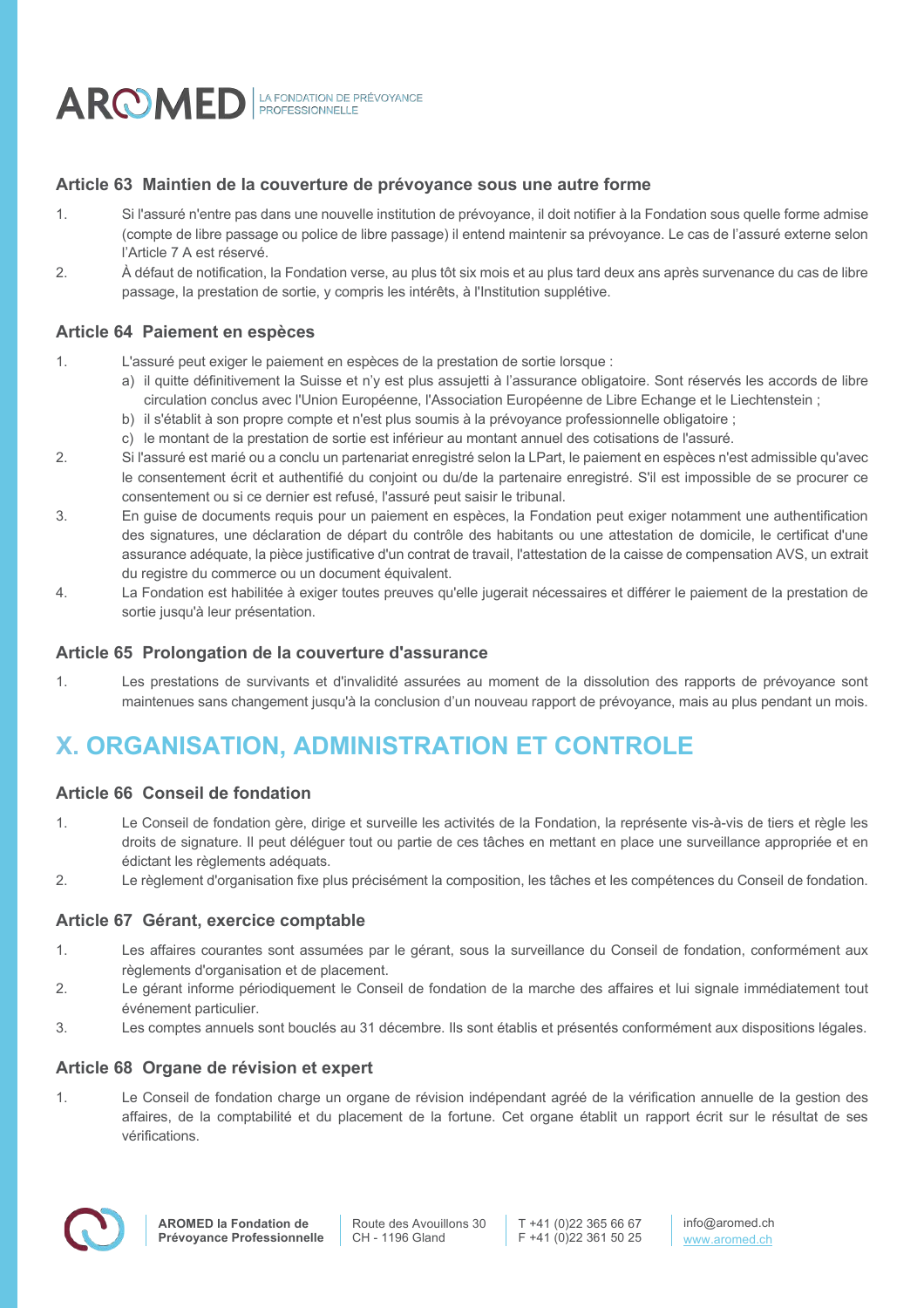### Article 63 Maintien de la couverture de prévoyance sous une autre forme

1. Si l'assuré n'entre pas dans une nouvelle institution de prévoyance, il doit notifier à la Fondation sous quelle forme admise (compte de libre passage ou police de libre passage) il entend maintenir sa prévoyance. Le cas de l'assuré externe selon l'Article 7 A est réservé.
2. À défaut de notification, la Fondation verse, au plus tôt six mois et au plus tard deux ans après survenance du cas de libre passage, la prestation de sortie, y compris les intérêts, à l'Institution supplétive.

### Article 64 Paiement en espèces

1. L'assuré peut exiger le paiement en espèces de la prestation de sortie lorsque :
   a) il quitte définitivement la Suisse et n'y est plus assujetti à l'assurance obligatoire. Sont réservés les accords de libre circulation conclus avec l'Union Européenne, l'Association Européenne de Libre Echange et le Liechtenstein ;
   b) il s'établit à son propre compte et n'est plus soumis à la prévoyance professionnelle obligatoire ;
   c) le montant de la prestation de sortie est inférieur au montant annuel des cotisations de l'assuré.
2. Si l'assuré est marié ou a conclu un partenariat enregistré selon la LPart, le paiement en espèces n'est admissible qu'avec le consentement écrit et authentifié du conjoint ou du/de la partenaire enregistré. S'il est impossible de se procurer ce consentement ou si ce dernier est refusé, l'assuré peut saisir le tribunal.
3. En guise de documents requis pour un paiement en espèces, la Fondation peut exiger notamment une authentification des signatures, une déclaration de départ du contrôle des habitants ou une attestation de domicile, le certificat d'une assurance adéquate, la pièce justificative d'un contrat de travail, l'attestation de la caisse de compensation AVS, un extrait du registre du commerce ou un document équivalent.
4. La Fondation est habilitée à exiger toutes preuves qu'elle jugerait nécessaires et différer le paiement de la prestation de sortie jusqu'à leur présentation.

### Article 65 Prolongation de la couverture d'assurance

1. Les prestations de survivants et d'invalidité assurées au moment de la dissolution des rapports de prévoyance sont maintenues sans changement jusqu'à la conclusion d'un nouveau rapport de prévoyance, mais au plus pendant un mois.

## X. ORGANISATION, ADMINISTRATION ET CONTROLE

### Article 66 Conseil de fondation

1. Le Conseil de fondation gère, dirige et surveille les activités de la Fondation, la représente vis-à-vis de tiers et règle les droits de signature. Il peut déléguer tout ou partie de ces tâches en mettant en place une surveillance appropriée et en édictant les règlements adéquats.
2. Le règlement d'organisation fixe plus précisément la composition, les tâches et les compétences du Conseil de fondation.

### Article 67 Gérant, exercice comptable

1. Les affaires courantes sont assumées par le gérant, sous la surveillance du Conseil de fondation, conformément aux règlements d'organisation et de placement.
2. Le gérant informe périodiquement le Conseil de fondation de la marche des affaires et lui signale immédiatement tout événement particulier.
3. Les comptes annuels sont bouclés au 31 décembre. Ils sont établis et présentés conformément aux dispositions légales.

### Article 68 Organe de révision et expert

1. Le Conseil de fondation charge un organe de révision indépendant agréé de la vérification annuelle de la gestion des affaires, de la comptabilité et du placement de la fortune. Cet organe établit un rapport écrit sur le résultat de ses vérifications.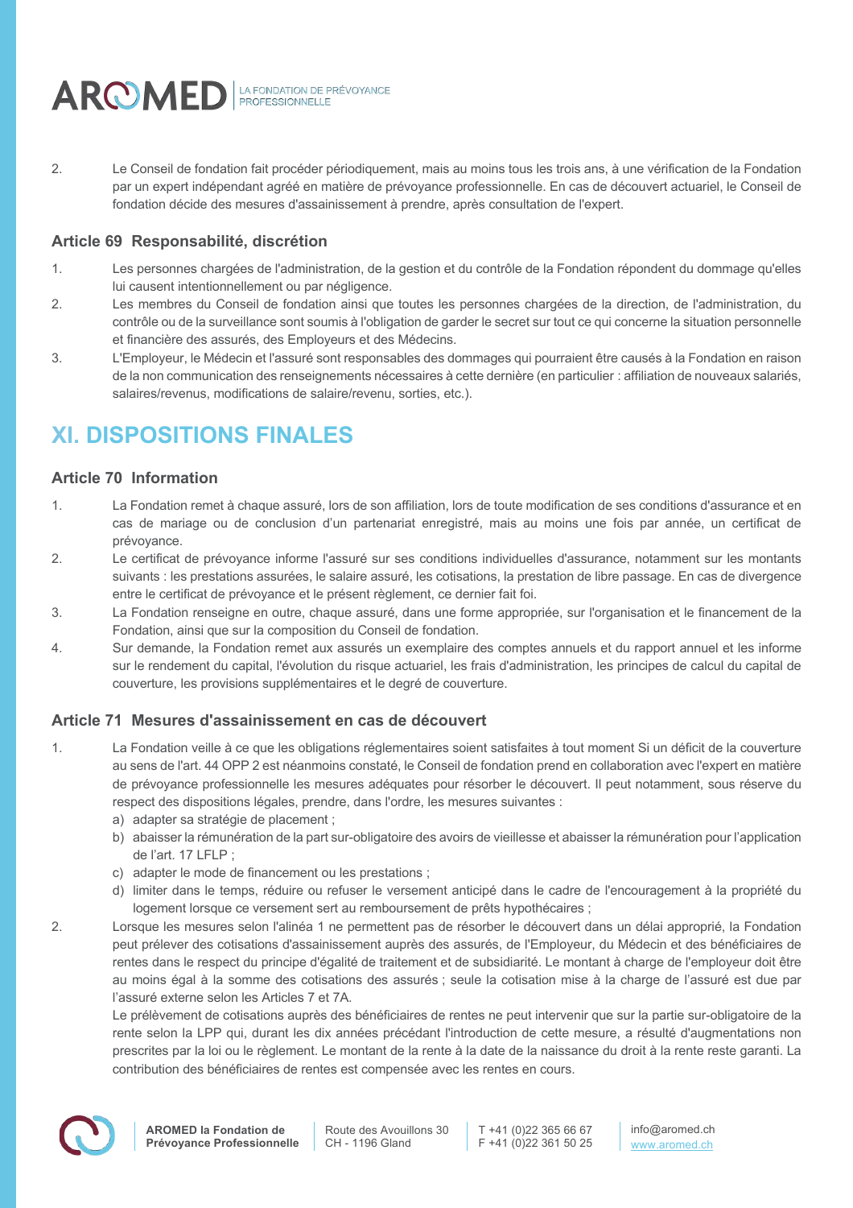2. Le Conseil de fondation fait procéder périodiquement, mais au moins tous les trois ans, à une vérification de la Fondation par un expert indépendant agréé en matière de prévoyance professionnelle. En cas de découvert actuariel, le Conseil de fondation décide des mesures d'assainissement à prendre, après consultation de l'expert.

### Article 69 Responsabilité, discrétion

1. Les personnes chargées de l'administration, de la gestion et du contrôle de la Fondation répondent du dommage qu'elles lui causent intentionnellement ou par négligence.
2. Les membres du Conseil de fondation ainsi que toutes les personnes chargées de la direction, de l'administration, du contrôle ou de la surveillance sont soumis à l'obligation de garder le secret sur tout ce qui concerne la situation personnelle et financière des assurés, des Employeurs et des Médecins.
3. L'Employeur, le Médecin et l'assuré sont responsables des dommages qui pourraient être causés à la Fondation en raison de la non communication des renseignements nécessaires à cette dernière (en particulier : affiliation de nouveaux salariés, salaires/revenus, modifications de salaire/revenu, sorties, etc.).

## XI. DISPOSITIONS FINALES

### Article 70 Information

1. La Fondation remet à chaque assuré, lors de son affiliation, lors de toute modification de ses conditions d'assurance et en cas de mariage ou de conclusion d'un partenariat enregistré, mais au moins une fois par année, un certificat de prévoyance.
2. Le certificat de prévoyance informe l'assuré sur ses conditions individuelles d'assurance, notamment sur les montants suivants : les prestations assurées, le salaire assuré, les cotisations, la prestation de libre passage. En cas de divergence entre le certificat de prévoyance et le présent règlement, ce dernier fait foi.
3. La Fondation renseigne en outre, chaque assuré, dans une forme appropriée, sur l'organisation et le financement de la Fondation, ainsi que sur la composition du Conseil de fondation.
4. Sur demande, la Fondation remet aux assurés un exemplaire des comptes annuels et du rapport annuel et les informe sur le rendement du capital, l'évolution du risque actuariel, les frais d'administration, les principes de calcul du capital de couverture, les provisions supplémentaires et le degré de couverture.

### Article 71 Mesures d'assainissement en cas de découvert

1. La Fondation veille à ce que les obligations réglementaires soient satisfaites à tout moment Si un déficit de la couverture au sens de l'art. 44 OPP 2 est néanmoins constaté, le Conseil de fondation prend en collaboration avec l'expert en matière de prévoyance professionnelle les mesures adéquates pour résorber le découvert. Il peut notamment, sous réserve du respect des dispositions légales, prendre, dans l'ordre, les mesures suivantes :
   a) adapter sa stratégie de placement ;
   b) abaisser la rémunération de la part sur-obligatoire des avoirs de vieillesse et abaisser la rémunération pour l'application de l'art. 17 LFLP ;
   c) adapter le mode de financement ou les prestations ;
   d) limiter dans le temps, réduire ou refuser le versement anticipé dans le cadre de l'encouragement à la propriété du logement lorsque ce versement sert au remboursement de prêts hypothécaires ;
2. Lorsque les mesures selon l'alinéa 1 ne permettent pas de résorber le découvert dans un délai approprié, la Fondation peut prélever des cotisations d'assainissement auprès des assurés, de l'Employeur, du Médecin et des bénéficiaires de rentes dans le respect du principe d'égalité de traitement et de subsidiarité. Le montant à charge de l'employeur doit être au moins égal à la somme des cotisations des assurés ; seule la cotisation mise à la charge de l'assuré est due par l'assuré externe selon les Articles 7 et 7A.

   Le prélèvement de cotisations auprès des bénéficiaires de rentes ne peut intervenir que sur la partie sur-obligatoire de la rente selon la LPP qui, durant les dix années précédant l'introduction de cette mesure, a résulté d'augmentations non prescrites par la loi ou le règlement. Le montant de la rente à la date de la naissance du droit à la rente reste garanti. La contribution des bénéficiaires de rentes est compensée avec les rentes en cours.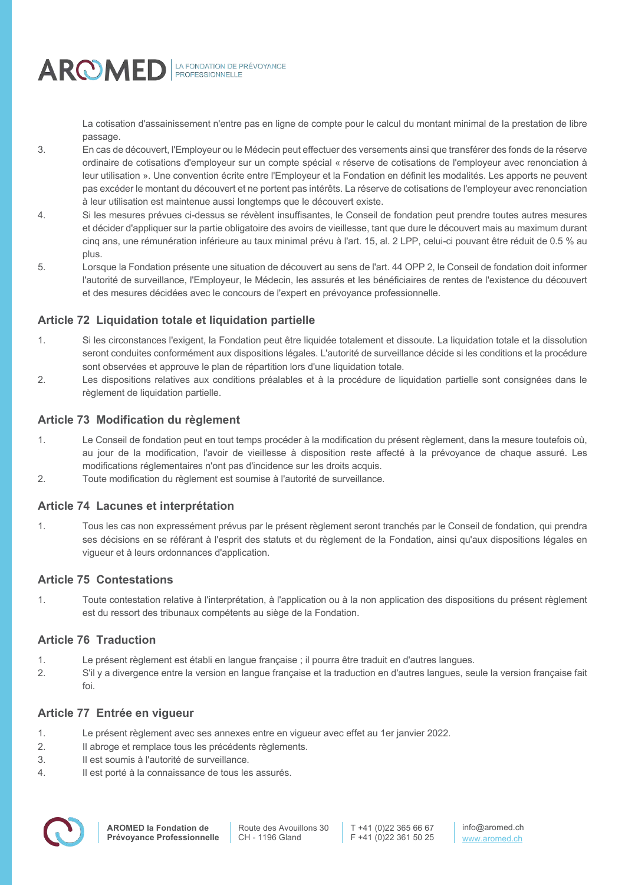La cotisation d'assainissement n'entre pas en ligne de compte pour le calcul du montant minimal de la prestation de libre passage.

3. En cas de découvert, l'Employeur ou le Médecin peut effectuer des versements ainsi que transférer des fonds de la réserve ordinaire de cotisations d'employeur sur un compte spécial « réserve de cotisations de l'employeur avec renonciation à leur utilisation ». Une convention écrite entre l'Employeur et la Fondation en définit les modalités. Les apports ne peuvent pas excéder le montant du découvert et ne portent pas intérêts. La réserve de cotisations de l'employeur avec renonciation à leur utilisation est maintenue aussi longtemps que le découvert existe.
4. Si les mesures prévues ci-dessus se révèlent insuffisantes, le Conseil de fondation peut prendre toutes autres mesures et décider d'appliquer sur la partie obligatoire des avoirs de vieillesse, tant que dure le découvert mais au maximum durant cinq ans, une rémunération inférieure au taux minimal prévu à l'art. 15, al. 2 LPP, celui-ci pouvant être réduit de 0.5 % au plus.
5. Lorsque la Fondation présente une situation de découvert au sens de l'art. 44 OPP 2, le Conseil de fondation doit informer l'autorité de surveillance, l'Employeur, le Médecin, les assurés et les bénéficiaires de rentes de l'existence du découvert et des mesures décidées avec le concours de l'expert en prévoyance professionnelle.

### Article 72 Liquidation totale et liquidation partielle

1. Si les circonstances l'exigent, la Fondation peut être liquidée totalement et dissoute. La liquidation totale et la dissolution seront conduites conformément aux dispositions légales. L'autorité de surveillance décide si les conditions et la procédure sont observées et approuve le plan de répartition lors d'une liquidation totale.
2. Les dispositions relatives aux conditions préalables et à la procédure de liquidation partielle sont consignées dans le règlement de liquidation partielle.

### Article 73 Modification du règlement

1. Le Conseil de fondation peut en tout temps procéder à la modification du présent règlement, dans la mesure toutefois où, au jour de la modification, l'avoir de vieillesse à disposition reste affecté à la prévoyance de chaque assuré. Les modifications réglementaires n'ont pas d'incidence sur les droits acquis.
2. Toute modification du règlement est soumise à l'autorité de surveillance.

### Article 74 Lacunes et interprétation

1. Tous les cas non expressément prévus par le présent règlement seront tranchés par le Conseil de fondation, qui prendra ses décisions en se référant à l'esprit des statuts et du règlement de la Fondation, ainsi qu'aux dispositions légales en vigueur et à leurs ordonnances d'application.

### Article 75 Contestations

1. Toute contestation relative à l'interprétation, à l'application ou à la non application des dispositions du présent règlement est du ressort des tribunaux compétents au siège de la Fondation.

### Article 76 Traduction

1. Le présent règlement est établi en langue française ; il pourra être traduit en d'autres langues.
2. S'il y a divergence entre la version en langue française et la traduction en d'autres langues, seule la version française fait foi.

### Article 77 Entrée en vigueur

1. Le présent règlement avec ses annexes entre en vigueur avec effet au 1er janvier 2022.
2. Il abroge et remplace tous les précédents règlements.
3. Il est soumis à l'autorité de surveillance.
4. Il est porté à la connaissance de tous les assurés.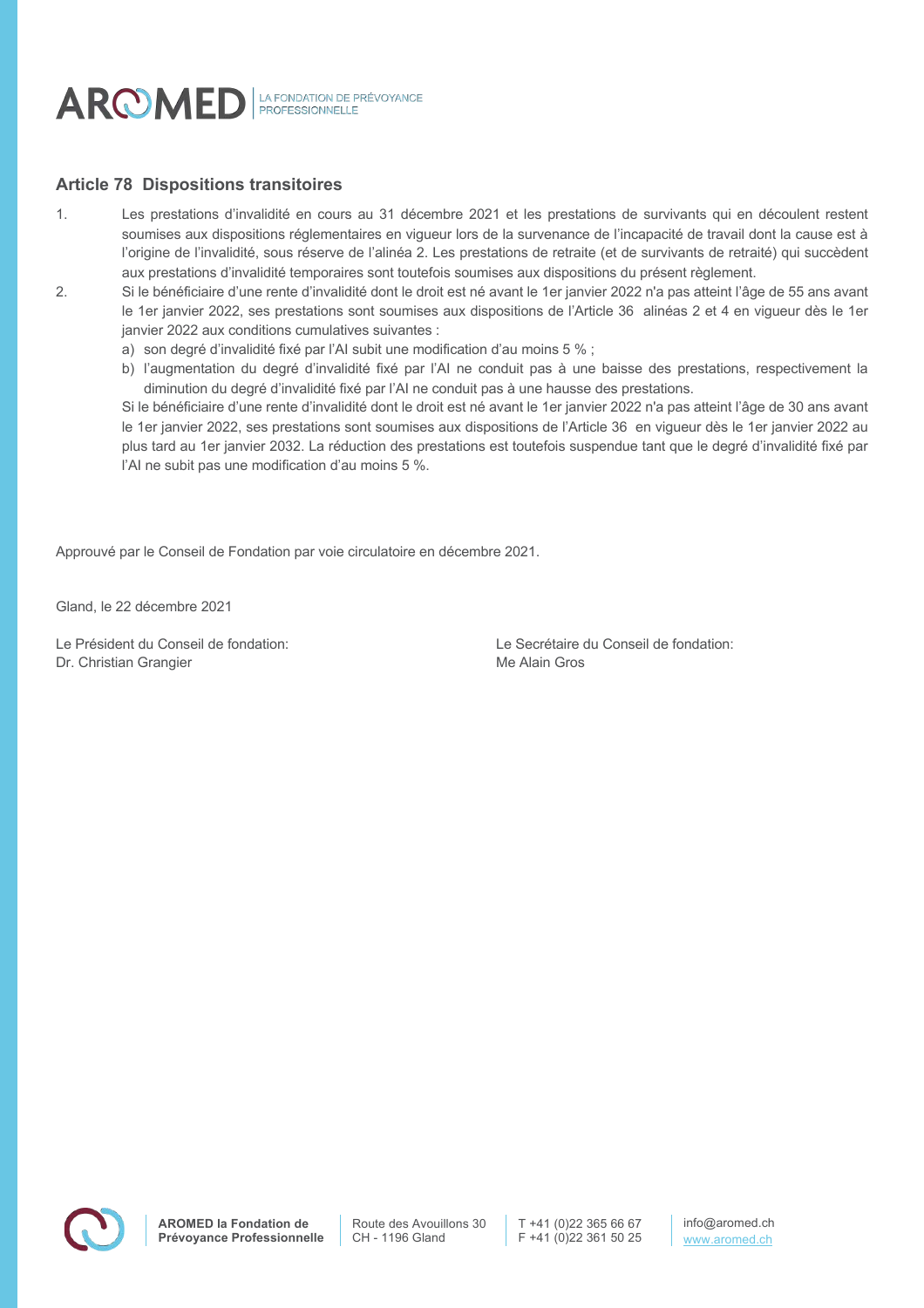## Article 78 Dispositions transitoires

1. Les prestations d'invalidité en cours au 31 décembre 2021 et les prestations de survivants qui en découlent restent soumises aux dispositions réglementaires en vigueur lors de la survenance de l'incapacité de travail dont la cause est à l'origine de l'invalidité, sous réserve de l'alinéa 2. Les prestations de retraite (et de survivants de retraité) qui succèdent aux prestations d'invalidité temporaires sont toutefois soumises aux dispositions du présent règlement.
2. Si le bénéficiaire d'une rente d'invalidité dont le droit est né avant le 1er janvier 2022 n'a pas atteint l'âge de 55 ans avant le 1er janvier 2022, ses prestations sont soumises aux dispositions de l'Article 36 alinéas 2 et 4 en vigueur dès le 1er janvier 2022 aux conditions cumulatives suivantes :
   a) son degré d'invalidité fixé par l'AI subit une modification d'au moins 5 % ;
   b) l'augmentation du degré d'invalidité fixé par l'AI ne conduit pas à une baisse des prestations, respectivement la diminution du degré d'invalidité fixé par l'AI ne conduit pas à une hausse des prestations.

   Si le bénéficiaire d'une rente d'invalidité dont le droit est né avant le 1er janvier 2022 n'a pas atteint l'âge de 30 ans avant le 1er janvier 2022, ses prestations sont soumises aux dispositions de l'Article 36 en vigueur dès le 1er janvier 2022 au plus tard au 1er janvier 2032. La réduction des prestations est toutefois suspendue tant que le degré d'invalidité fixé par l'AI ne subit pas une modification d'au moins 5 %.

Approuvé par le Conseil de Fondation par voie circulatoire en décembre 2021.

Gland, le 22 décembre 2021

Le Président du Conseil de fondation:
Dr. Christian Grangier

Le Secrétaire du Conseil de fondation:
Me Alain Gros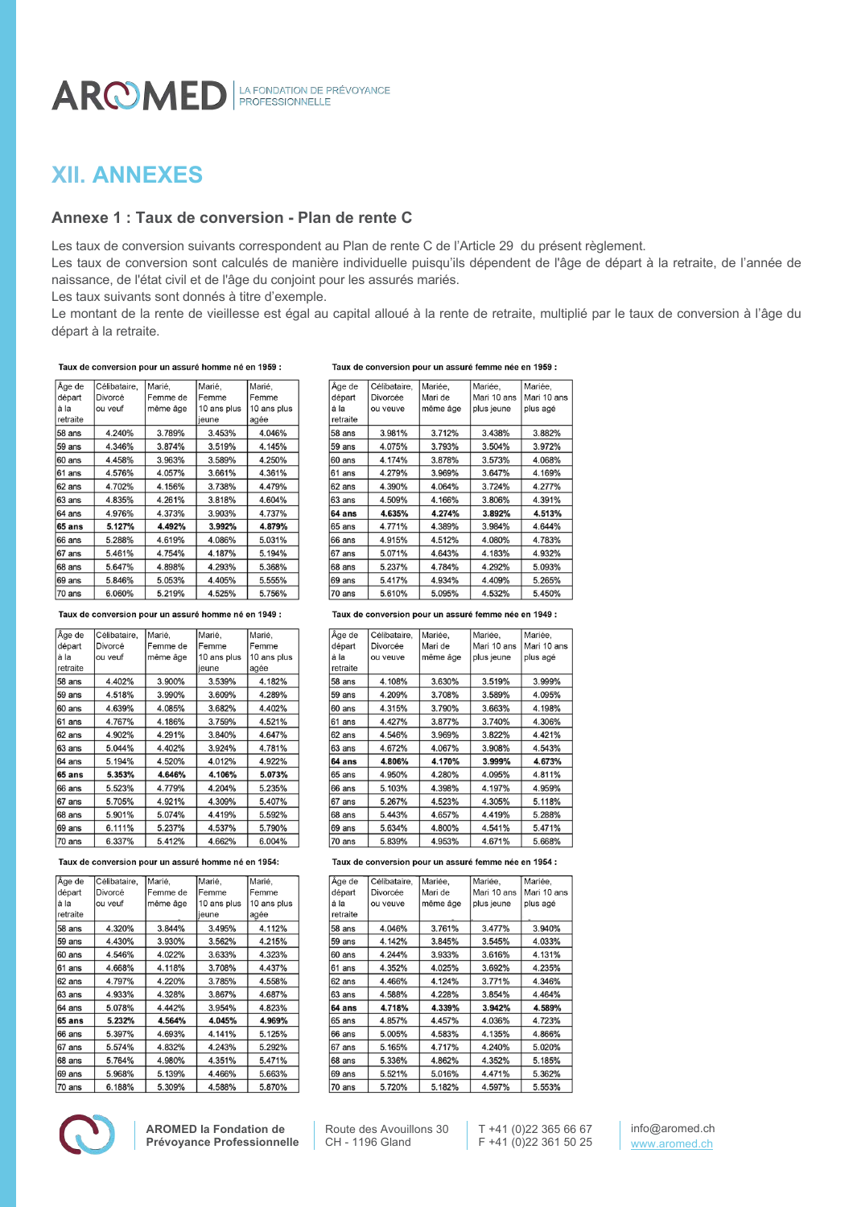# XII. ANNEXES

## Annexe 1 : Taux de conversion - Plan de rente C

Les taux de conversion suivants correspondent au Plan de rente C de l'Article 29 du présent règlement.
Les taux de conversion sont calculés de manière individuelle puisqu'ils dépendent de l'âge de départ à la retraite, de l'année de naissance, de l'état civil et de l'âge du conjoint pour les assurés mariés.
Les taux suivants sont donnés à titre d'exemple.
Le montant de la rente de vieillesse est égal au capital alloué à la rente de retraite, multiplié par le taux de conversion à l'âge du départ à la retraite.

**Taux de conversion pour un assuré homme né en 1959 :**

| Âge de départ à la retraite | Célibataire, Divorcé ou veuf | Marié, Femme de même âge | Marié, Femme 10 ans plus jeune | Marié, Femme 10 ans plus agée |
|---|---|---|---|---|
| 58 ans | 4.240% | 3.789% | 3.453% | 4.046% |
| 59 ans | 4.346% | 3.874% | 3.519% | 4.145% |
| 60 ans | 4.458% | 3.963% | 3.589% | 4.250% |
| 61 ans | 4.576% | 4.057% | 3.661% | 4.361% |
| 62 ans | 4.702% | 4.156% | 3.738% | 4.479% |
| 63 ans | 4.835% | 4.261% | 3.818% | 4.604% |
| 64 ans | 4.976% | 4.373% | 3.903% | 4.737% |
| **65 ans** | **5.127%** | **4.492%** | **3.992%** | **4.879%** |
| 66 ans | 5.288% | 4.619% | 4.086% | 5.031% |
| 67 ans | 5.461% | 4.754% | 4.187% | 5.194% |
| 68 ans | 5.647% | 4.898% | 4.293% | 5.368% |
| 69 ans | 5.846% | 5.053% | 4.405% | 5.555% |
| 70 ans | 6.060% | 5.219% | 4.525% | 5.756% |

**Taux de conversion pour un assuré femme née en 1959 :**

| Âge de départ à la retraite | Célibataire, Divorcée ou veuve | Mariée, Mari de même âge | Mariée, Mari 10 ans plus jeune | Mariée, Mari 10 ans plus agé |
|---|---|---|---|---|
| 58 ans | 3.981% | 3.712% | 3.438% | 3.882% |
| 59 ans | 4.075% | 3.793% | 3.504% | 3.972% |
| 60 ans | 4.174% | 3.878% | 3.573% | 4.068% |
| 61 ans | 4.279% | 3.969% | 3.647% | 4.169% |
| 62 ans | 4.390% | 4.064% | 3.724% | 4.277% |
| 63 ans | 4.509% | 4.166% | 3.806% | 4.391% |
| **64 ans** | **4.635%** | **4.274%** | **3.892%** | **4.513%** |
| 65 ans | 4.771% | 4.389% | 3.984% | 4.644% |
| 66 ans | 4.915% | 4.512% | 4.080% | 4.783% |
| 67 ans | 5.071% | 4.643% | 4.183% | 4.932% |
| 68 ans | 5.237% | 4.784% | 4.292% | 5.093% |
| 69 ans | 5.417% | 4.934% | 4.409% | 5.265% |
| 70 ans | 5.610% | 5.095% | 4.532% | 5.450% |

**Taux de conversion pour un assuré homme né en 1949 :**

| Âge de départ à la retraite | Célibataire, Divorcé ou veuf | Marié, Femme de même âge | Marié, Femme 10 ans plus jeune | Marié, Femme 10 ans plus agée |
|---|---|---|---|---|
| 58 ans | 4.402% | 3.900% | 3.539% | 4.182% |
| 59 ans | 4.518% | 3.990% | 3.609% | 4.289% |
| 60 ans | 4.639% | 4.085% | 3.682% | 4.402% |
| 61 ans | 4.767% | 4.186% | 3.759% | 4.521% |
| 62 ans | 4.902% | 4.291% | 3.840% | 4.647% |
| 63 ans | 5.044% | 4.402% | 3.924% | 4.781% |
| 64 ans | 5.194% | 4.520% | 4.012% | 4.922% |
| **65 ans** | **5.353%** | **4.646%** | **4.106%** | **5.073%** |
| 66 ans | 5.523% | 4.779% | 4.204% | 5.235% |
| 67 ans | 5.705% | 4.921% | 4.309% | 5.407% |
| 68 ans | 5.901% | 5.074% | 4.419% | 5.592% |
| 69 ans | 6.111% | 5.237% | 4.537% | 5.790% |
| 70 ans | 6.337% | 5.412% | 4.662% | 6.004% |

**Taux de conversion pour un assuré femme née en 1949 :**

| Âge de départ à la retraite | Célibataire, Divorcée ou veuve | Mariée, Mari de même âge | Mariée, Mari 10 ans plus jeune | Mariée, Mari 10 ans plus agé |
|---|---|---|---|---|
| 58 ans | 4.108% | 3.630% | 3.519% | 3.999% |
| 59 ans | 4.209% | 3.708% | 3.589% | 4.095% |
| 60 ans | 4.315% | 3.790% | 3.663% | 4.198% |
| 61 ans | 4.427% | 3.877% | 3.740% | 4.306% |
| 62 ans | 4.546% | 3.969% | 3.822% | 4.421% |
| 63 ans | 4.672% | 4.067% | 3.908% | 4.543% |
| **64 ans** | **4.806%** | **4.170%** | **3.999%** | **4.673%** |
| 65 ans | 4.950% | 4.280% | 4.095% | 4.811% |
| 66 ans | 5.103% | 4.398% | 4.197% | 4.959% |
| 67 ans | 5.267% | 4.523% | 4.305% | 5.118% |
| 68 ans | 5.443% | 4.657% | 4.419% | 5.288% |
| 69 ans | 5.634% | 4.800% | 4.541% | 5.471% |
| 70 ans | 5.839% | 4.953% | 4.671% | 5.668% |

**Taux de conversion pour un assuré homme né en 1954:**

| Âge de départ à la retraite | Célibataire, Divorcé ou veuf | Marié, Femme de même âge | Marié, Femme 10 ans plus jeune | Marié, Femme 10 ans plus agée |
|---|---|---|---|---|
| 58 ans | 4.320% | 3.844% | 3.495% | 4.112% |
| 59 ans | 4.430% | 3.930% | 3.562% | 4.215% |
| 60 ans | 4.546% | 4.022% | 3.633% | 4.323% |
| 61 ans | 4.668% | 4.118% | 3.708% | 4.437% |
| 62 ans | 4.797% | 4.220% | 3.785% | 4.558% |
| 63 ans | 4.933% | 4.328% | 3.867% | 4.687% |
| 64 ans | 5.078% | 4.442% | 3.954% | 4.823% |
| **65 ans** | **5.232%** | **4.564%** | **4.045%** | **4.969%** |
| 66 ans | 5.397% | 4.693% | 4.141% | 5.125% |
| 67 ans | 5.574% | 4.832% | 4.243% | 5.292% |
| 68 ans | 5.764% | 4.980% | 4.351% | 5.471% |
| 69 ans | 5.968% | 5.139% | 4.466% | 5.663% |
| 70 ans | 6.188% | 5.309% | 4.588% | 5.870% |

**Taux de conversion pour un assuré femme née en 1954 :**

| Âge de départ à la retraite | Célibataire, Divorcée ou veuve | Mariée, Mari de même âge | Mariée, Mari 10 ans plus jeune | Mariée, Mari 10 ans plus agé |
|---|---|---|---|---|
| 58 ans | 4.046% | 3.761% | 3.477% | 3.940% |
| 59 ans | 4.142% | 3.845% | 3.545% | 4.033% |
| 60 ans | 4.244% | 3.933% | 3.616% | 4.131% |
| 61 ans | 4.352% | 4.025% | 3.692% | 4.235% |
| 62 ans | 4.466% | 4.124% | 3.771% | 4.346% |
| 63 ans | 4.588% | 4.228% | 3.854% | 4.464% |
| **64 ans** | **4.718%** | **4.339%** | **3.942%** | **4.589%** |
| 65 ans | 4.857% | 4.457% | 4.036% | 4.723% |
| 66 ans | 5.005% | 4.583% | 4.135% | 4.866% |
| 67 ans | 5.165% | 4.717% | 4.240% | 5.020% |
| 68 ans | 5.336% | 4.862% | 4.352% | 5.185% |
| 69 ans | 5.521% | 5.016% | 4.471% | 5.362% |
| 70 ans | 5.720% | 5.182% | 4.597% | 5.553% |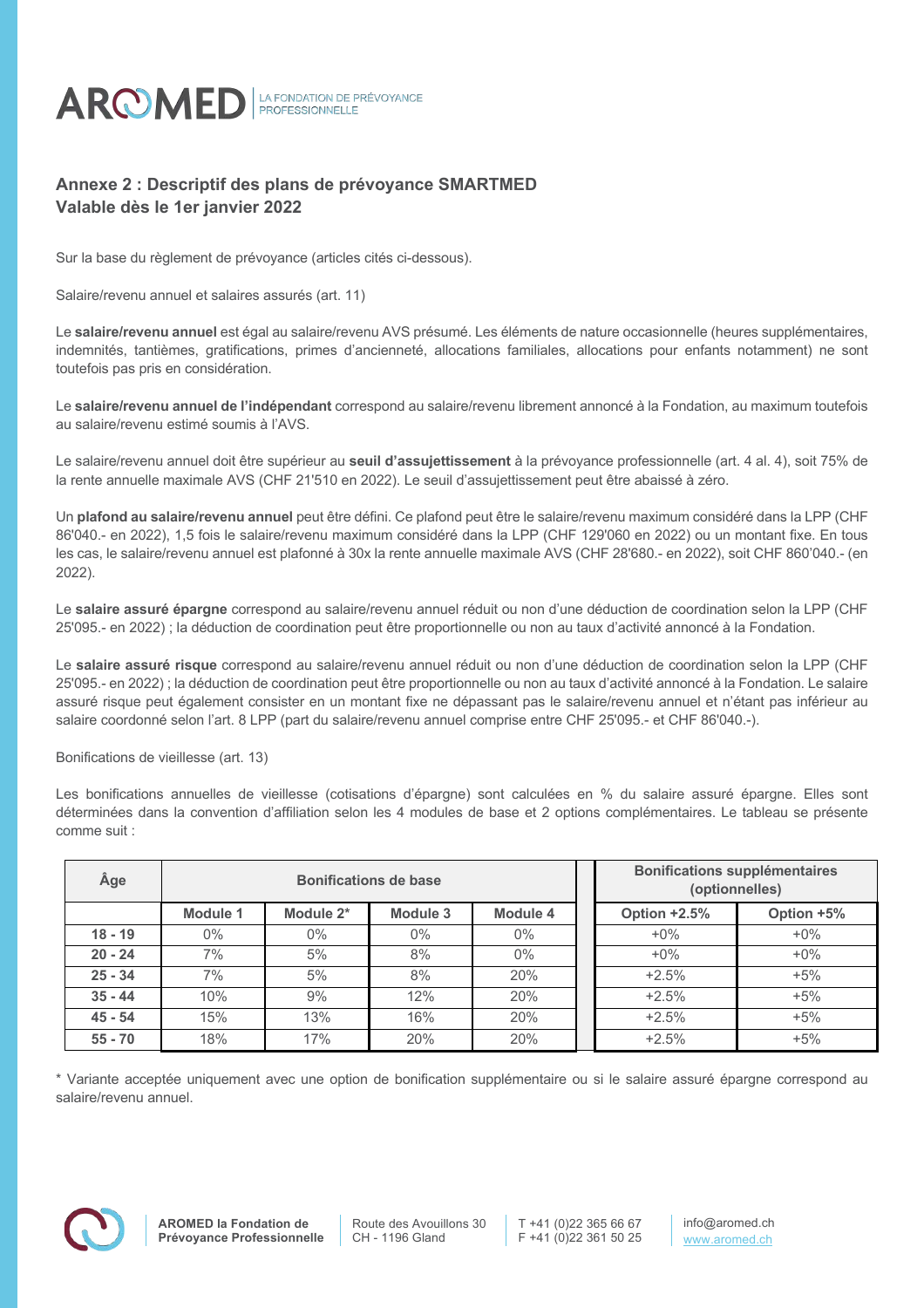## Annexe 2 : Descriptif des plans de prévoyance SMARTMED
## Valable dès le 1er janvier 2022

Sur la base du règlement de prévoyance (articles cités ci-dessous).

Salaire/revenu annuel et salaires assurés (art. 11)

Le **salaire/revenu annuel** est égal au salaire/revenu AVS présumé. Les éléments de nature occasionnelle (heures supplémentaires, indemnités, tantièmes, gratifications, primes d'ancienneté, allocations familiales, allocations pour enfants notamment) ne sont toutefois pas pris en considération.

Le **salaire/revenu annuel de l'indépendant** correspond au salaire/revenu librement annoncé à la Fondation, au maximum toutefois au salaire/revenu estimé soumis à l'AVS.

Le salaire/revenu annuel doit être supérieur au **seuil d'assujettissement** à la prévoyance professionnelle (art. 4 al. 4), soit 75% de la rente annuelle maximale AVS (CHF 21'510 en 2022). Le seuil d'assujettissement peut être abaissé à zéro.

Un **plafond au salaire/revenu annuel** peut être défini. Ce plafond peut être le salaire/revenu maximum considéré dans la LPP (CHF 86'040.- en 2022), 1,5 fois le salaire/revenu maximum considéré dans la LPP (CHF 129'060 en 2022) ou un montant fixe. En tous les cas, le salaire/revenu annuel est plafonné à 30x la rente annuelle maximale AVS (CHF 28'680.- en 2022), soit CHF 860'040.- (en 2022).

Le **salaire assuré épargne** correspond au salaire/revenu annuel réduit ou non d'une déduction de coordination selon la LPP (CHF 25'095.- en 2022) ; la déduction de coordination peut être proportionnelle ou non au taux d'activité annoncé à la Fondation.

Le **salaire assuré risque** correspond au salaire/revenu annuel réduit ou non d'une déduction de coordination selon la LPP (CHF 25'095.- en 2022) ; la déduction de coordination peut être proportionnelle ou non au taux d'activité annoncé à la Fondation. Le salaire assuré risque peut également consister en un montant fixe ne dépassant pas le salaire/revenu annuel et n'étant pas inférieur au salaire coordonné selon l'art. 8 LPP (part du salaire/revenu annuel comprise entre CHF 25'095.- et CHF 86'040.-).

Bonifications de vieillesse (art. 13)

Les bonifications annuelles de vieillesse (cotisations d'épargne) sont calculées en % du salaire assuré épargne. Elles sont déterminées dans la convention d'affiliation selon les 4 modules de base et 2 options complémentaires. Le tableau se présente comme suit :

| Âge | Bonifications de base | | | | Bonifications supplémentaires (optionnelles) | |
|---|---|---|---|---|---|---|
| | Module 1 | Module 2* | Module 3 | Module 4 | Option +2.5% | Option +5% |
| 18 - 19 | 0% | 0% | 0% | 0% | +0% | +0% |
| 20 - 24 | 7% | 5% | 8% | 0% | +0% | +0% |
| 25 - 34 | 7% | 5% | 8% | 20% | +2.5% | +5% |
| 35 - 44 | 10% | 9% | 12% | 20% | +2.5% | +5% |
| 45 - 54 | 15% | 13% | 16% | 20% | +2.5% | +5% |
| 55 - 70 | 18% | 17% | 20% | 20% | +2.5% | +5% |

* Variante acceptée uniquement avec une option de bonification supplémentaire ou si le salaire assuré épargne correspond au salaire/revenu annuel.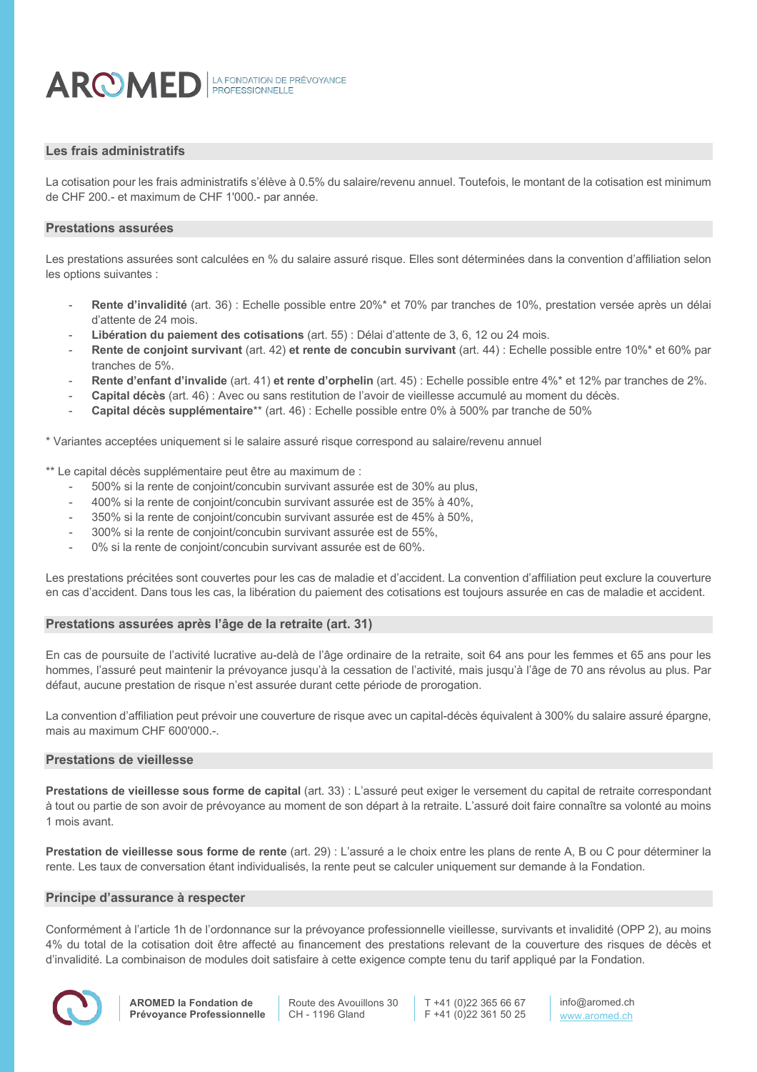## Les frais administratifs

La cotisation pour les frais administratifs s'élève à 0.5% du salaire/revenu annuel. Toutefois, le montant de la cotisation est minimum de CHF 200.- et maximum de CHF 1'000.- par année.

## Prestations assurées

Les prestations assurées sont calculées en % du salaire assuré risque. Elles sont déterminées dans la convention d'affiliation selon les options suivantes :

- **Rente d'invalidité** (art. 36) : Echelle possible entre 20%* et 70% par tranches de 10%, prestation versée après un délai d'attente de 24 mois.
- **Libération du paiement des cotisations** (art. 55) : Délai d'attente de 3, 6, 12 ou 24 mois.
- **Rente de conjoint survivant** (art. 42) **et rente de concubin survivant** (art. 44) : Echelle possible entre 10%* et 60% par tranches de 5%.
- **Rente d'enfant d'invalide** (art. 41) **et rente d'orphelin** (art. 45) : Echelle possible entre 4%* et 12% par tranches de 2%.
- **Capital décès** (art. 46) : Avec ou sans restitution de l'avoir de vieillesse accumulé au moment du décès.
- **Capital décès supplémentaire**** (art. 46) : Echelle possible entre 0% à 500% par tranche de 50%

* Variantes acceptées uniquement si le salaire assuré risque correspond au salaire/revenu annuel

** Le capital décès supplémentaire peut être au maximum de :

- 500% si la rente de conjoint/concubin survivant assurée est de 30% au plus,
- 400% si la rente de conjoint/concubin survivant assurée est de 35% à 40%,
- 350% si la rente de conjoint/concubin survivant assurée est de 45% à 50%,
- 300% si la rente de conjoint/concubin survivant assurée est de 55%,
- 0% si la rente de conjoint/concubin survivant assurée est de 60%.

Les prestations précitées sont couvertes pour les cas de maladie et d'accident. La convention d'affiliation peut exclure la couverture en cas d'accident. Dans tous les cas, la libération du paiement des cotisations est toujours assurée en cas de maladie et accident.

## Prestations assurées après l'âge de la retraite (art. 31)

En cas de poursuite de l'activité lucrative au-delà de l'âge ordinaire de la retraite, soit 64 ans pour les femmes et 65 ans pour les hommes, l'assuré peut maintenir la prévoyance jusqu'à la cessation de l'activité, mais jusqu'à l'âge de 70 ans révolus au plus. Par défaut, aucune prestation de risque n'est assurée durant cette période de prorogation.

La convention d'affiliation peut prévoir une couverture de risque avec un capital-décès équivalent à 300% du salaire assuré épargne, mais au maximum CHF 600'000.-.

## Prestations de vieillesse

**Prestations de vieillesse sous forme de capital** (art. 33) : L'assuré peut exiger le versement du capital de retraite correspondant à tout ou partie de son avoir de prévoyance au moment de son départ à la retraite. L'assuré doit faire connaître sa volonté au moins 1 mois avant.

**Prestation de vieillesse sous forme de rente** (art. 29) : L'assuré a le choix entre les plans de rente A, B ou C pour déterminer la rente. Les taux de conversation étant individualisés, la rente peut se calculer uniquement sur demande à la Fondation.

## Principe d'assurance à respecter

Conformément à l'article 1h de l'ordonnance sur la prévoyance professionnelle vieillesse, survivants et invalidité (OPP 2), au moins 4% du total de la cotisation doit être affecté au financement des prestations relevant de la couverture des risques de décès et d'invalidité. La combinaison de modules doit satisfaire à cette exigence compte tenu du tarif appliqué par la Fondation.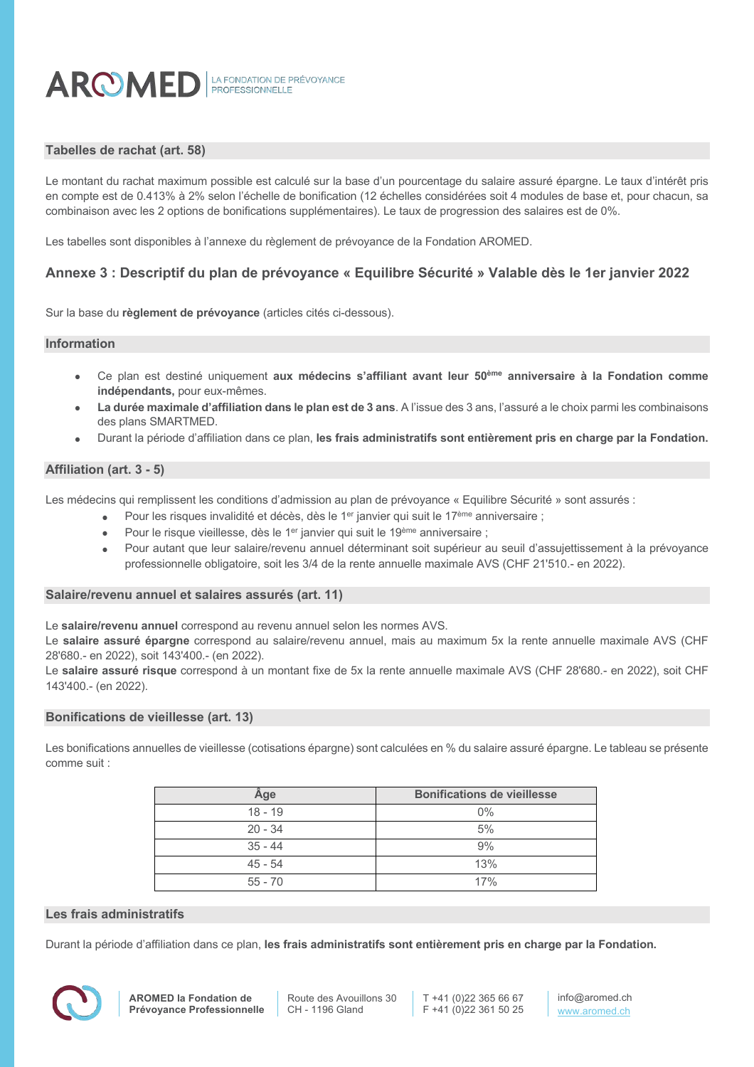## Tabelles de rachat (art. 58)

Le montant du rachat maximum possible est calculé sur la base d'un pourcentage du salaire assuré épargne. Le taux d'intérêt pris en compte est de 0.413% à 2% selon l'échelle de bonification (12 échelles considérées soit 4 modules de base et, pour chacun, sa combinaison avec les 2 options de bonifications supplémentaires). Le taux de progression des salaires est de 0%.

Les tabelles sont disponibles à l'annexe du règlement de prévoyance de la Fondation AROMED.

# Annexe 3 : Descriptif du plan de prévoyance « Equilibre Sécurité » Valable dès le 1er janvier 2022

Sur la base du **règlement de prévoyance** (articles cités ci-dessous).

## Information

- Ce plan est destiné uniquement **aux médecins s'affiliant avant leur 50ème anniversaire à la Fondation comme indépendants,** pour eux-mêmes.
- **La durée maximale d'affiliation dans le plan est de 3 ans**. A l'issue des 3 ans, l'assuré a le choix parmi les combinaisons des plans SMARTMED.
- Durant la période d'affiliation dans ce plan, **les frais administratifs sont entièrement pris en charge par la Fondation.**

## Affiliation (art. 3 - 5)

Les médecins qui remplissent les conditions d'admission au plan de prévoyance « Equilibre Sécurité » sont assurés :

- Pour les risques invalidité et décès, dès le 1er janvier qui suit le 17ème anniversaire ;
- Pour le risque vieillesse, dès le 1er janvier qui suit le 19ème anniversaire ;
- Pour autant que leur salaire/revenu annuel déterminant soit supérieur au seuil d'assujettissement à la prévoyance professionnelle obligatoire, soit les 3/4 de la rente annuelle maximale AVS (CHF 21'510.- en 2022).

## Salaire/revenu annuel et salaires assurés (art. 11)

Le **salaire/revenu annuel** correspond au revenu annuel selon les normes AVS.
Le **salaire assuré épargne** correspond au salaire/revenu annuel, mais au maximum 5x la rente annuelle maximale AVS (CHF 28'680.- en 2022), soit 143'400.- (en 2022).
Le **salaire assuré risque** correspond à un montant fixe de 5x la rente annuelle maximale AVS (CHF 28'680.- en 2022), soit CHF 143'400.- (en 2022).

## Bonifications de vieillesse (art. 13)

Les bonifications annuelles de vieillesse (cotisations épargne) sont calculées en % du salaire assuré épargne. Le tableau se présente comme suit :

| Âge | Bonifications de vieillesse |
|---|---|
| 18 - 19 | 0% |
| 20 - 34 | 5% |
| 35 - 44 | 9% |
| 45 - 54 | 13% |
| 55 - 70 | 17% |

## Les frais administratifs

Durant la période d'affiliation dans ce plan, **les frais administratifs sont entièrement pris en charge par la Fondation.**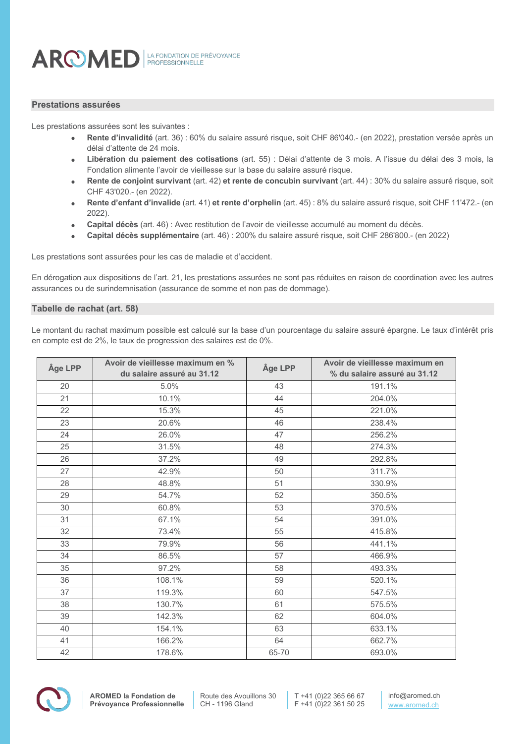## Prestations assurées

Les prestations assurées sont les suivantes :

- **Rente d'invalidité** (art. 36) : 60% du salaire assuré risque, soit CHF 86'040.- (en 2022), prestation versée après un délai d'attente de 24 mois.
- **Libération du paiement des cotisations** (art. 55) : Délai d'attente de 3 mois. A l'issue du délai des 3 mois, la Fondation alimente l'avoir de vieillesse sur la base du salaire assuré risque.
- **Rente de conjoint survivant** (art. 42) **et rente de concubin survivant** (art. 44) : 30% du salaire assuré risque, soit CHF 43'020.- (en 2022).
- **Rente d'enfant d'invalide** (art. 41) **et rente d'orphelin** (art. 45) : 8% du salaire assuré risque, soit CHF 11'472.- (en 2022).
- **Capital décès** (art. 46) : Avec restitution de l'avoir de vieillesse accumulé au moment du décès.
- **Capital décès supplémentaire** (art. 46) : 200% du salaire assuré risque, soit CHF 286'800.- (en 2022)

Les prestations sont assurées pour les cas de maladie et d'accident.

En dérogation aux dispositions de l'art. 21, les prestations assurées ne sont pas réduites en raison de coordination avec les autres assurances ou de surindemnisation (assurance de somme et non pas de dommage).

## Tabelle de rachat (art. 58)

Le montant du rachat maximum possible est calculé sur la base d'un pourcentage du salaire assuré épargne. Le taux d'intérêt pris en compte est de 2%, le taux de progression des salaires est de 0%.

| Âge LPP | Avoir de vieillesse maximum en % du salaire assuré au 31.12 | Âge LPP | Avoir de vieillesse maximum en % du salaire assuré au 31.12 |
|---|---|---|---|
| 20 | 5.0% | 43 | 191.1% |
| 21 | 10.1% | 44 | 204.0% |
| 22 | 15.3% | 45 | 221.0% |
| 23 | 20.6% | 46 | 238.4% |
| 24 | 26.0% | 47 | 256.2% |
| 25 | 31.5% | 48 | 274.3% |
| 26 | 37.2% | 49 | 292.8% |
| 27 | 42.9% | 50 | 311.7% |
| 28 | 48.8% | 51 | 330.9% |
| 29 | 54.7% | 52 | 350.5% |
| 30 | 60.8% | 53 | 370.5% |
| 31 | 67.1% | 54 | 391.0% |
| 32 | 73.4% | 55 | 415.8% |
| 33 | 79.9% | 56 | 441.1% |
| 34 | 86.5% | 57 | 466.9% |
| 35 | 97.2% | 58 | 493.3% |
| 36 | 108.1% | 59 | 520.1% |
| 37 | 119.3% | 60 | 547.5% |
| 38 | 130.7% | 61 | 575.5% |
| 39 | 142.3% | 62 | 604.0% |
| 40 | 154.1% | 63 | 633.1% |
| 41 | 166.2% | 64 | 662.7% |
| 42 | 178.6% | 65-70 | 693.0% |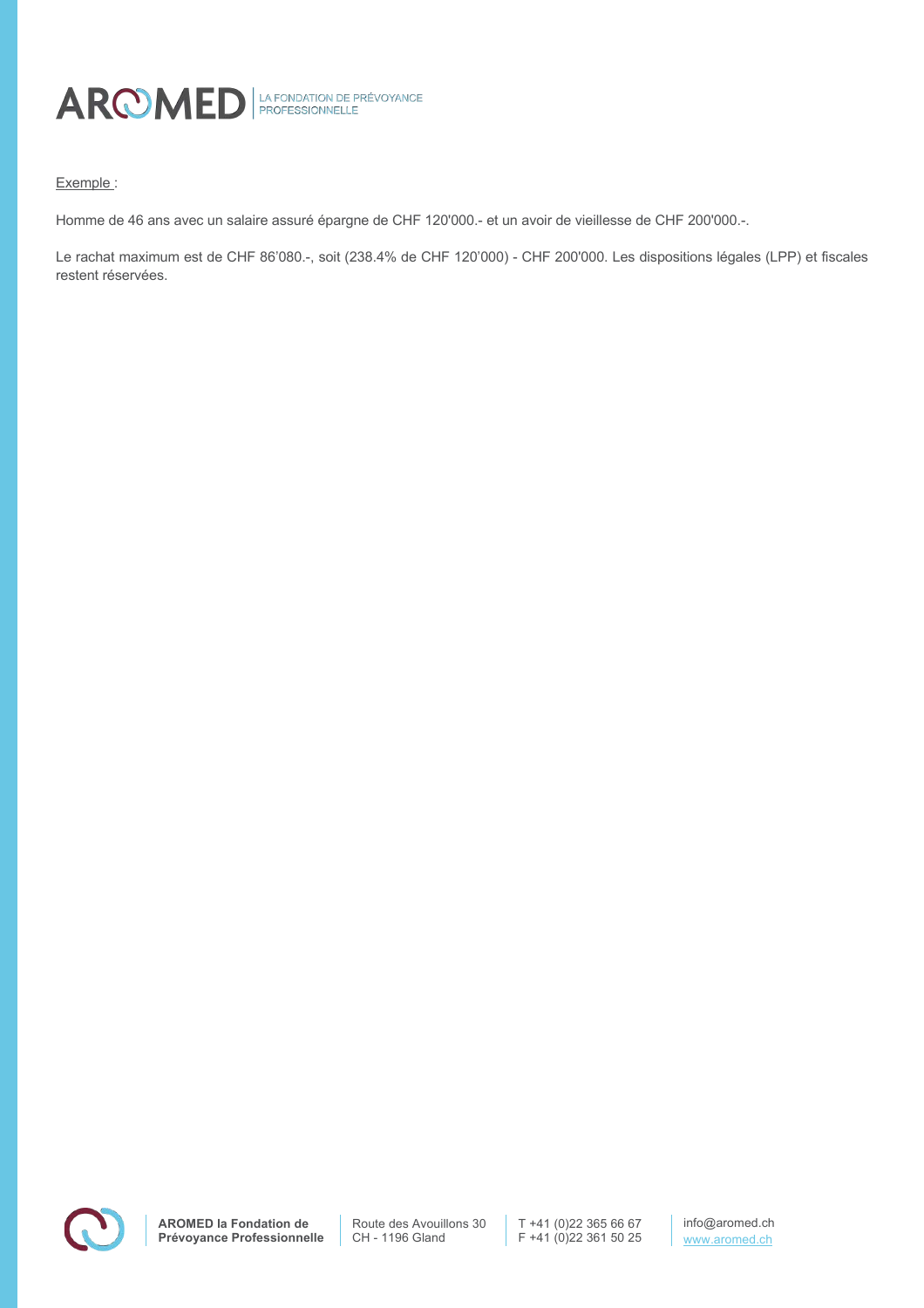Exemple :

Homme de 46 ans avec un salaire assuré épargne de CHF 120'000.- et un avoir de vieillesse de CHF 200'000.-.

Le rachat maximum est de CHF 86’080.-, soit (238.4% de CHF 120’000) - CHF 200'000. Les dispositions légales (LPP) et fiscales restent réservées.